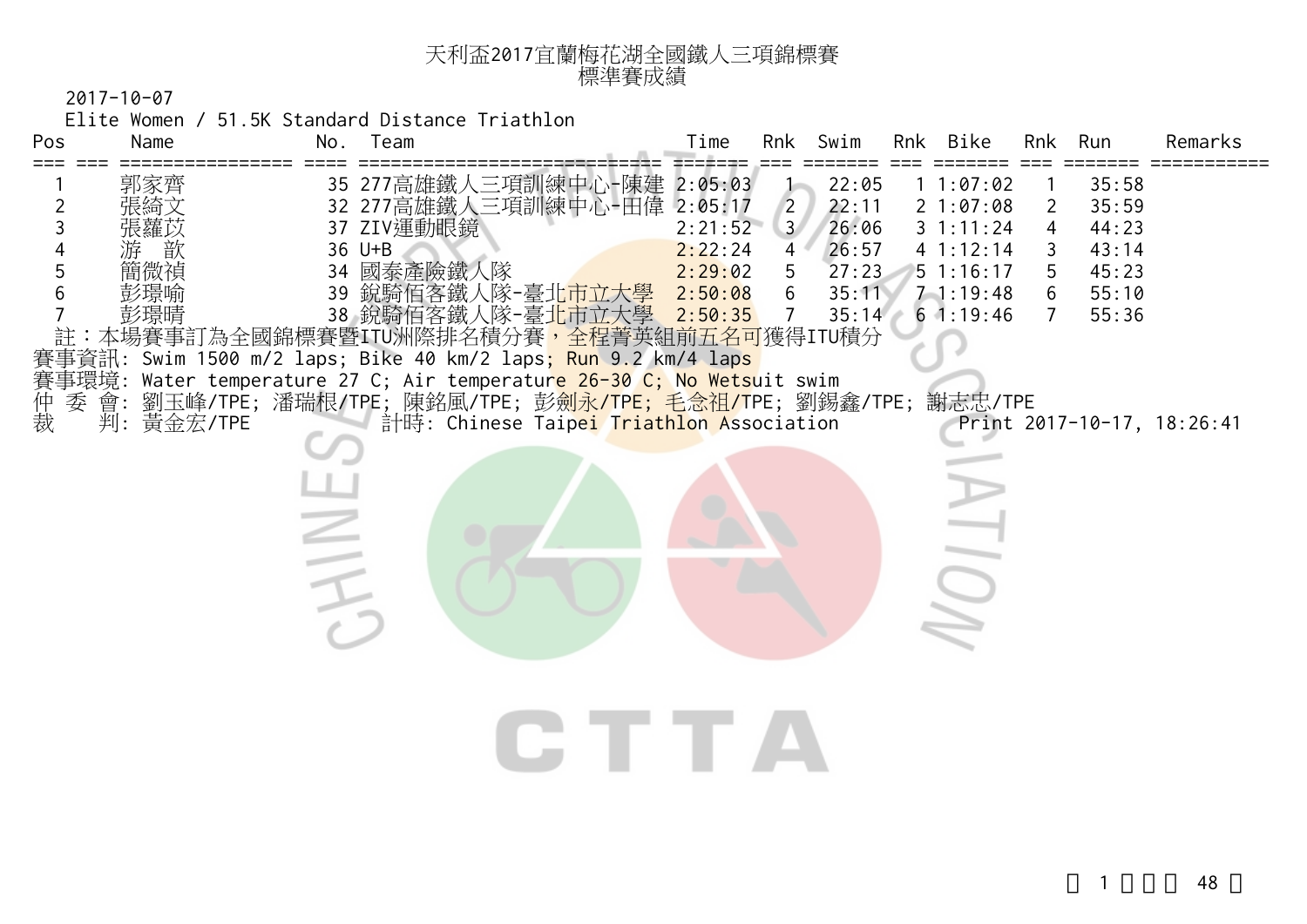# 天利盃2017宜蘭梅花湖全國鐵人三項錦標賽

## 標準賽成績

2017-10-07

Elite Women / 51.5K Standard Distance Triathlon

| Pos | Name | No. | Team | Time | Rnk | Swim | Rnk | Bike | Rnk | Run | Remarks |
|---|---|---|---|---|---|---|---|---|---|---|---|
| 1 | 郭家齊 | 35 | 277高雄鐵人三項訓練中心-陳建 | 2:05:03 | 1 | 22:05 | 1 | 1:07:02 | 1 | 35:58 | |
| 2 | 張綺文 | 32 | 277高雄鐵人三項訓練中心-田偉 | 2:05:17 | 2 | 22:11 | 2 | 1:07:08 | 2 | 35:59 | |
| 3 | 張蘿苡 | 37 | ZIV運動眼鏡 | 2:21:52 | 3 | 26:06 | 3 | 1:11:24 | 4 | 44:23 | |
| 4 | 游　歆 | 36 | U+B | 2:22:24 | 4 | 26:57 | 4 | 1:12:14 | 3 | 43:14 | |
| 5 | 簡微禎 | 34 | 國泰產險鐵人隊 | 2:29:02 | 5 | 27:23 | 5 | 1:16:17 | 5 | 45:23 | |
| 6 | 彭璟喻 | 39 | 銳騎佰客鐵人隊-臺北市立大學 | 2:50:08 | 6 | 35:11 | 7 | 1:19:48 | 6 | 55:10 | |
| 7 | 彭璟晴 | 38 | 銳騎佰客鐵人隊-臺北市立大學 | 2:50:35 | 7 | 35:14 | 6 | 1:19:46 | 7 | 55:36 | |

註：本場賽事訂為全國錦標賽暨ITU洲際排名積分賽，全程菁英組前五名可獲得ITU積分

賽事資訊: Swim 1500 m/2 laps; Bike 40 km/2 laps; Run 9.2 km/4 laps

賽事環境: Water temperature 27 C; Air temperature 26-30 C; No Wetsuit swim

仲 委 會: 劉玉峰/TPE; 潘瑞根/TPE; 陳銘風/TPE; 彭劍永/TPE; 毛念祖/TPE; 劉錫鑫/TPE; 謝志忠/TPE

裁　　判: 黃金宏/TPE　　計時: Chinese Taipei Triathlon Association　　Print 2017-10-17, 18:26:41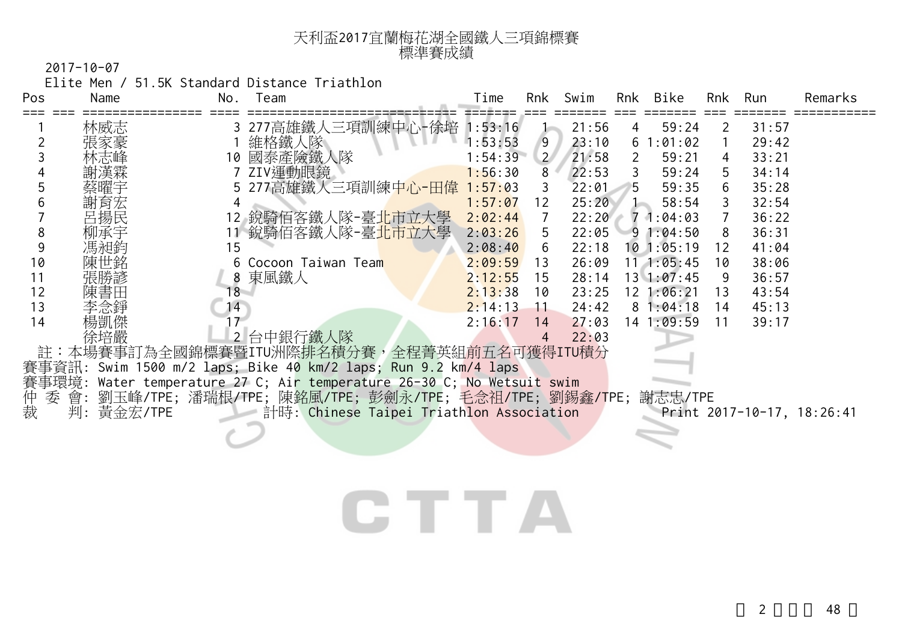# 天利盃2017宜蘭梅花湖全國鐵人三項錦標賽
## 標準賽成績

2017-10-07

Elite Men / 51.5K Standard Distance Triathlon

| Pos | Name | No. | Team | Time | Rnk | Swim | Rnk | Bike | Rnk | Run | Remarks |
|---|---|---|---|---|---|---|---|---|---|---|---|
| 1 | 林威志 | 3 | 277高雄鐵人三項訓練中心-徐培 | 1:53:16 | 1 | 21:56 | 4 | 59:24 | 2 | 31:57 | |
| 2 | 張家豪 | 1 | 維格鐵人隊 | 1:53:53 | 9 | 23:10 | 6 | 1:01:02 | 1 | 29:42 | |
| 3 | 林志峰 | 10 | 國泰產險鐵人隊 | 1:54:39 | 2 | 21:58 | 2 | 59:21 | 4 | 33:21 | |
| 4 | 謝漢霖 | 7 | ZIV運動眼鏡 | 1:56:30 | 8 | 22:53 | 3 | 59:24 | 5 | 34:14 | |
| 5 | 蔡曜宇 | 5 | 277高雄鐵人三項訓練中心-田偉 | 1:57:03 | 3 | 22:01 | 5 | 59:35 | 6 | 35:28 | |
| 6 | 謝育宏 | 4 | | 1:57:07 | 12 | 25:20 | 1 | 58:54 | 3 | 32:54 | |
| 7 | 呂揚民 | 12 | 銳騎佰客鐵人隊-臺北市立大學 | 2:02:44 | 7 | 22:20 | 7 | 1:04:03 | 7 | 36:22 | |
| 8 | 柳承宇 | 11 | 銳騎佰客鐵人隊-臺北市立大學 | 2:03:26 | 5 | 22:05 | 9 | 1:04:50 | 8 | 36:31 | |
| 9 | 馮昶鈞 | 15 | | 2:08:40 | 6 | 22:18 | 10 | 1:05:19 | 12 | 41:04 | |
| 10 | 陳世銘 | 6 | Cocoon Taiwan Team | 2:09:59 | 13 | 26:09 | 11 | 1:05:45 | 10 | 38:06 | |
| 11 | 張勝諺 | 8 | 東風鐵人 | 2:12:55 | 15 | 28:14 | 13 | 1:07:45 | 9 | 36:57 | |
| 12 | 陳書田 | 18 | | 2:13:38 | 10 | 23:25 | 12 | 1:06:21 | 13 | 43:54 | |
| 13 | 李念錚 | 14 | | 2:14:13 | 11 | 24:42 | 8 | 1:04:18 | 14 | 45:13 | |
| 14 | 楊凱傑 | 17 | | 2:16:17 | 14 | 27:03 | 14 | 1:09:59 | 11 | 39:17 | |
| | 徐培嚴 | 2 | 台中銀行鐵人隊 | | 4 | 22:03 | | | | | |

註：本場賽事訂為全國錦標賽暨ITU洲際排名積分賽，全程菁英組前五名可獲得ITU積分

賽事資訊: Swim 1500 m/2 laps; Bike 40 km/2 laps; Run 9.2 km/4 laps

賽事環境: Water temperature 27 C; Air temperature 26-30 C; No Wetsuit swim

仲 委 會: 劉玉峰/TPE; 潘瑞根/TPE; 陳銘風/TPE; 彭劍永/TPE; 毛念祖/TPE; 劉錫鑫/TPE; 謝志忠/TPE

裁　 判: 黃金宏/TPE　　計時: Chinese Taipei Triathlon Association　　Print 2017-10-17, 18:26:41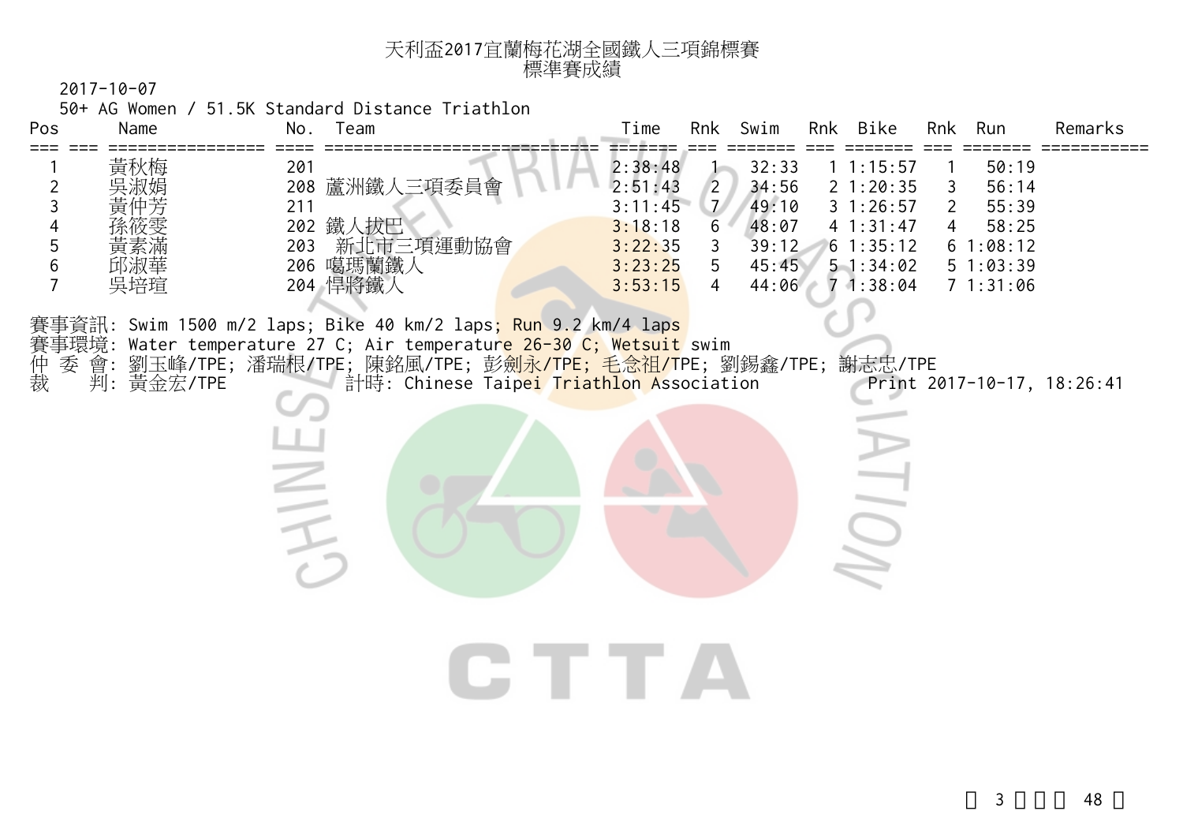# 天利盃2017宜蘭梅花湖全國鐵人三項錦標賽
## 標準賽成績

2017-10-07

50+ AG Women / 51.5K Standard Distance Triathlon

| Pos | Name | No. | Team | Time | Rnk | Swim | Rnk | Bike | Rnk | Run | Remarks |
|---|---|---|---|---|---|---|---|---|---|---|---|
| 1 | 黃秋梅 | 201 | | 2:38:48 | 1 | 32:33 | 1 | 1:15:57 | 1 | 50:19 | |
| 2 | 吳淑娟 | 208 | 蘆洲鐵人三項委員會 | 2:51:43 | 2 | 34:56 | 2 | 1:20:35 | 3 | 56:14 | |
| 3 | 黃仲芳 | 211 | | 3:11:45 | 7 | 49:10 | 3 | 1:26:57 | 2 | 55:39 | |
| 4 | 孫筱雯 | 202 | 鐵人拔巴 | 3:18:18 | 6 | 48:07 | 4 | 1:31:47 | 4 | 58:25 | |
| 5 | 黃素滿 | 203 | 新北市三項運動協會 | 3:22:35 | 3 | 39:12 | 6 | 1:35:12 | 6 | 1:08:12 | |
| 6 | 邱淑華 | 206 | 噶瑪蘭鐵人 | 3:23:25 | 5 | 45:45 | 5 | 1:34:02 | 5 | 1:03:39 | |
| 7 | 吳培瑄 | 204 | 悍將鐵人 | 3:53:15 | 4 | 44:06 | 7 | 1:38:04 | 7 | 1:31:06 | |

賽事資訊: Swim 1500 m/2 laps; Bike 40 km/2 laps; Run 9.2 km/4 laps

賽事環境: Water temperature 27 C; Air temperature 26-30 C; Wetsuit swim

仲 委 會: 劉玉峰/TPE; 潘瑞根/TPE; 陳銘風/TPE; 彭劍永/TPE; 毛念祖/TPE; 劉錫鑫/TPE; 謝志忠/TPE

裁　　判: 黃金宏/TPE　　計時: Chinese Taipei Triathlon Association　　Print 2017-10-17, 18:26:41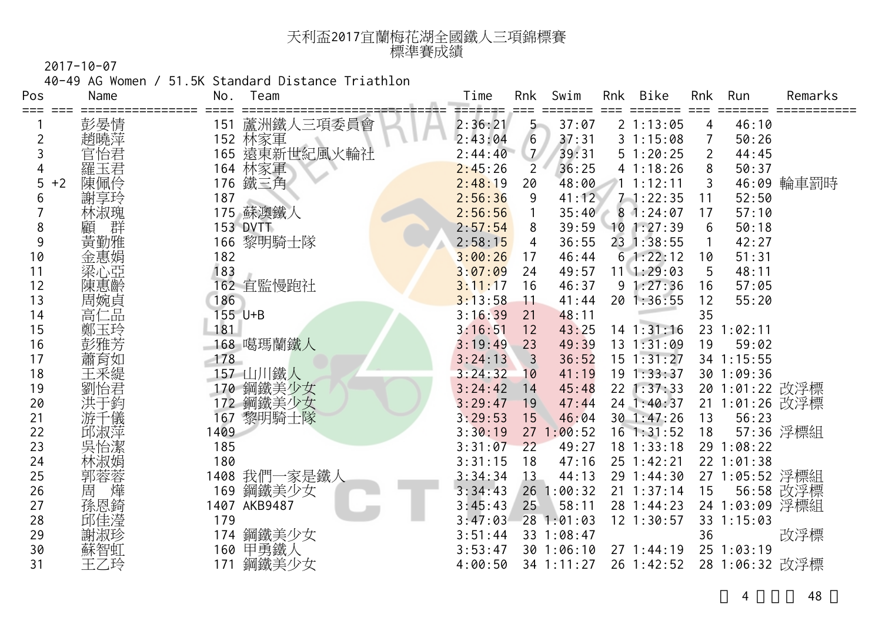# 天利盃2017宜蘭梅花湖全國鐵人三項錦標賽
## 標準賽成績

2017-10-07

40-49 AG Women / 51.5K Standard Distance Triathlon

| Pos | | Name | No. | Team | Time | Rnk | Swim | Rnk | Bike | Rnk | Run | Remarks |
|---|---|---|---|---|---|---|---|---|---|---|---|---|
| 1 | | 彭晏情 | 151 | 蘆洲鐵人三項委員會 | 2:36:21 | 5 | 37:07 | 2 | 1:13:05 | 4 | 46:10 | |
| 2 | | 趙曉萍 | 152 | 林家軍 | 2:43:04 | 6 | 37:31 | 3 | 1:15:08 | 7 | 50:26 | |
| 3 | | 官怡君 | 165 | 遠東新世紀風火輪社 | 2:44:40 | 7 | 39:31 | 5 | 1:20:25 | 2 | 44:45 | |
| 4 | | 羅玉君 | 164 | 林家軍 | 2:45:26 | 2 | 36:25 | 4 | 1:18:26 | 8 | 50:37 | |
| 5 | +2 | 陳佩伶 | 176 | 鐵三角 | 2:48:19 | 20 | 48:00 | 1 | 1:12:11 | 3 | 46:09 | 輪車罰時 |
| 6 | | 謝享玲 | 187 | | 2:56:36 | 9 | 41:12 | 7 | 1:22:35 | 11 | 52:50 | |
| 7 | | 林淑瑰 | 175 | 蘇澳鐵人 | 2:56:56 | 1 | 35:40 | 8 | 1:24:07 | 17 | 57:10 | |
| 8 | | 顧　群 | 153 | DVTT | 2:57:54 | 8 | 39:59 | 10 | 1:27:39 | 6 | 50:18 | |
| 9 | | 黃勤雅 | 166 | 黎明騎士隊 | 2:58:15 | 4 | 36:55 | 23 | 1:38:55 | 1 | 42:27 | |
| 10 | | 金惠娟 | 182 | | 3:00:26 | 17 | 46:44 | 6 | 1:22:12 | 10 | 51:31 | |
| 11 | | 梁心亞 | 183 | | 3:07:09 | 24 | 49:57 | 11 | 1:29:03 | 5 | 48:11 | |
| 12 | | 陳惠齡 | 162 | 宜監慢跑社 | 3:11:17 | 16 | 46:37 | 9 | 1:27:36 | 16 | 57:05 | |
| 13 | | 周婉貞 | 186 | | 3:13:58 | 11 | 41:44 | 20 | 1:36:55 | 12 | 55:20 | |
| 14 | | 高仁品 | 155 | U+B | 3:16:39 | 21 | 48:11 | | | 35 | | |
| 15 | | 鄭玉玲 | 181 | | 3:16:51 | 12 | 43:25 | 14 | 1:31:16 | 23 | 1:02:11 | |
| 16 | | 彭雅芳 | 168 | 噶瑪蘭鐵人 | 3:19:49 | 23 | 49:39 | 13 | 1:31:09 | 19 | 59:02 | |
| 17 | | 蕭育如 | 178 | | 3:24:13 | 3 | 36:52 | 15 | 1:31:27 | 34 | 1:15:55 | |
| 18 | | 王采緹 | 157 | 山川鐵人 | 3:24:32 | 10 | 41:19 | 19 | 1:33:37 | 30 | 1:09:36 | |
| 19 | | 劉怡君 | 170 | 鋼鐵美少女 | 3:24:42 | 14 | 45:48 | 22 | 1:37:33 | 20 | 1:01:22 | 改浮標 |
| 20 | | 洪于鈞 | 172 | 鋼鐵美少女 | 3:29:47 | 19 | 47:44 | 24 | 1:40:37 | 21 | 1:01:26 | 改浮標 |
| 21 | | 游千儀 | 167 | 黎明騎士隊 | 3:29:53 | 15 | 46:04 | 30 | 1:47:26 | 13 | 56:23 | |
| 22 | | 邱淑萍 | 1409 | | 3:30:19 | 27 | 1:00:52 | 16 | 1:31:52 | 18 | 57:36 | 浮標組 |
| 23 | | 吳怡潔 | 185 | | 3:31:07 | 22 | 49:27 | 18 | 1:33:18 | 29 | 1:08:22 | |
| 24 | | 林淑娟 | 180 | | 3:31:15 | 18 | 47:16 | 25 | 1:42:21 | 22 | 1:01:38 | |
| 25 | | 郭蓉蓉 | 1408 | 我們一家是鐵人 | 3:34:34 | 13 | 44:13 | 29 | 1:44:30 | 27 | 1:05:52 | 浮標組 |
| 26 | | 周　燁 | 169 | 鋼鐵美少女 | 3:34:43 | 26 | 1:00:32 | 21 | 1:37:14 | 15 | 56:58 | 改浮標 |
| 27 | | 孫恩錡 | 1407 | AKB9487 | 3:45:43 | 25 | 58:11 | 28 | 1:44:23 | 24 | 1:03:09 | 浮標組 |
| 28 | | 邱佳瀅 | 179 | | 3:47:03 | 28 | 1:01:03 | 12 | 1:30:57 | 33 | 1:15:03 | |
| 29 | | 謝淑珍 | 174 | 鋼鐵美少女 | 3:51:44 | 33 | 1:08:47 | | | 36 | | 改浮標 |
| 30 | | 蘇智虹 | 160 | 甲勇鐵人 | 3:53:47 | 30 | 1:06:10 | 27 | 1:44:19 | 25 | 1:03:19 | |
| 31 | | 王乙玲 | 171 | 鋼鐵美少女 | 4:00:50 | 34 | 1:11:27 | 26 | 1:42:52 | 28 | 1:06:32 | 改浮標 |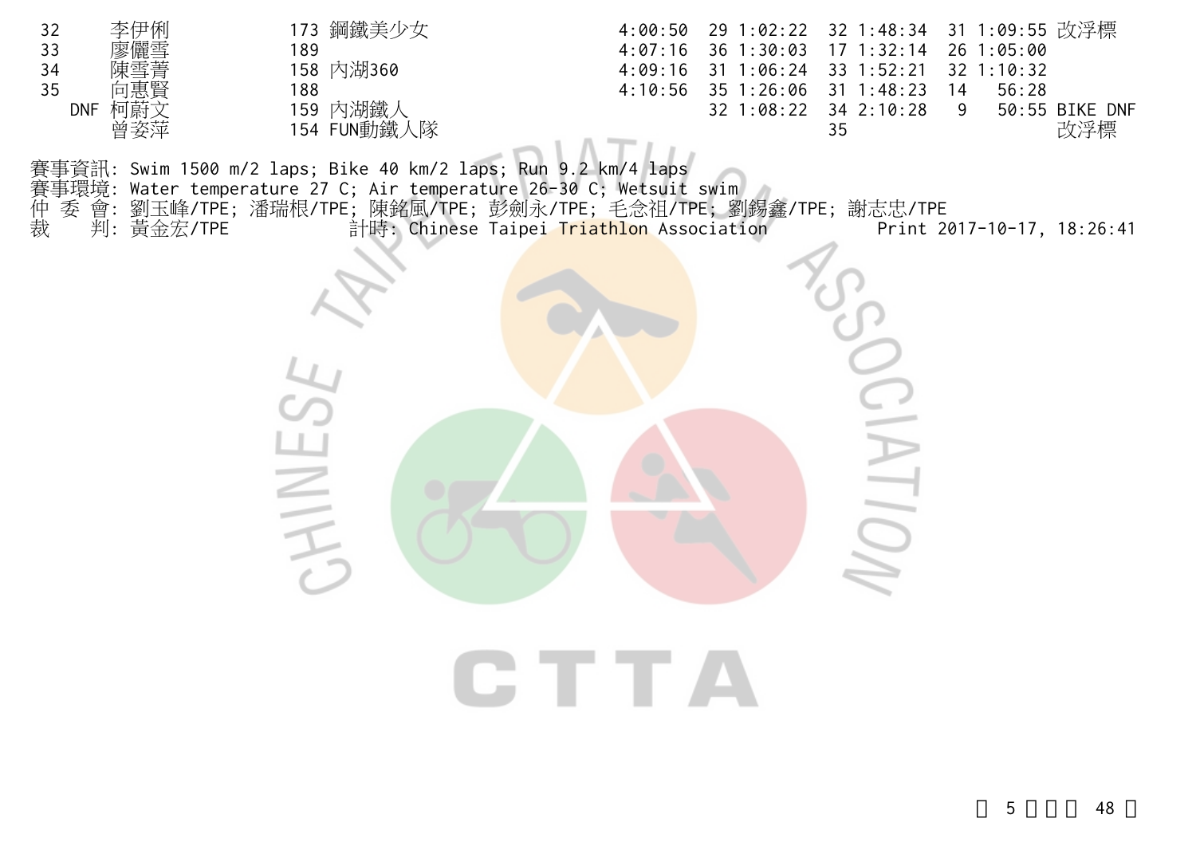| 名次 | 姓名 | 號碼 | 隊伍 | 總成績 | 游泳名次 | 游泳 | 自行車名次 | 自行車 | 跑步名次 | 跑步 | 備註 |
|---|---|---|---|---|---|---|---|---|---|---|---|
| 32 | 李伊俐 | 173 | 鋼鐵美少女 | 4:00:50 | 29 | 1:02:22 | 32 | 1:48:34 | 31 | 1:09:55 | 改浮標 |
| 33 | 廖儷雪 | 189 | | 4:07:16 | 36 | 1:30:03 | 17 | 1:32:14 | 26 | 1:05:00 | |
| 34 | 陳雪菁 | 158 | 內湖360 | 4:09:16 | 31 | 1:06:24 | 33 | 1:52:21 | 32 | 1:10:32 | |
| 35 | 向惠賢 | 188 | | 4:10:56 | 35 | 1:26:06 | 31 | 1:48:23 | 14 | 56:28 | |
| DNF | 柯蔚文 | 159 | 內湖鐵人 | | 32 | 1:08:22 | 34 | 2:10:28 | 9 | 50:55 | BIKE DNF |
| | 曾姿萍 | 154 | FUN動鐵人隊 | | | | 35 | | | | 改浮標 |

賽事資訊: Swim 1500 m/2 laps; Bike 40 km/2 laps; Run 9.2 km/4 laps
賽事環境: Water temperature 27 C; Air temperature 26-30 C; Wetsuit swim
仲 委 會: 劉玉峰/TPE; 潘瑞根/TPE; 陳銘風/TPE; 彭劍永/TPE; 毛念祖/TPE; 劉錫鑫/TPE; 謝志忠/TPE
裁　　判: 黃金宏/TPE　　　計時: Chinese Taipei Triathlon Association　　　Print 2017-10-17, 18:26:41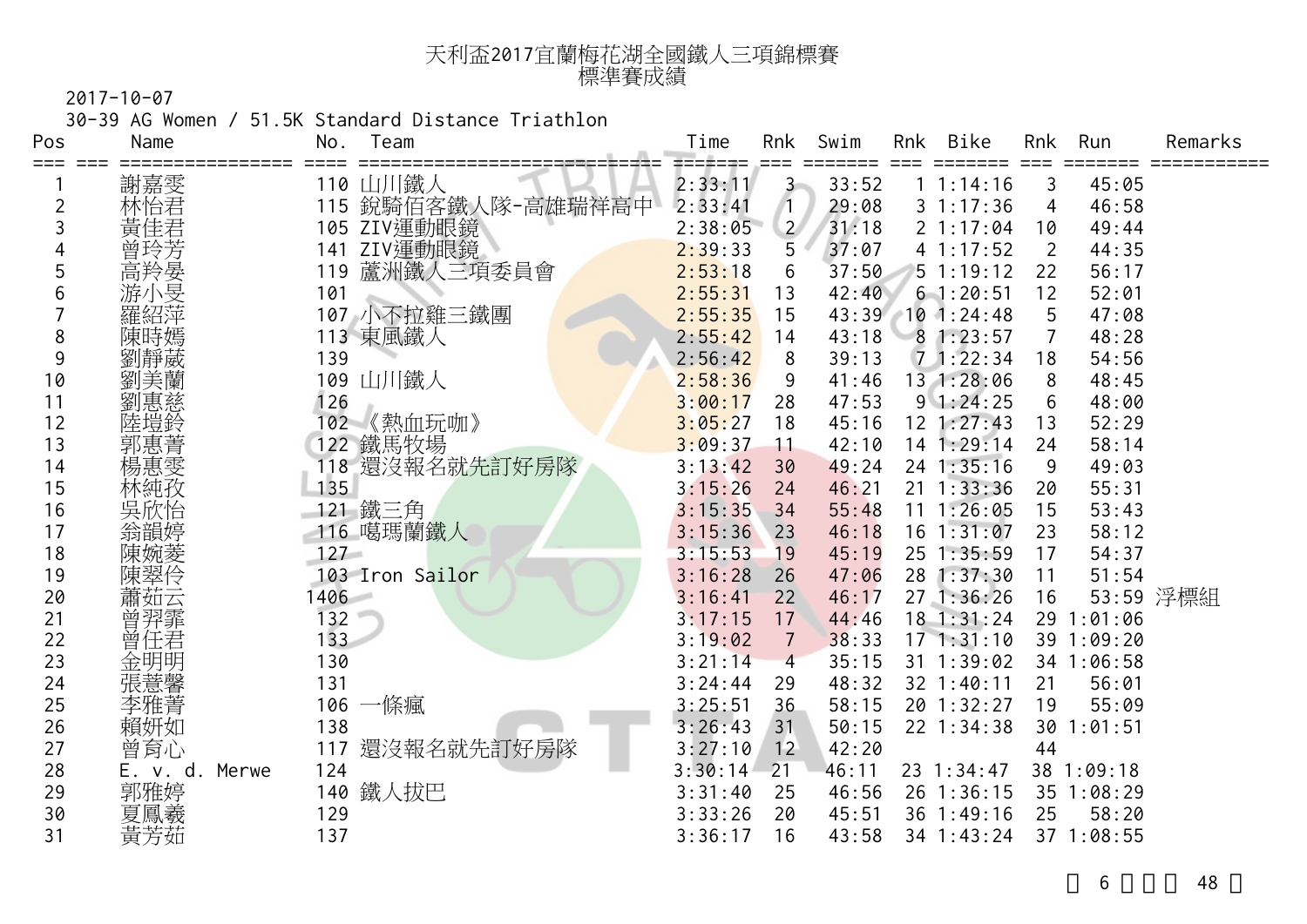# 天利盃2017宜蘭梅花湖全國鐵人三項錦標賽
## 標準賽成績

2017-10-07

30-39 AG Women / 51.5K Standard Distance Triathlon

| Pos | Name | No. | Team | Time | Rnk | Swim | Rnk | Bike | Rnk | Run | Remarks |
|---|---|---|---|---|---|---|---|---|---|---|---|
| 1 | 謝嘉雯 | 110 | 山川鐵人 | 2:33:11 | 3 | 33:52 | 1 | 1:14:16 | 3 | 45:05 | |
| 2 | 林怡君 | 115 | 銳騎佰客鐵人隊-高雄瑞祥高中 | 2:33:41 | 1 | 29:08 | 3 | 1:17:36 | 4 | 46:58 | |
| 3 | 黃佳君 | 105 | ZIV運動眼鏡 | 2:38:05 | 2 | 31:18 | 2 | 1:17:04 | 10 | 49:44 | |
| 4 | 曾玲芳 | 141 | ZIV運動眼鏡 | 2:39:33 | 5 | 37:07 | 4 | 1:17:52 | 2 | 44:35 | |
| 5 | 高羚晏 | 119 | 蘆洲鐵人三項委員會 | 2:53:18 | 6 | 37:50 | 5 | 1:19:12 | 22 | 56:17 | |
| 6 | 游小旻 | 101 | | 2:55:31 | 13 | 42:40 | 6 | 1:20:51 | 12 | 52:01 | |
| 7 | 羅紹萍 | 107 | 小不拉雞三鐵團 | 2:55:35 | 15 | 43:39 | 10 | 1:24:48 | 5 | 47:08 | |
| 8 | 陳時嫣 | 113 | 東風鐵人 | 2:55:42 | 14 | 43:18 | 8 | 1:23:57 | 7 | 48:28 | |
| 9 | 劉靜葳 | 139 | | 2:56:42 | 8 | 39:13 | 7 | 1:22:34 | 18 | 54:56 | |
| 10 | 劉美蘭 | 109 | 山川鐵人 | 2:58:36 | 9 | 41:46 | 13 | 1:28:06 | 8 | 48:45 | |
| 11 | 劉惠慈 | 126 | | 3:00:17 | 28 | 47:53 | 9 | 1:24:25 | 6 | 48:00 | |
| 12 | 陸塏鈴 | 102 | 《熱血玩咖》 | 3:05:27 | 18 | 45:16 | 12 | 1:27:43 | 13 | 52:29 | |
| 13 | 郭惠菁 | 122 | 鐵馬牧場 | 3:09:37 | 11 | 42:10 | 14 | 1:29:14 | 24 | 58:14 | |
| 14 | 楊惠雯 | 118 | 還沒報名就先訂好房隊 | 3:13:42 | 30 | 49:24 | 24 | 1:35:16 | 9 | 49:03 | |
| 15 | 林純孜 | 135 | | 3:15:26 | 24 | 46:21 | 21 | 1:33:36 | 20 | 55:31 | |
| 16 | 吳欣怡 | 121 | 鐵三角 | 3:15:35 | 34 | 55:48 | 11 | 1:26:05 | 15 | 53:43 | |
| 17 | 翁韻婷 | 116 | 噶瑪蘭鐵人 | 3:15:36 | 23 | 46:18 | 16 | 1:31:07 | 23 | 58:12 | |
| 18 | 陳婉菱 | 127 | | 3:15:53 | 19 | 45:19 | 25 | 1:35:59 | 17 | 54:37 | |
| 19 | 陳翠伶 | 103 | Iron Sailor | 3:16:28 | 26 | 47:06 | 28 | 1:37:30 | 11 | 51:54 | |
| 20 | 蕭茹云 | 1406 | | 3:16:41 | 22 | 46:17 | 27 | 1:36:26 | 16 | 53:59 | 浮標組 |
| 21 | 曾羿霏 | 132 | | 3:17:15 | 17 | 44:46 | 18 | 1:31:24 | 29 | 1:01:06 | |
| 22 | 曾任君 | 133 | | 3:19:02 | 7 | 38:33 | 17 | 1:31:10 | 39 | 1:09:20 | |
| 23 | 金明明 | 130 | | 3:21:14 | 4 | 35:15 | 31 | 1:39:02 | 34 | 1:06:58 | |
| 24 | 張薏馨 | 131 | | 3:24:44 | 29 | 48:32 | 32 | 1:40:11 | 21 | 56:01 | |
| 25 | 李雅菁 | 106 | 一條瘋 | 3:25:51 | 36 | 58:15 | 20 | 1:32:27 | 19 | 55:09 | |
| 26 | 賴妍如 | 138 | | 3:26:43 | 31 | 50:15 | 22 | 1:34:38 | 30 | 1:01:51 | |
| 27 | 曾育心 | 117 | 還沒報名就先訂好房隊 | 3:27:10 | 12 | 42:20 | | | 44 | | |
| 28 | E. v. d. Merwe | 124 | | 3:30:14 | 21 | 46:11 | 23 | 1:34:47 | 38 | 1:09:18 | |
| 29 | 郭雅婷 | 140 | 鐵人拔巴 | 3:31:40 | 25 | 46:56 | 26 | 1:36:15 | 35 | 1:08:29 | |
| 30 | 夏鳳羲 | 129 | | 3:33:26 | 20 | 45:51 | 36 | 1:49:16 | 25 | 58:20 | |
| 31 | 黃芳茹 | 137 | | 3:36:17 | 16 | 43:58 | 34 | 1:43:24 | 37 | 1:08:55 | |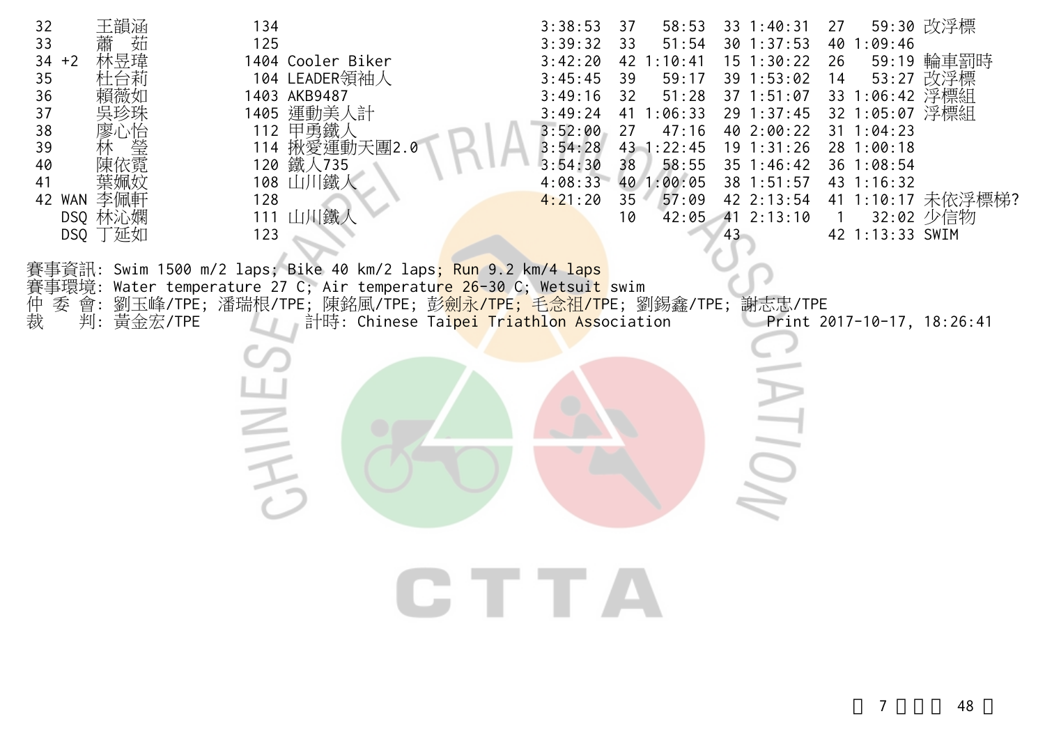| | | | | | | | | | | | | |
|---|---|---|---|---|---|---|---|---|---|---|---|---|
| 32 | | 王韻涵 | 134 | | 3:38:53 | 37 | 58:53 | 33 | 1:40:31 | 27 | 59:30 | 改浮標 |
| 33 | | 蕭　茹 | 125 | | 3:39:32 | 33 | 51:54 | 30 | 1:37:53 | 40 | 1:09:46 | |
| 34 | +2 | 林昱瑋 | 1404 | Cooler Biker | 3:42:20 | 42 | 1:10:41 | 15 | 1:30:22 | 26 | 59:19 | 輪車罰時 |
| 35 | | 杜台莉 | 104 | LEADER領袖人 | 3:45:45 | 39 | 59:17 | 39 | 1:53:02 | 14 | 53:27 | 改浮標 |
| 36 | | 賴薇如 | 1403 | AKB9487 | 3:49:16 | 32 | 51:28 | 37 | 1:51:07 | 33 | 1:06:42 | 浮標組 |
| 37 | | 吳珍珠 | 1405 | 運動美人計 | 3:49:24 | 41 | 1:06:33 | 29 | 1:37:45 | 32 | 1:05:07 | 浮標組 |
| 38 | | 廖心怡 | 112 | 甲勇鐵人 | 3:52:00 | 27 | 47:16 | 40 | 2:00:22 | 31 | 1:04:23 | |
| 39 | | 林　瑩 | 114 | 揪愛運動天團2.0 | 3:54:28 | 43 | 1:22:45 | 19 | 1:31:26 | 28 | 1:00:18 | |
| 40 | | 陳依霓 | 120 | 鐵人735 | 3:54:30 | 38 | 58:55 | 35 | 1:46:42 | 36 | 1:08:54 | |
| 41 | | 葉姵妏 | 108 | 山川鐵人 | 4:08:33 | 40 | 1:00:05 | 38 | 1:51:57 | 43 | 1:16:32 | |
| 42 | WAN | 李佩軒 | 128 | | 4:21:20 | 35 | 57:09 | 42 | 2:13:54 | 41 | 1:10:17 | 未依浮標梯? |
| | DSQ | 林沁嫻 | 111 | 山川鐵人 | | 10 | 42:05 | 41 | 2:13:10 | 1 | 32:02 | 少信物 |
| | DSQ | 丁延如 | 123 | | | | | 43 | | 42 | 1:13:33 | SWIM |

賽事資訊: Swim 1500 m/2 laps; Bike 40 km/2 laps; Run 9.2 km/4 laps
賽事環境: Water temperature 27 C; Air temperature 26-30 C; Wetsuit swim
仲 委 會: 劉玉峰/TPE; 潘瑞根/TPE; 陳銘風/TPE; 彭劍永/TPE; 毛念祖/TPE; 劉錫鑫/TPE; 謝志忠/TPE
裁　　判: 黃金宏/TPE　　計時: Chinese Taipei Triathlon Association　　Print 2017-10-17, 18:26:41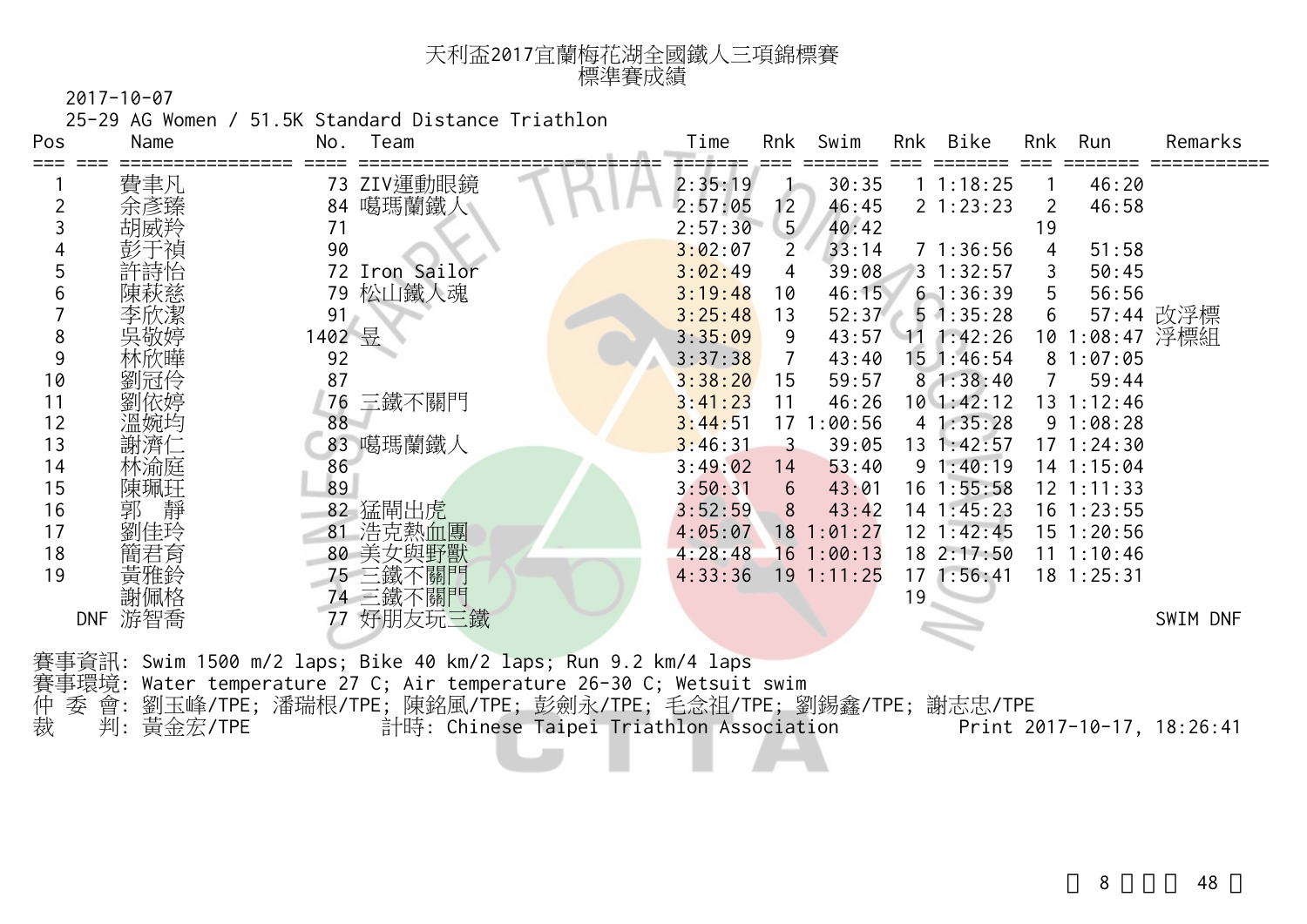# 天利盃2017宜蘭梅花湖全國鐵人三項錦標賽
## 標準賽成績

2017-10-07

25-29 AG Women / 51.5K Standard Distance Triathlon

| Pos | | Name | No. | Team | Time | Rnk | Swim | Rnk | Bike | Rnk | Run | Remarks |
|---|---|---|---|---|---|---|---|---|---|---|---|---|
| 1 | | 費聿凡 | 73 | ZIV運動眼鏡 | 2:35:19 | 1 | 30:35 | 1 | 1:18:25 | 1 | 46:20 | |
| 2 | | 余彥臻 | 84 | 噶瑪蘭鐵人 | 2:57:05 | 12 | 46:45 | 2 | 1:23:23 | 2 | 46:58 | |
| 3 | | 胡威羚 | 71 | | 2:57:30 | 5 | 40:42 | | | 19 | | |
| 4 | | 彭于禎 | 90 | | 3:02:07 | 2 | 33:14 | 7 | 1:36:56 | 4 | 51:58 | |
| 5 | | 許詩怡 | 72 | Iron Sailor | 3:02:49 | 4 | 39:08 | 3 | 1:32:57 | 3 | 50:45 | |
| 6 | | 陳萩慈 | 79 | 松山鐵人魂 | 3:19:48 | 10 | 46:15 | 6 | 1:36:39 | 5 | 56:56 | |
| 7 | | 李欣潔 | 91 | | 3:25:48 | 13 | 52:37 | 5 | 1:35:28 | 6 | 57:44 | 改浮標 |
| 8 | | 吳敬婷 | 1402 | 昱 | 3:35:09 | 9 | 43:57 | 11 | 1:42:26 | 10 | 1:08:47 | 浮標組 |
| 9 | | 林欣曄 | 92 | | 3:37:38 | 7 | 43:40 | 15 | 1:46:54 | 8 | 1:07:05 | |
| 10 | | 劉冠伶 | 87 | | 3:38:20 | 15 | 59:57 | 8 | 1:38:40 | 7 | 59:44 | |
| 11 | | 劉依婷 | 76 | 三鐵不關門 | 3:41:23 | 11 | 46:26 | 10 | 1:42:12 | 13 | 1:12:46 | |
| 12 | | 溫婉均 | 88 | | 3:44:51 | 17 | 1:00:56 | 4 | 1:35:28 | 9 | 1:08:28 | |
| 13 | | 謝濟仁 | 83 | 噶瑪蘭鐵人 | 3:46:31 | 3 | 39:05 | 13 | 1:42:57 | 17 | 1:24:30 | |
| 14 | | 林渝庭 | 86 | | 3:49:02 | 14 | 53:40 | 9 | 1:40:19 | 14 | 1:15:04 | |
| 15 | | 陳珮玨 | 89 | | 3:50:31 | 6 | 43:01 | 16 | 1:55:58 | 12 | 1:11:33 | |
| 16 | | 郭　靜 | 82 | 猛鬧出虎 | 3:52:59 | 8 | 43:42 | 14 | 1:45:23 | 16 | 1:23:55 | |
| 17 | | 劉佳玲 | 81 | 浩克熱血團 | 4:05:07 | 18 | 1:01:27 | 12 | 1:42:45 | 15 | 1:20:56 | |
| 18 | | 簡君育 | 80 | 美女與野獸 | 4:28:48 | 16 | 1:00:13 | 18 | 2:17:50 | 11 | 1:10:46 | |
| 19 | | 黃雅鈴 | 75 | 三鐵不關門 | 4:33:36 | 19 | 1:11:25 | 17 | 1:56:41 | 18 | 1:25:31 | |
| | | 謝佩格 | 74 | 三鐵不關門 | | | | 19 | | | | |
| | DNF | 游智喬 | 77 | 好朋友玩三鐵 | | | | | | | | SWIM DNF |

賽事資訊: Swim 1500 m/2 laps; Bike 40 km/2 laps; Run 9.2 km/4 laps
賽事環境: Water temperature 27 C; Air temperature 26-30 C; Wetsuit swim
仲 委 會: 劉玉峰/TPE; 潘瑞根/TPE; 陳銘風/TPE; 彭劍永/TPE; 毛念祖/TPE; 劉錫鑫/TPE; 謝志忠/TPE
裁　 判: 黃金宏/TPE　　計時: Chinese Taipei Triathlon Association　　Print 2017-10-17, 18:26:41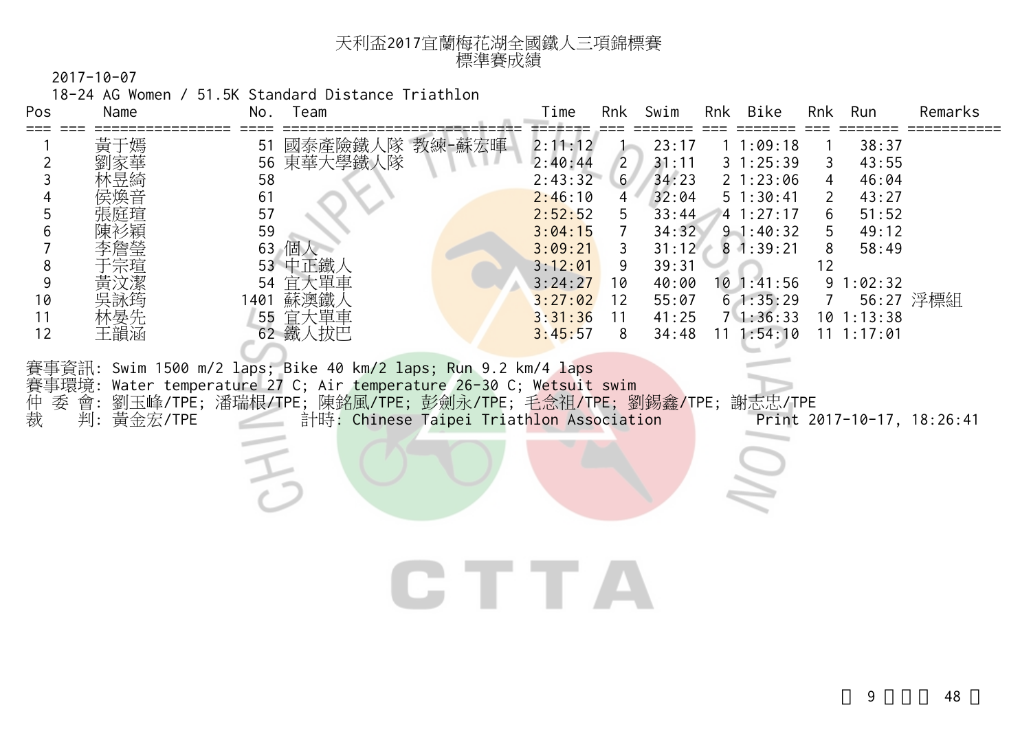# 天利盃2017宜蘭梅花湖全國鐵人三項錦標賽
## 標準賽成績

2017-10-07

18-24 AG Women / 51.5K Standard Distance Triathlon

| Pos | Name | No. | Team | Time | Rnk | Swim | Rnk | Bike | Rnk | Run | Remarks |
|---|---|---|---|---|---|---|---|---|---|---|---|
| 1 | 黃于嫣 | 51 | 國泰產險鐵人隊 教練-蘇宏暉 | 2:11:12 | 1 | 23:17 | 1 | 1:09:18 | 1 | 38:37 | |
| 2 | 劉家華 | 56 | 東華大學鐵人隊 | 2:40:44 | 2 | 31:11 | 3 | 1:25:39 | 3 | 43:55 | |
| 3 | 林昱綺 | 58 | | 2:43:32 | 6 | 34:23 | 2 | 1:23:06 | 4 | 46:04 | |
| 4 | 侯煥音 | 61 | | 2:46:10 | 4 | 32:04 | 5 | 1:30:41 | 2 | 43:27 | |
| 5 | 張庭瑄 | 57 | | 2:52:52 | 5 | 33:44 | 4 | 1:27:17 | 6 | 51:52 | |
| 6 | 陳衫穎 | 59 | | 3:04:15 | 7 | 34:32 | 9 | 1:40:32 | 5 | 49:12 | |
| 7 | 李詹瑩 | 63 | 個人 | 3:09:21 | 3 | 31:12 | 8 | 1:39:21 | 8 | 58:49 | |
| 8 | 于宗瑄 | 53 | 中正鐵人 | 3:12:01 | 9 | 39:31 | | | 12 | | |
| 9 | 黃汶潔 | 54 | 宜大單車 | 3:24:27 | 10 | 40:00 | 10 | 1:41:56 | 9 | 1:02:32 | |
| 10 | 吳詠筠 | 1401 | 蘇澳鐵人 | 3:27:02 | 12 | 55:07 | 6 | 1:35:29 | 7 | 56:27 | 浮標組 |
| 11 | 林晏先 | 55 | 宜大單車 | 3:31:36 | 11 | 41:25 | 7 | 1:36:33 | 10 | 1:13:38 | |
| 12 | 王韻涵 | 62 | 鐵人拔巴 | 3:45:57 | 8 | 34:48 | 11 | 1:54:10 | 11 | 1:17:01 | |

賽事資訊: Swim 1500 m/2 laps; Bike 40 km/2 laps; Run 9.2 km/4 laps

賽事環境: Water temperature 27 C; Air temperature 26-30 C; Wetsuit swim

仲 委 會: 劉玉峰/TPE; 潘瑞根/TPE; 陳銘風/TPE; 彭劍永/TPE; 毛念祖/TPE; 劉錫鑫/TPE; 謝志忠/TPE

裁　　判: 黃金宏/TPE　　計時: Chinese Taipei Triathlon Association　　Print 2017-10-17, 18:26:41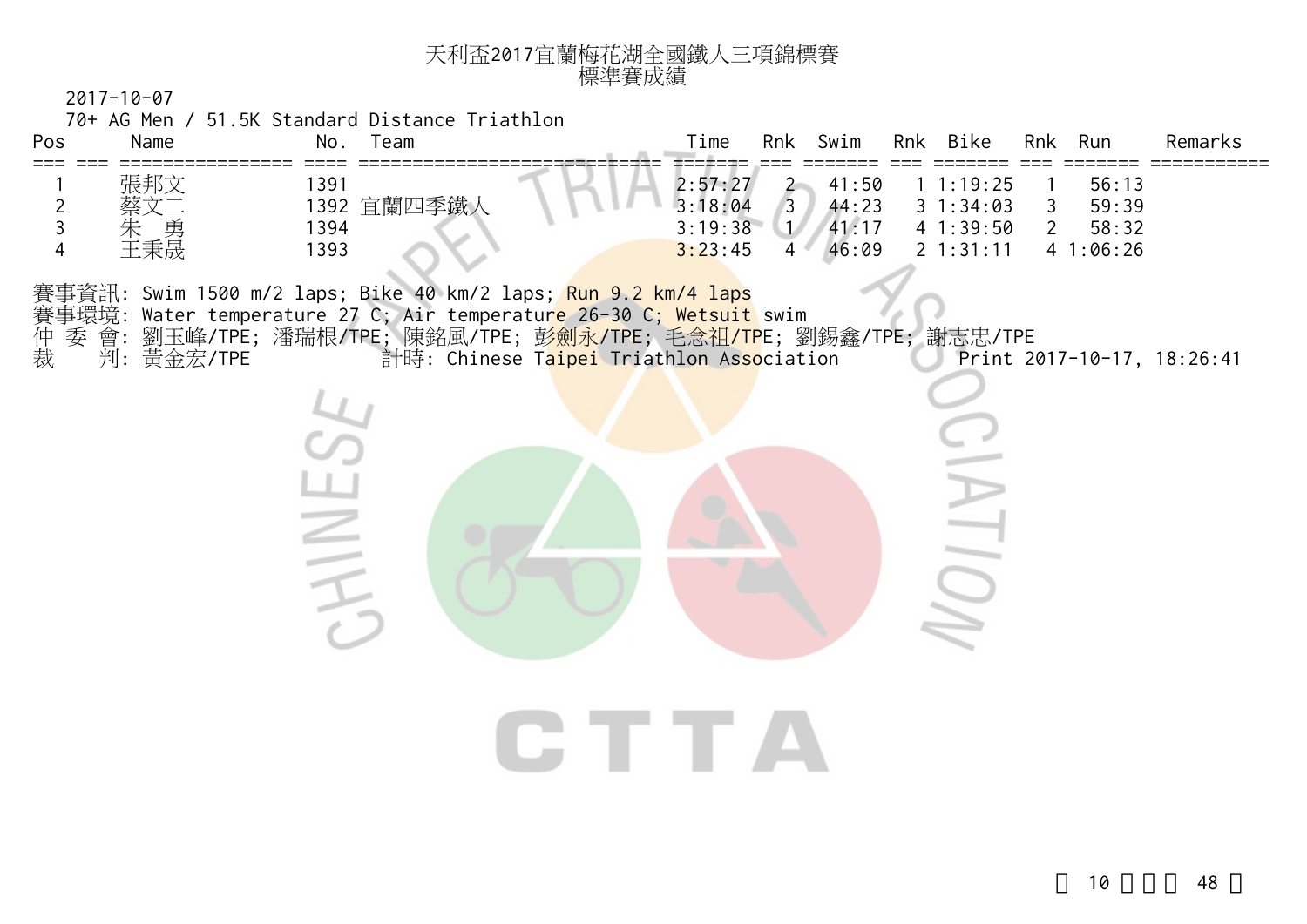# 天利盃2017宜蘭梅花湖全國鐵人三項錦標賽
## 標準賽成績

2017-10-07

70+ AG Men / 51.5K Standard Distance Triathlon

| Pos | | Name | No. | Team | Time | Rnk | Swim | Rnk | Bike | Rnk | Run | Remarks |
|---|---|---|---|---|---|---|---|---|---|---|---|---|
| 1 | | 張邦文 | 1391 | | 2:57:27 | 2 | 41:50 | 1 | 1:19:25 | 1 | 56:13 | |
| 2 | | 蔡文二 | 1392 | 宜蘭四季鐵人 | 3:18:04 | 3 | 44:23 | 3 | 1:34:03 | 3 | 59:39 | |
| 3 | | 朱　勇 | 1394 | | 3:19:38 | 1 | 41:17 | 4 | 1:39:50 | 2 | 58:32 | |
| 4 | | 王秉晟 | 1393 | | 3:23:45 | 4 | 46:09 | 2 | 1:31:11 | 4 | 1:06:26 | |

賽事資訊: Swim 1500 m/2 laps; Bike 40 km/2 laps; Run 9.2 km/4 laps

賽事環境: Water temperature 27 C; Air temperature 26-30 C; Wetsuit swim

仲 委 會: 劉玉峰/TPE; 潘瑞根/TPE; 陳銘風/TPE; 彭劍永/TPE; 毛念祖/TPE; 劉錫鑫/TPE; 謝志忠/TPE

裁　　判: 黃金宏/TPE　　計時: Chinese Taipei Triathlon Association　　Print 2017-10-17, 18:26:41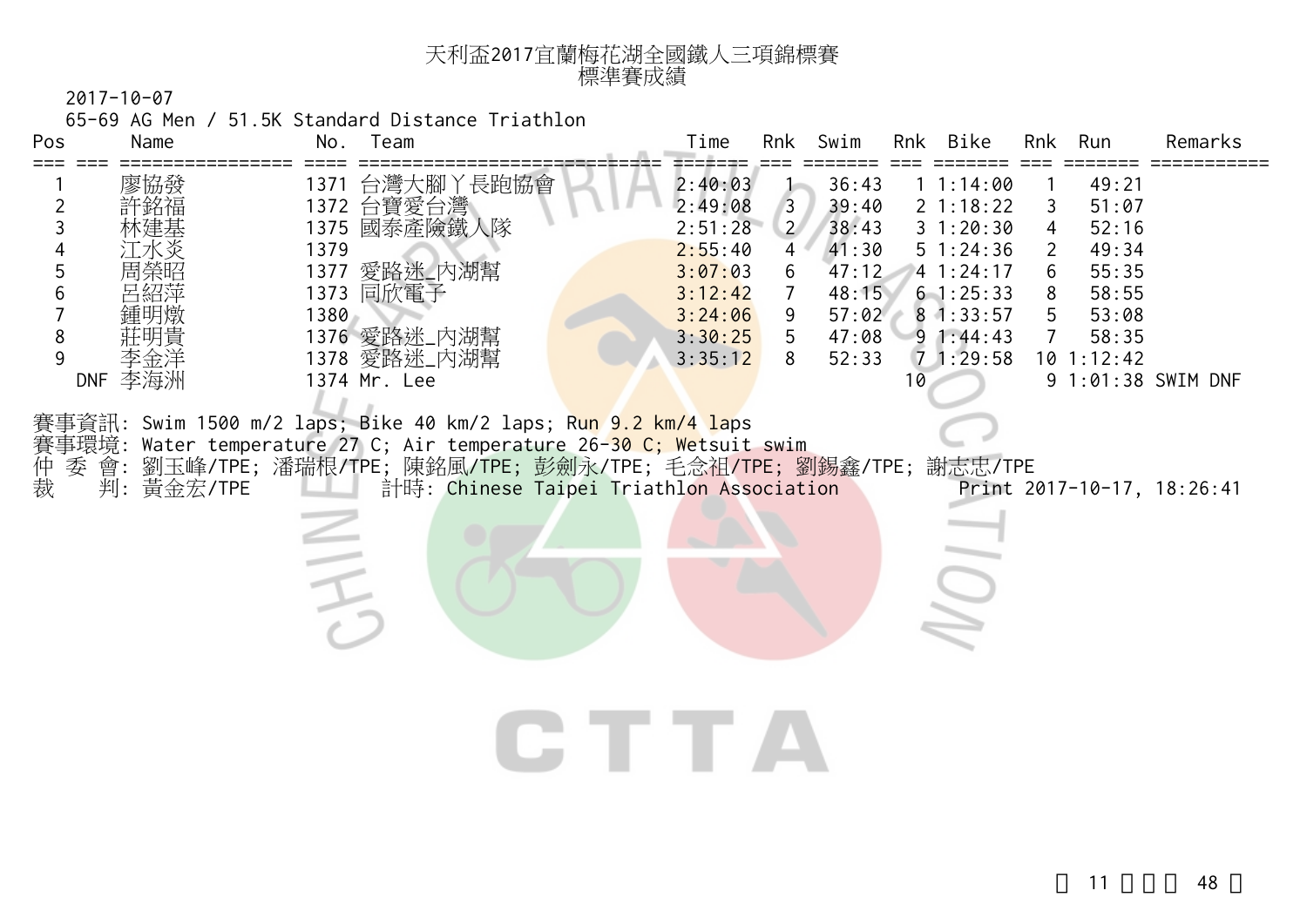# 天利盃2017宜蘭梅花湖全國鐵人三項錦標賽
## 標準賽成績

2017-10-07

65-69 AG Men / 51.5K Standard Distance Triathlon

| Pos | | Name | No. | Team | Time | Rnk | Swim | Rnk | Bike | Rnk | Run | Remarks |
|---|---|---|---|---|---|---|---|---|---|---|---|---|
| 1 | | 廖協發 | 1371 | 台灣大腳丫長跑協會 | 2:40:03 | 1 | 36:43 | 1 | 1:14:00 | 1 | 49:21 | |
| 2 | | 許銘福 | 1372 | 台寶愛台灣 | 2:49:08 | 3 | 39:40 | 2 | 1:18:22 | 3 | 51:07 | |
| 3 | | 林建基 | 1375 | 國泰產險鐵人隊 | 2:51:28 | 2 | 38:43 | 3 | 1:20:30 | 4 | 52:16 | |
| 4 | | 江水炎 | 1379 | | 2:55:40 | 4 | 41:30 | 5 | 1:24:36 | 2 | 49:34 | |
| 5 | | 周榮昭 | 1377 | 愛路迷_內湖幫 | 3:07:03 | 6 | 47:12 | 4 | 1:24:17 | 6 | 55:35 | |
| 6 | | 呂紹萍 | 1373 | 同欣電子 | 3:12:42 | 7 | 48:15 | 6 | 1:25:33 | 8 | 58:55 | |
| 7 | | 鍾明燉 | 1380 | | 3:24:06 | 9 | 57:02 | 8 | 1:33:57 | 5 | 53:08 | |
| 8 | | 莊明貴 | 1376 | 愛路迷_內湖幫 | 3:30:25 | 5 | 47:08 | 9 | 1:44:43 | 7 | 58:35 | |
| 9 | | 李金洋 | 1378 | 愛路迷_內湖幫 | 3:35:12 | 8 | 52:33 | 7 | 1:29:58 | 10 | 1:12:42 | |
| | DNF | 李海洲 | 1374 | Mr. Lee | | | | 10 | | 9 | 1:01:38 | SWIM DNF |

賽事資訊: Swim 1500 m/2 laps; Bike 40 km/2 laps; Run 9.2 km/4 laps

賽事環境: Water temperature 27 C; Air temperature 26-30 C; Wetsuit swim

仲 委 會: 劉玉峰/TPE; 潘瑞根/TPE; 陳銘風/TPE; 彭劍永/TPE; 毛念祖/TPE; 劉錫鑫/TPE; 謝志忠/TPE

裁　 判: 黃金宏/TPE　　計時: Chinese Taipei Triathlon Association　　Print 2017-10-17, 18:26:41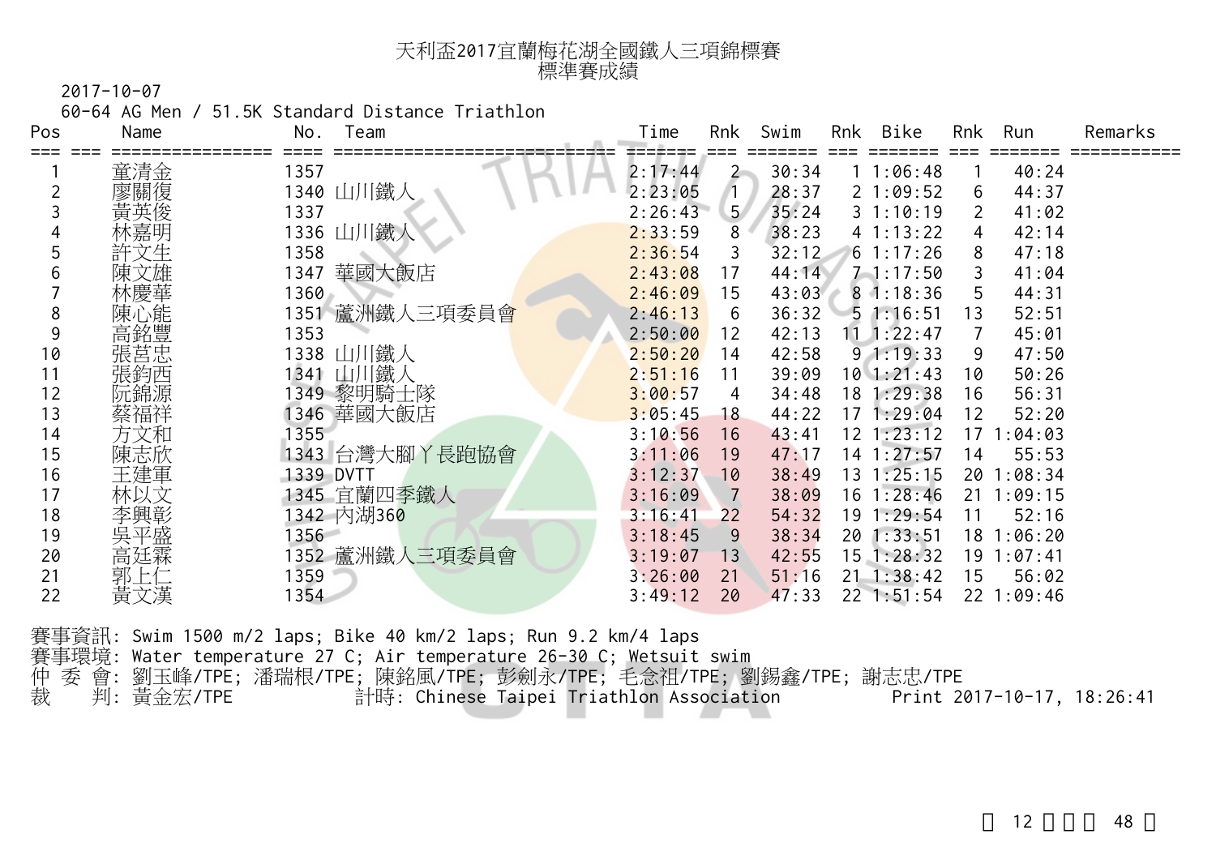# 天利盃2017宜蘭梅花湖全國鐵人三項錦標賽
## 標準賽成績

2017-10-07

60-64 AG Men / 51.5K Standard Distance Triathlon

| Pos | Name | No. | Team | Time | Rnk | Swim | Rnk | Bike | Rnk | Run | Remarks |
|---|---|---|---|---|---|---|---|---|---|---|---|
| 1 | 童清金 | 1357 | | 2:17:44 | 2 | 30:34 | 1 | 1:06:48 | 1 | 40:24 | |
| 2 | 廖關復 | 1340 | 山川鐵人 | 2:23:05 | 1 | 28:37 | 2 | 1:09:52 | 6 | 44:37 | |
| 3 | 黃英俊 | 1337 | | 2:26:43 | 5 | 35:24 | 3 | 1:10:19 | 2 | 41:02 | |
| 4 | 林嘉明 | 1336 | 山川鐵人 | 2:33:59 | 8 | 38:23 | 4 | 1:13:22 | 4 | 42:14 | |
| 5 | 許文生 | 1358 | | 2:36:54 | 3 | 32:12 | 6 | 1:17:26 | 8 | 47:18 | |
| 6 | 陳文雄 | 1347 | 華國大飯店 | 2:43:08 | 17 | 44:14 | 7 | 1:17:50 | 3 | 41:04 | |
| 7 | 林慶華 | 1360 | | 2:46:09 | 15 | 43:03 | 8 | 1:18:36 | 5 | 44:31 | |
| 8 | 陳心能 | 1351 | 蘆洲鐵人三項委員會 | 2:46:13 | 6 | 36:32 | 5 | 1:16:51 | 13 | 52:51 | |
| 9 | 高銘豐 | 1353 | | 2:50:00 | 12 | 42:13 | 11 | 1:22:47 | 7 | 45:01 | |
| 10 | 張莒忠 | 1338 | 山川鐵人 | 2:50:20 | 14 | 42:58 | 9 | 1:19:33 | 9 | 47:50 | |
| 11 | 張鈞西 | 1341 | 山川鐵人 | 2:51:16 | 11 | 39:09 | 10 | 1:21:43 | 10 | 50:26 | |
| 12 | 阮錦源 | 1349 | 黎明騎士隊 | 3:00:57 | 4 | 34:48 | 18 | 1:29:38 | 16 | 56:31 | |
| 13 | 蔡福祥 | 1346 | 華國大飯店 | 3:05:45 | 18 | 44:22 | 17 | 1:29:04 | 12 | 52:20 | |
| 14 | 方文和 | 1355 | | 3:10:56 | 16 | 43:41 | 12 | 1:23:12 | 17 | 1:04:03 | |
| 15 | 陳志欣 | 1343 | 台灣大腳丫長跑協會 | 3:11:06 | 19 | 47:17 | 14 | 1:27:57 | 14 | 55:53 | |
| 16 | 王建軍 | 1339 | DVTT | 3:12:37 | 10 | 38:49 | 13 | 1:25:15 | 20 | 1:08:34 | |
| 17 | 林以文 | 1345 | 宜蘭四季鐵人 | 3:16:09 | 7 | 38:09 | 16 | 1:28:46 | 21 | 1:09:15 | |
| 18 | 李興彰 | 1342 | 內湖360 | 3:16:41 | 22 | 54:32 | 19 | 1:29:54 | 11 | 52:16 | |
| 19 | 吳平盛 | 1356 | | 3:18:45 | 9 | 38:34 | 20 | 1:33:51 | 18 | 1:06:20 | |
| 20 | 高廷霖 | 1352 | 蘆洲鐵人三項委員會 | 3:19:07 | 13 | 42:55 | 15 | 1:28:32 | 19 | 1:07:41 | |
| 21 | 郭上仁 | 1359 | | 3:26:00 | 21 | 51:16 | 21 | 1:38:42 | 15 | 56:02 | |
| 22 | 黃文漢 | 1354 | | 3:49:12 | 20 | 47:33 | 22 | 1:51:54 | 22 | 1:09:46 | |

賽事資訊: Swim 1500 m/2 laps; Bike 40 km/2 laps; Run 9.2 km/4 laps

賽事環境: Water temperature 27 C; Air temperature 26-30 C; Wetsuit swim

仲 委 會: 劉玉峰/TPE; 潘瑞根/TPE; 陳銘風/TPE; 彭劍永/TPE; 毛念祖/TPE; 劉錫鑫/TPE; 謝志忠/TPE

裁 判: 黃金宏/TPE 計時: Chinese Taipei Triathlon Association Print 2017-10-17, 18:26:41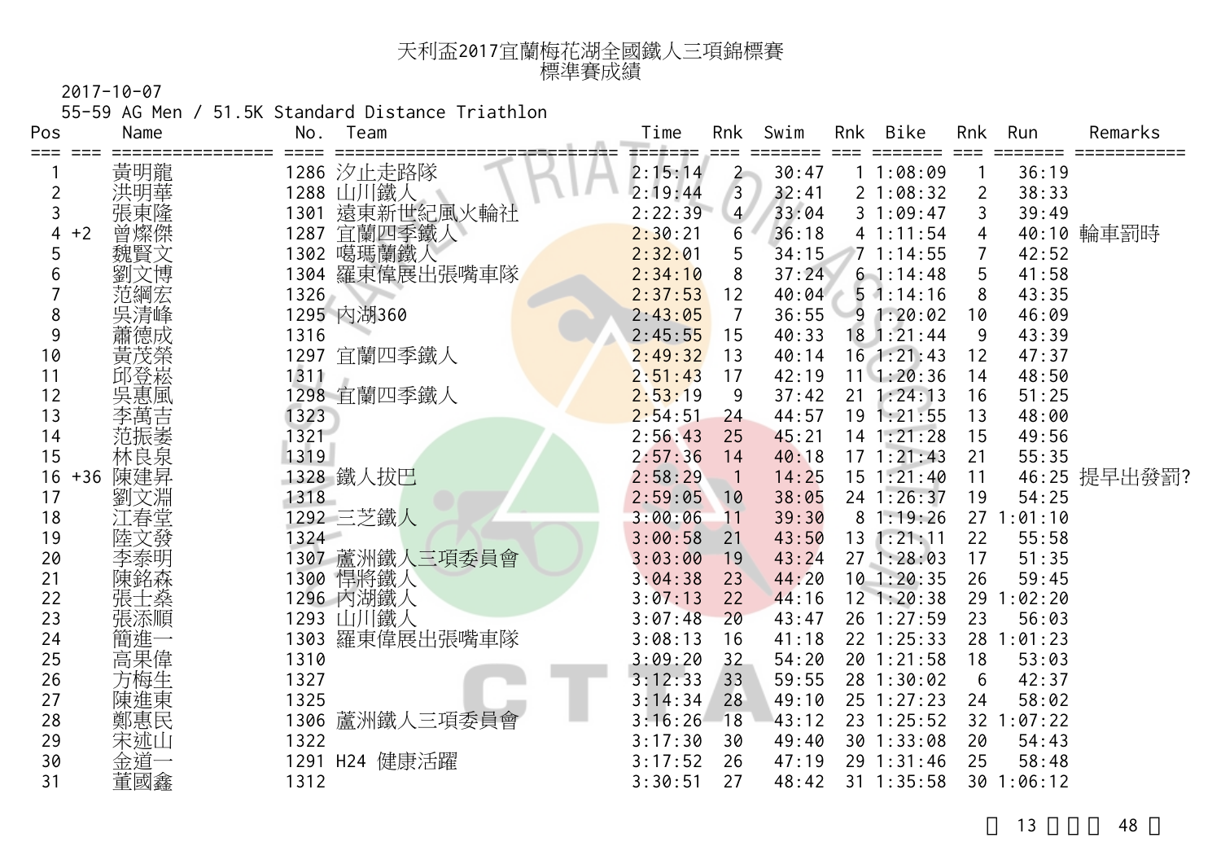# 天利盃2017宜蘭梅花湖全國鐵人三項錦標賽
## 標準賽成績

2017-10-07

55-59 AG Men / 51.5K Standard Distance Triathlon

| Pos | | Name | No. | Team | Time | Rnk | Swim | Rnk | Bike | Rnk | Run | Remarks |
|---|---|---|---|---|---|---|---|---|---|---|---|---|
| 1 | | 黃明龍 | 1286 | 汐止走路隊 | 2:15:14 | 2 | 30:47 | 1 | 1:08:09 | 1 | 36:19 | |
| 2 | | 洪明華 | 1288 | 山川鐵人 | 2:19:44 | 3 | 32:41 | 2 | 1:08:32 | 2 | 38:33 | |
| 3 | | 張東隆 | 1301 | 遠東新世紀風火輪社 | 2:22:39 | 4 | 33:04 | 3 | 1:09:47 | 3 | 39:49 | |
| 4 | +2 | 曾燦傑 | 1287 | 宜蘭四季鐵人 | 2:30:21 | 6 | 36:18 | 4 | 1:11:54 | 4 | 40:10 | 輪車罰時 |
| 5 | | 魏賢文 | 1302 | 噶瑪蘭鐵人 | 2:32:01 | 5 | 34:15 | 7 | 1:14:55 | 7 | 42:52 | |
| 6 | | 劉文博 | 1304 | 羅東偉展出張嘴車隊 | 2:34:10 | 8 | 37:24 | 6 | 1:14:48 | 5 | 41:58 | |
| 7 | | 范綱宏 | 1326 | | 2:37:53 | 12 | 40:04 | 5 | 1:14:16 | 8 | 43:35 | |
| 8 | | 吳清峰 | 1295 | 內湖360 | 2:43:05 | 7 | 36:55 | 9 | 1:20:02 | 10 | 46:09 | |
| 9 | | 蕭德成 | 1316 | | 2:45:55 | 15 | 40:33 | 18 | 1:21:44 | 9 | 43:39 | |
| 10 | | 黃茂榮 | 1297 | 宜蘭四季鐵人 | 2:49:32 | 13 | 40:14 | 16 | 1:21:43 | 12 | 47:37 | |
| 11 | | 邱登崧 | 1311 | | 2:51:43 | 17 | 42:19 | 11 | 1:20:36 | 14 | 48:50 | |
| 12 | | 吳惠風 | 1298 | 宜蘭四季鐵人 | 2:53:19 | 9 | 37:42 | 21 | 1:24:13 | 16 | 51:25 | |
| 13 | | 李萬吉 | 1323 | | 2:54:51 | 24 | 44:57 | 19 | 1:21:55 | 13 | 48:00 | |
| 14 | | 范振崟 | 1321 | | 2:56:43 | 25 | 45:21 | 14 | 1:21:28 | 15 | 49:56 | |
| 15 | | 林良泉 | 1319 | | 2:57:36 | 14 | 40:18 | 17 | 1:21:43 | 21 | 55:35 | |
| 16 | +36 | 陳建昇 | 1328 | 鐵人拔巴 | 2:58:29 | 1 | 14:25 | 15 | 1:21:40 | 11 | 46:25 | 提早出發罰? |
| 17 | | 劉文淵 | 1318 | | 2:59:05 | 10 | 38:05 | 24 | 1:26:37 | 19 | 54:25 | |
| 18 | | 江春堂 | 1292 | 三芝鐵人 | 3:00:06 | 11 | 39:30 | 8 | 1:19:26 | 27 | 1:01:10 | |
| 19 | | 陸文發 | 1324 | | 3:00:58 | 21 | 43:50 | 13 | 1:21:11 | 22 | 55:58 | |
| 20 | | 李泰明 | 1307 | 蘆洲鐵人三項委員會 | 3:03:00 | 19 | 43:24 | 27 | 1:28:03 | 17 | 51:35 | |
| 21 | | 陳銘森 | 1300 | 悍將鐵人 | 3:04:38 | 23 | 44:20 | 10 | 1:20:35 | 26 | 59:45 | |
| 22 | | 張士燊 | 1296 | 內湖鐵人 | 3:07:13 | 22 | 44:16 | 12 | 1:20:38 | 29 | 1:02:20 | |
| 23 | | 張添順 | 1293 | 山川鐵人 | 3:07:48 | 20 | 43:47 | 26 | 1:27:59 | 23 | 56:03 | |
| 24 | | 簡進一 | 1303 | 羅東偉展出張嘴車隊 | 3:08:13 | 16 | 41:18 | 22 | 1:25:33 | 28 | 1:01:23 | |
| 25 | | 高果偉 | 1310 | | 3:09:20 | 32 | 54:20 | 20 | 1:21:58 | 18 | 53:03 | |
| 26 | | 方梅生 | 1327 | | 3:12:33 | 33 | 59:55 | 28 | 1:30:02 | 6 | 42:37 | |
| 27 | | 陳進東 | 1325 | | 3:14:34 | 28 | 49:10 | 25 | 1:27:23 | 24 | 58:02 | |
| 28 | | 鄭惠民 | 1306 | 蘆洲鐵人三項委員會 | 3:16:26 | 18 | 43:12 | 23 | 1:25:52 | 32 | 1:07:22 | |
| 29 | | 宋逑山 | 1322 | | 3:17:30 | 30 | 49:40 | 30 | 1:33:08 | 20 | 54:43 | |
| 30 | | 金道一 | 1291 | H24 健康活躍 | 3:17:52 | 26 | 47:19 | 29 | 1:31:46 | 25 | 58:48 | |
| 31 | | 董國鑫 | 1312 | | 3:30:51 | 27 | 48:42 | 31 | 1:35:58 | 30 | 1:06:12 | |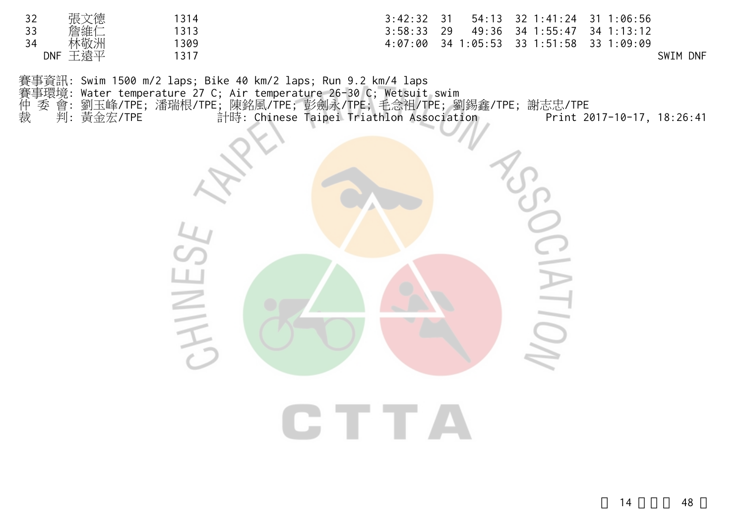| | | | | | | | | | | |
|---|---|---|---|---|---|---|---|---|---|---|
| 32 | 張文德 | 1314 | 3:42:32 | 31 | 54:13 | 32 | 1:41:24 | 31 | 1:06:56 | |
| 33 | 詹維仁 | 1313 | 3:58:33 | 29 | 49:36 | 34 | 1:55:47 | 34 | 1:13:12 | |
| 34 | 林敬洲 | 1309 | 4:07:00 | 34 | 1:05:53 | 33 | 1:51:58 | 33 | 1:09:09 | |
| DNF | 王遠平 | 1317 | | | | | | | | SWIM DNF |

賽事資訊: Swim 1500 m/2 laps; Bike 40 km/2 laps; Run 9.2 km/4 laps
賽事環境: Water temperature 27 C; Air temperature 26-30 C; Wetsuit swim
仲 委 會: 劉玉峰/TPE; 潘瑞根/TPE; 陳銘風/TPE; 彭劍永/TPE; 毛念祖/TPE; 劉錫鑫/TPE; 謝志忠/TPE
裁 判: 黃金宏/TPE 計時: Chinese Taipei Triathlon Association Print 2017-10-17, 18:26:41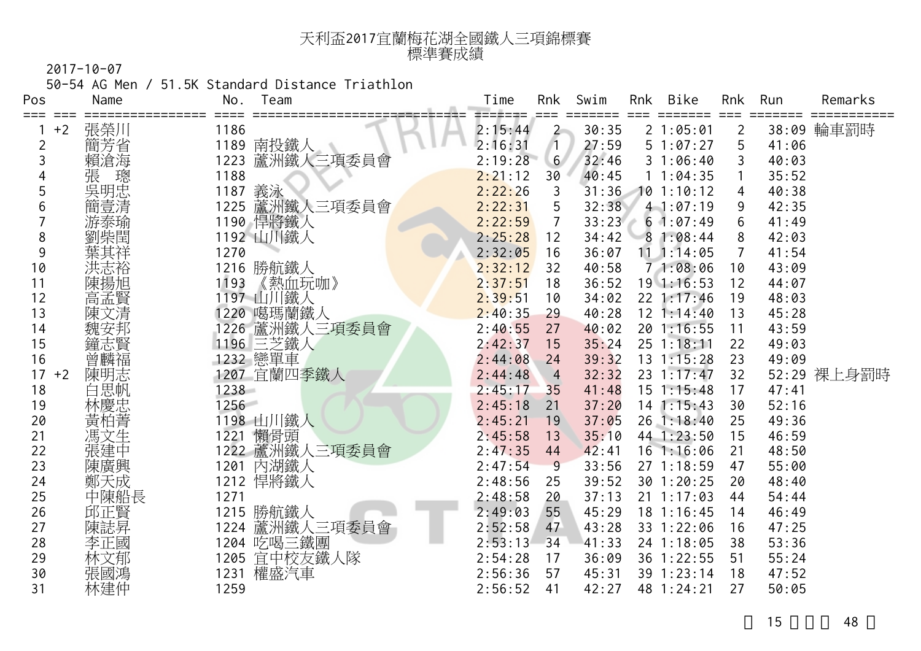# 天利盃2017宜蘭梅花湖全國鐵人三項錦標賽
## 標準賽成績

2017-10-07

50-54 AG Men / 51.5K Standard Distance Triathlon

| Pos | | Name | No. | Team | Time | Rnk | Swim | Rnk | Bike | Rnk | Run | Remarks |
|---|---|---|---|---|---|---|---|---|---|---|---|---|
| 1 | +2 | 張榮川 | 1186 | | 2:15:44 | 2 | 30:35 | 2 | 1:05:01 | 2 | 38:09 | 輪車罰時 |
| 2 | | 簡芳省 | 1189 | 南投鐵人 | 2:16:31 | 1 | 27:59 | 5 | 1:07:27 | 5 | 41:06 | |
| 3 | | 賴滄海 | 1223 | 蘆洲鐵人三項委員會 | 2:19:28 | 6 | 32:46 | 3 | 1:06:40 | 3 | 40:03 | |
| 4 | | 張　璁 | 1188 | | 2:21:12 | 30 | 40:45 | 1 | 1:04:35 | 1 | 35:52 | |
| 5 | | 吳明忠 | 1187 | 義泳 | 2:22:26 | 3 | 31:36 | 10 | 1:10:12 | 4 | 40:38 | |
| 6 | | 簡壹清 | 1225 | 蘆洲鐵人三項委員會 | 2:22:31 | 5 | 32:38 | 4 | 1:07:19 | 9 | 42:35 | |
| 7 | | 游泰瑜 | 1190 | 悍將鐵人 | 2:22:59 | 7 | 33:23 | 6 | 1:07:49 | 6 | 41:49 | |
| 8 | | 劉柴閠 | 1192 | 山川鐵人 | 2:25:28 | 12 | 34:42 | 8 | 1:08:44 | 8 | 42:03 | |
| 9 | | 葉其祥 | 1270 | | 2:32:05 | 16 | 36:07 | 11 | 1:14:05 | 7 | 41:54 | |
| 10 | | 洪志裕 | 1216 | 勝航鐵人 | 2:32:12 | 32 | 40:58 | 7 | 1:08:06 | 10 | 43:09 | |
| 11 | | 陳揚旭 | 1193 | 《熱血玩咖》 | 2:37:51 | 18 | 36:52 | 19 | 1:16:53 | 12 | 44:07 | |
| 12 | | 高孟賢 | 1197 | 山川鐵人 | 2:39:51 | 10 | 34:02 | 22 | 1:17:46 | 19 | 48:03 | |
| 13 | | 陳文清 | 1220 | 噶瑪蘭鐵人 | 2:40:35 | 29 | 40:28 | 12 | 1:14:40 | 13 | 45:28 | |
| 14 | | 魏安邦 | 1226 | 蘆洲鐵人三項委員會 | 2:40:55 | 27 | 40:02 | 20 | 1:16:55 | 11 | 43:59 | |
| 15 | | 鐘志賢 | 1196 | 三芝鐵人 | 2:42:37 | 15 | 35:24 | 25 | 1:18:11 | 22 | 49:03 | |
| 16 | | 曾麟福 | 1232 | 戀單車 | 2:44:08 | 24 | 39:32 | 13 | 1:15:28 | 23 | 49:09 | |
| 17 | +2 | 陳明志 | 1207 | 宜蘭四季鐵人 | 2:44:48 | 4 | 32:32 | 23 | 1:17:47 | 32 | 52:29 | 裸上身罰時 |
| 18 | | 白思帆 | 1238 | | 2:45:17 | 35 | 41:48 | 15 | 1:15:48 | 17 | 47:41 | |
| 19 | | 林慶忠 | 1256 | | 2:45:18 | 21 | 37:20 | 14 | 1:15:43 | 30 | 52:16 | |
| 20 | | 黃柏菁 | 1198 | 山川鐵人 | 2:45:21 | 19 | 37:05 | 26 | 1:18:40 | 25 | 49:36 | |
| 21 | | 馮文生 | 1221 | 懶骨頭 | 2:45:58 | 13 | 35:10 | 44 | 1:23:50 | 15 | 46:59 | |
| 22 | | 張建中 | 1222 | 蘆洲鐵人三項委員會 | 2:47:35 | 44 | 42:41 | 16 | 1:16:06 | 21 | 48:50 | |
| 23 | | 陳廣興 | 1201 | 內湖鐵人 | 2:47:54 | 9 | 33:56 | 27 | 1:18:59 | 47 | 55:00 | |
| 24 | | 鄭天成 | 1212 | 悍將鐵人 | 2:48:56 | 25 | 39:52 | 30 | 1:20:25 | 20 | 48:40 | |
| 25 | | 中陳船長 | 1271 | | 2:48:58 | 20 | 37:13 | 21 | 1:17:03 | 44 | 54:44 | |
| 26 | | 邱正賢 | 1215 | 勝航鐵人 | 2:49:03 | 55 | 45:29 | 18 | 1:16:45 | 14 | 46:49 | |
| 27 | | 陳誌昇 | 1224 | 蘆洲鐵人三項委員會 | 2:52:58 | 47 | 43:28 | 33 | 1:22:06 | 16 | 47:25 | |
| 28 | | 李正國 | 1204 | 吃喝三鐵團 | 2:53:13 | 34 | 41:33 | 24 | 1:18:05 | 38 | 53:36 | |
| 29 | | 林文郁 | 1205 | 宜中校友鐵人隊 | 2:54:28 | 17 | 36:09 | 36 | 1:22:55 | 51 | 55:24 | |
| 30 | | 張國鴻 | 1231 | 權盛汽車 | 2:56:36 | 57 | 45:31 | 39 | 1:23:14 | 18 | 47:52 | |
| 31 | | 林建仲 | 1259 | | 2:56:52 | 41 | 42:27 | 48 | 1:24:21 | 27 | 50:05 | |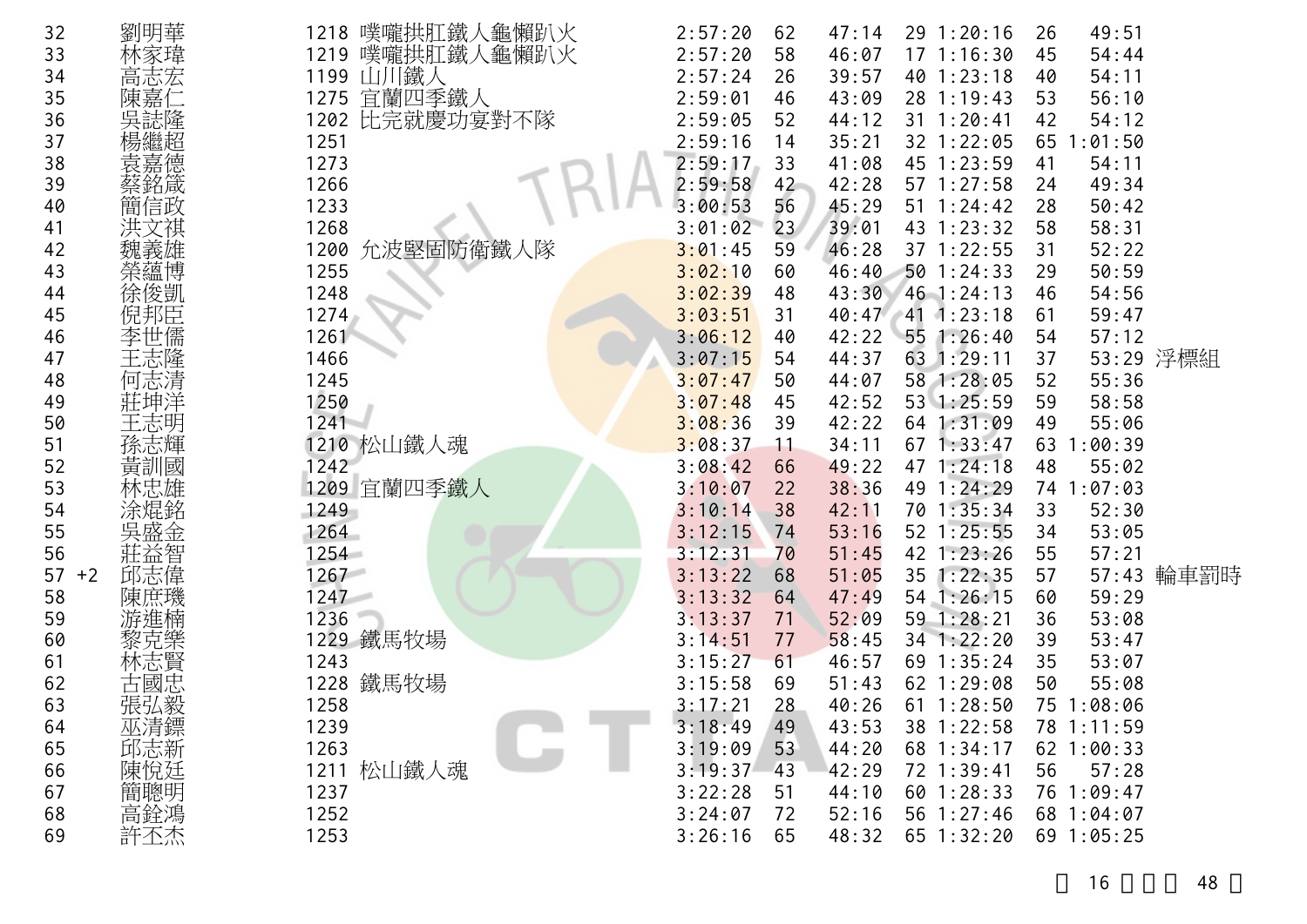| | | | | | | | | | | | |
|---|---|---|---|---|---|---|---|---|---|---|---|
| 32 | 劉明華 | 1218 | 噗嚨拱肛鐵人龜懶趴火 | 2:57:20 | 62 | 47:14 | 29 | 1:20:16 | 26 | 49:51 | |
| 33 | 林家瑋 | 1219 | 噗嚨拱肛鐵人龜懶趴火 | 2:57:20 | 58 | 46:07 | 17 | 1:16:30 | 45 | 54:44 | |
| 34 | 高志宏 | 1199 | 山川鐵人 | 2:57:24 | 26 | 39:57 | 40 | 1:23:18 | 40 | 54:11 | |
| 35 | 陳嘉仁 | 1275 | 宜蘭四季鐵人 | 2:59:01 | 46 | 43:09 | 28 | 1:19:43 | 53 | 56:10 | |
| 36 | 吳誌隆 | 1202 | 比完就慶功宴對不隊 | 2:59:05 | 52 | 44:12 | 31 | 1:20:41 | 42 | 54:12 | |
| 37 | 楊繼超 | 1251 | | 2:59:16 | 14 | 35:21 | 32 | 1:22:05 | 65 | 1:01:50 | |
| 38 | 袁嘉德 | 1273 | | 2:59:17 | 33 | 41:08 | 45 | 1:23:59 | 41 | 54:11 | |
| 39 | 蔡銘箴 | 1266 | | 2:59:58 | 42 | 42:28 | 57 | 1:27:58 | 24 | 49:34 | |
| 40 | 簡信政 | 1233 | | 3:00:53 | 56 | 45:29 | 51 | 1:24:42 | 28 | 50:42 | |
| 41 | 洪文祺 | 1268 | | 3:01:02 | 23 | 39:01 | 43 | 1:23:32 | 58 | 58:31 | |
| 42 | 魏義雄 | 1200 | 允波堅固防衛鐵人隊 | 3:01:45 | 59 | 46:28 | 37 | 1:22:55 | 31 | 52:22 | |
| 43 | 榮蘊博 | 1255 | | 3:02:10 | 60 | 46:40 | 50 | 1:24:33 | 29 | 50:59 | |
| 44 | 徐俊凱 | 1248 | | 3:02:39 | 48 | 43:30 | 46 | 1:24:13 | 46 | 54:56 | |
| 45 | 倪邦臣 | 1274 | | 3:03:51 | 31 | 40:47 | 41 | 1:23:18 | 61 | 59:47 | |
| 46 | 李世儒 | 1261 | | 3:06:12 | 40 | 42:22 | 55 | 1:26:40 | 54 | 57:12 | |
| 47 | 王志隆 | 1466 | | 3:07:15 | 54 | 44:37 | 63 | 1:29:11 | 37 | 53:29 | 浮標組 |
| 48 | 何志清 | 1245 | | 3:07:47 | 50 | 44:07 | 58 | 1:28:05 | 52 | 55:36 | |
| 49 | 莊坤洋 | 1250 | | 3:07:48 | 45 | 42:52 | 53 | 1:25:59 | 59 | 58:58 | |
| 50 | 王志明 | 1241 | | 3:08:36 | 39 | 42:22 | 64 | 1:31:09 | 49 | 55:06 | |
| 51 | 孫志輝 | 1210 | 松山鐵人魂 | 3:08:37 | 11 | 34:11 | 67 | 1:33:47 | 63 | 1:00:39 | |
| 52 | 黃訓國 | 1242 | | 3:08:42 | 66 | 49:22 | 47 | 1:24:18 | 48 | 55:02 | |
| 53 | 林忠雄 | 1209 | 宜蘭四季鐵人 | 3:10:07 | 22 | 38:36 | 49 | 1:24:29 | 74 | 1:07:03 | |
| 54 | 涂焜銘 | 1249 | | 3:10:14 | 38 | 42:11 | 70 | 1:35:34 | 33 | 52:30 | |
| 55 | 吳盛金 | 1264 | | 3:12:15 | 74 | 53:16 | 52 | 1:25:55 | 34 | 53:05 | |
| 56 | 莊益智 | 1254 | | 3:12:31 | 70 | 51:45 | 42 | 1:23:26 | 55 | 57:21 | |
| 57 +2 | 邱志偉 | 1267 | | 3:13:22 | 68 | 51:05 | 35 | 1:22:35 | 57 | 57:43 | 輪車罰時 |
| 58 | 陳庶璣 | 1247 | | 3:13:32 | 64 | 47:49 | 54 | 1:26:15 | 60 | 59:29 | |
| 59 | 游進楠 | 1236 | | 3:13:37 | 71 | 52:09 | 59 | 1:28:21 | 36 | 53:08 | |
| 60 | 黎克樂 | 1229 | 鐵馬牧場 | 3:14:51 | 77 | 58:45 | 34 | 1:22:20 | 39 | 53:47 | |
| 61 | 林志賢 | 1243 | | 3:15:27 | 61 | 46:57 | 69 | 1:35:24 | 35 | 53:07 | |
| 62 | 古國忠 | 1228 | 鐵馬牧場 | 3:15:58 | 69 | 51:43 | 62 | 1:29:08 | 50 | 55:08 | |
| 63 | 張弘毅 | 1258 | | 3:17:21 | 28 | 40:26 | 61 | 1:28:50 | 75 | 1:08:06 | |
| 64 | 巫清鏢 | 1239 | | 3:18:49 | 49 | 43:53 | 38 | 1:22:58 | 78 | 1:11:59 | |
| 65 | 邱志新 | 1263 | | 3:19:09 | 53 | 44:20 | 68 | 1:34:17 | 62 | 1:00:33 | |
| 66 | 陳悅廷 | 1211 | 松山鐵人魂 | 3:19:37 | 43 | 42:29 | 72 | 1:39:41 | 56 | 57:28 | |
| 67 | 簡聰明 | 1237 | | 3:22:28 | 51 | 44:10 | 60 | 1:28:33 | 76 | 1:09:47 | |
| 68 | 高銓鴻 | 1252 | | 3:24:07 | 72 | 52:16 | 56 | 1:27:46 | 68 | 1:04:07 | |
| 69 | 許丕杰 | 1253 | | 3:26:16 | 65 | 48:32 | 65 | 1:32:20 | 69 | 1:05:25 | |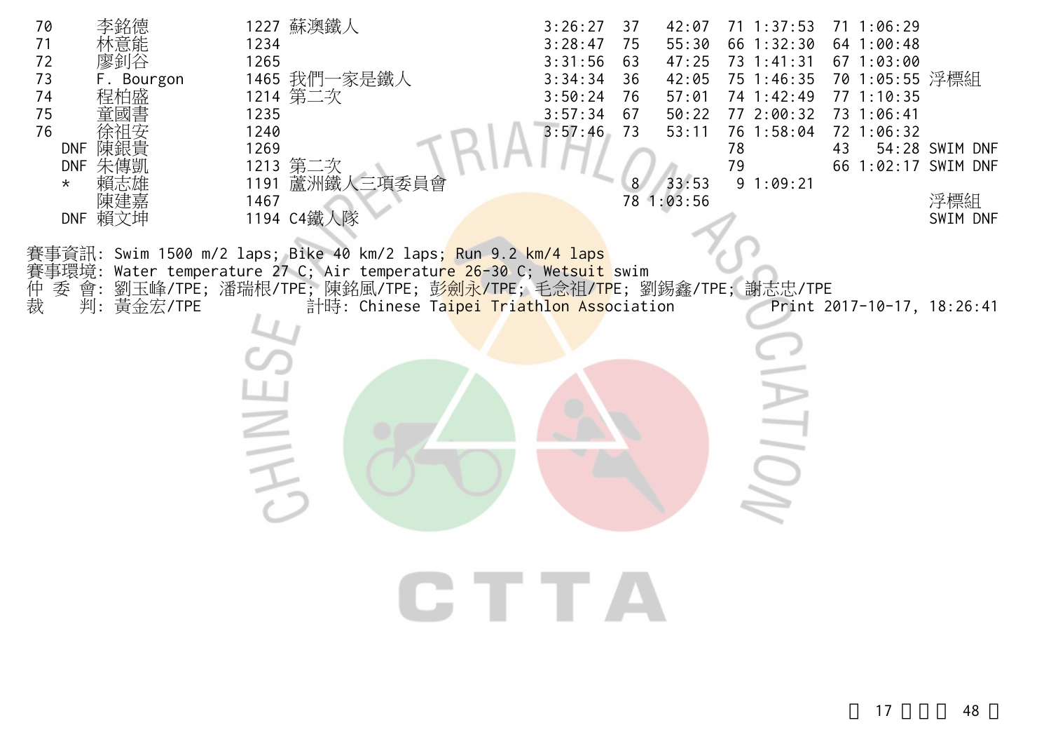| | | | | | | | | | | | |
|---|---|---|---|---|---|---|---|---|---|---|---|
| 70 | 李銘德 | 1227 | 蘇澳鐵人 | 3:26:27 | 37 | 42:07 | 71 | 1:37:53 | 71 | 1:06:29 | |
| 71 | 林意能 | 1234 | | 3:28:47 | 75 | 55:30 | 66 | 1:32:30 | 64 | 1:00:48 | |
| 72 | 廖釗谷 | 1265 | | 3:31:56 | 63 | 47:25 | 73 | 1:41:31 | 67 | 1:03:00 | |
| 73 | F. Bourgon | 1465 | 我們一家是鐵人 | 3:34:34 | 36 | 42:05 | 75 | 1:46:35 | 70 | 1:05:55 | 浮標組 |
| 74 | 程柏盛 | 1214 | 第二次 | 3:50:24 | 76 | 57:01 | 74 | 1:42:49 | 77 | 1:10:35 | |
| 75 | 童國書 | 1235 | | 3:57:34 | 67 | 50:22 | 77 | 2:00:32 | 73 | 1:06:41 | |
| 76 | 徐祖安 | 1240 | | 3:57:46 | 73 | 53:11 | 76 | 1:58:04 | 72 | 1:06:32 | |
| DNF | 陳銀貴 | 1269 | | | | | 78 | | 43 | 54:28 | SWIM DNF |
| DNF | 朱傳凱 | 1213 | 第二次 | | | | 79 | | 66 | 1:02:17 | SWIM DNF |
| * | 賴志雄 | 1191 | 蘆洲鐵人三項委員會 | | 8 | 33:53 | 9 | 1:09:21 | | | |
| | 陳建嘉 | 1467 | | | 78 | 1:03:56 | | | | | 浮標組 |
| DNF | 賴文坤 | 1194 | C4鐵人隊 | | | | | | | | SWIM DNF |

賽事資訊: Swim 1500 m/2 laps; Bike 40 km/2 laps; Run 9.2 km/4 laps
賽事環境: Water temperature 27 C; Air temperature 26-30 C; Wetsuit swim
仲 委 會: 劉玉峰/TPE; 潘瑞根/TPE; 陳銘風/TPE; 彭劍永/TPE; 毛念祖/TPE; 劉錫鑫/TPE; 謝志忠/TPE
裁　 判: 黃金宏/TPE　　計時: Chinese Taipei Triathlon Association　　Print 2017-10-17, 18:26:41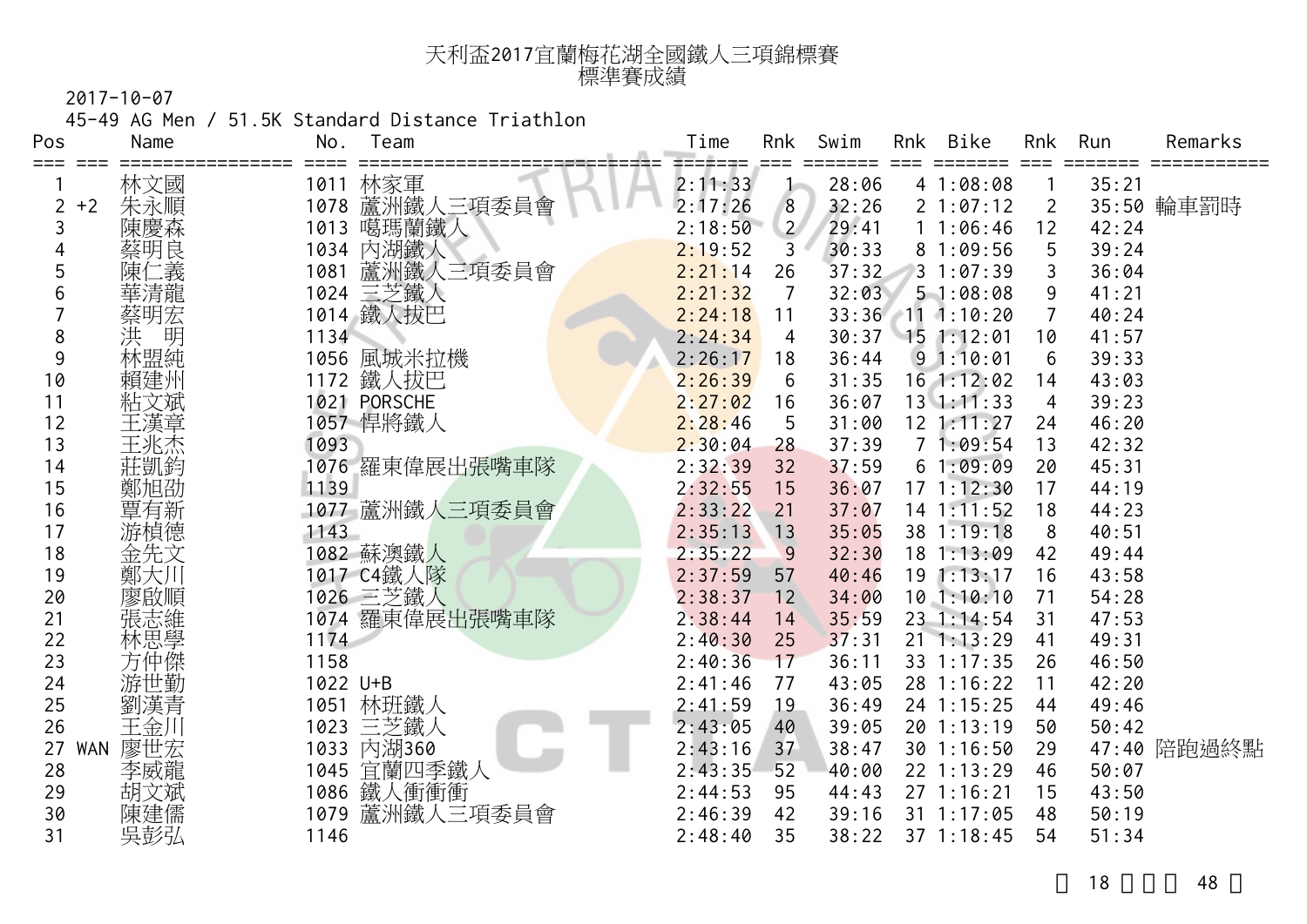# 天利盃2017宜蘭梅花湖全國鐵人三項錦標賽
## 標準賽成績

2017-10-07

45-49 AG Men / 51.5K Standard Distance Triathlon

| Pos | | Name | No. | Team | Time | Rnk | Swim | Rnk | Bike | Rnk | Run | Remarks |
|---|---|---|---|---|---|---|---|---|---|---|---|---|
| 1 | | 林文國 | 1011 | 林家軍 | 2:11:33 | 1 | 28:06 | 4 | 1:08:08 | 1 | 35:21 | |
| 2 | +2 | 朱永順 | 1078 | 蘆洲鐵人三項委員會 | 2:17:26 | 8 | 32:26 | 2 | 1:07:12 | 2 | 35:50 | 輪車罰時 |
| 3 | | 陳慶森 | 1013 | 噶瑪蘭鐵人 | 2:18:50 | 2 | 29:41 | 1 | 1:06:46 | 12 | 42:24 | |
| 4 | | 蔡明良 | 1034 | 內湖鐵人 | 2:19:52 | 3 | 30:33 | 8 | 1:09:56 | 5 | 39:24 | |
| 5 | | 陳仁義 | 1081 | 蘆洲鐵人三項委員會 | 2:21:14 | 26 | 37:32 | 3 | 1:07:39 | 3 | 36:04 | |
| 6 | | 華清龍 | 1024 | 三芝鐵人 | 2:21:32 | 7 | 32:03 | 5 | 1:08:08 | 9 | 41:21 | |
| 7 | | 蔡明宏 | 1014 | 鐵人拔巴 | 2:24:18 | 11 | 33:36 | 11 | 1:10:20 | 7 | 40:24 | |
| 8 | | 洪　明 | 1134 | | 2:24:34 | 4 | 30:37 | 15 | 1:12:01 | 10 | 41:57 | |
| 9 | | 林盟純 | 1056 | 風城米拉機 | 2:26:17 | 18 | 36:44 | 9 | 1:10:01 | 6 | 39:33 | |
| 10 | | 賴建州 | 1172 | 鐵人拔巴 | 2:26:39 | 6 | 31:35 | 16 | 1:12:02 | 14 | 43:03 | |
| 11 | | 粘文斌 | 1021 | PORSCHE | 2:27:02 | 16 | 36:07 | 13 | 1:11:33 | 4 | 39:23 | |
| 12 | | 王漢章 | 1057 | 悍將鐵人 | 2:28:46 | 5 | 31:00 | 12 | 1:11:27 | 24 | 46:20 | |
| 13 | | 王兆杰 | 1093 | | 2:30:04 | 28 | 37:39 | 7 | 1:09:54 | 13 | 42:32 | |
| 14 | | 莊凱鈞 | 1076 | 羅東偉展出張嘴車隊 | 2:32:39 | 32 | 37:59 | 6 | 1:09:09 | 20 | 45:31 | |
| 15 | | 鄭旭劭 | 1139 | | 2:32:55 | 15 | 36:07 | 17 | 1:12:30 | 17 | 44:19 | |
| 16 | | 覃有新 | 1077 | 蘆洲鐵人三項委員會 | 2:33:22 | 21 | 37:07 | 14 | 1:11:52 | 18 | 44:23 | |
| 17 | | 游楨德 | 1143 | | 2:35:13 | 13 | 35:05 | 38 | 1:19:18 | 8 | 40:51 | |
| 18 | | 金先文 | 1082 | 蘇澳鐵人 | 2:35:22 | 9 | 32:30 | 18 | 1:13:09 | 42 | 49:44 | |
| 19 | | 鄭大川 | 1017 | C4鐵人隊 | 2:37:59 | 57 | 40:46 | 19 | 1:13:17 | 16 | 43:58 | |
| 20 | | 廖啟順 | 1026 | 三芝鐵人 | 2:38:37 | 12 | 34:00 | 10 | 1:10:10 | 71 | 54:28 | |
| 21 | | 張志維 | 1074 | 羅東偉展出張嘴車隊 | 2:38:44 | 14 | 35:59 | 23 | 1:14:54 | 31 | 47:53 | |
| 22 | | 林思學 | 1174 | | 2:40:30 | 25 | 37:31 | 21 | 1:13:29 | 41 | 49:31 | |
| 23 | | 方仲傑 | 1158 | | 2:40:36 | 17 | 36:11 | 33 | 1:17:35 | 26 | 46:50 | |
| 24 | | 游世勤 | 1022 | U+B | 2:41:46 | 77 | 43:05 | 28 | 1:16:22 | 11 | 42:20 | |
| 25 | | 劉漢青 | 1051 | 林班鐵人 | 2:41:59 | 19 | 36:49 | 24 | 1:15:25 | 44 | 49:46 | |
| 26 | | 王金川 | 1023 | 三芝鐵人 | 2:43:05 | 40 | 39:05 | 20 | 1:13:19 | 50 | 50:42 | |
| 27 | WAN | 廖世宏 | 1033 | 內湖360 | 2:43:16 | 37 | 38:47 | 30 | 1:16:50 | 29 | 47:40 | 陪跑過終點 |
| 28 | | 李威龍 | 1045 | 宜蘭四季鐵人 | 2:43:35 | 52 | 40:00 | 22 | 1:13:29 | 46 | 50:07 | |
| 29 | | 胡文斌 | 1086 | 鐵人衝衝衝 | 2:44:53 | 95 | 44:43 | 27 | 1:16:21 | 15 | 43:50 | |
| 30 | | 陳建儒 | 1079 | 蘆洲鐵人三項委員會 | 2:46:39 | 42 | 39:16 | 31 | 1:17:05 | 48 | 50:19 | |
| 31 | | 吳彭弘 | 1146 | | 2:48:40 | 35 | 38:22 | 37 | 1:18:45 | 54 | 51:34 | |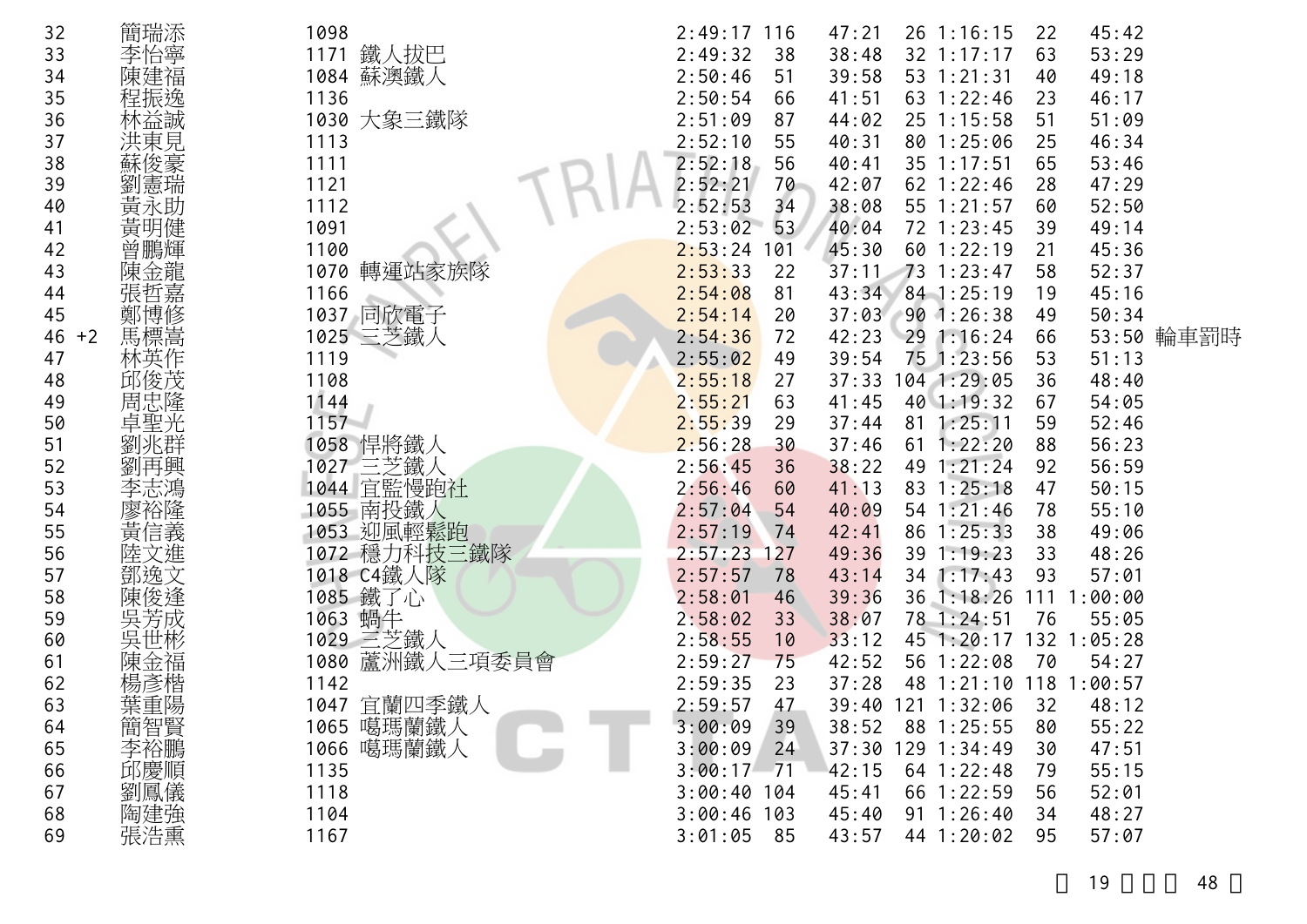| 32 | 簡瑞添 | 1098 | | 2:49:17 | 116 | 47:21 | 26 | 1:16:15 | 22 | 45:42 | |
|---|---|---|---|---|---|---|---|---|---|---|---|
| 33 | 李怡寧 | 1171 | 鐵人拔巴 | 2:49:32 | 38 | 38:48 | 32 | 1:17:17 | 63 | 53:29 | |
| 34 | 陳建福 | 1084 | 蘇澳鐵人 | 2:50:46 | 51 | 39:58 | 53 | 1:21:31 | 40 | 49:18 | |
| 35 | 程振逸 | 1136 | | 2:50:54 | 66 | 41:51 | 63 | 1:22:46 | 23 | 46:17 | |
| 36 | 林益誠 | 1030 | 大象三鐵隊 | 2:51:09 | 87 | 44:02 | 25 | 1:15:58 | 51 | 51:09 | |
| 37 | 洪東見 | 1113 | | 2:52:10 | 55 | 40:31 | 80 | 1:25:06 | 25 | 46:34 | |
| 38 | 蘇俊豪 | 1111 | | 2:52:18 | 56 | 40:41 | 35 | 1:17:51 | 65 | 53:46 | |
| 39 | 劉憲瑞 | 1121 | | 2:52:21 | 70 | 42:07 | 62 | 1:22:46 | 28 | 47:29 | |
| 40 | 黃永助 | 1112 | | 2:52:53 | 34 | 38:08 | 55 | 1:21:57 | 60 | 52:50 | |
| 41 | 黃明健 | 1091 | | 2:53:02 | 53 | 40:04 | 72 | 1:23:45 | 39 | 49:14 | |
| 42 | 曾鵬輝 | 1100 | | 2:53:24 | 101 | 45:30 | 60 | 1:22:19 | 21 | 45:36 | |
| 43 | 陳金龍 | 1070 | 轉運站家族隊 | 2:53:33 | 22 | 37:11 | 73 | 1:23:47 | 58 | 52:37 | |
| 44 | 張哲嘉 | 1166 | | 2:54:08 | 81 | 43:34 | 84 | 1:25:19 | 19 | 45:16 | |
| 45 | 鄭博修 | 1037 | 同欣電子 | 2:54:14 | 20 | 37:03 | 90 | 1:26:38 | 49 | 50:34 | |
| 46 +2 | 馬標嵩 | 1025 | 三芝鐵人 | 2:54:36 | 72 | 42:23 | 29 | 1:16:24 | 66 | 53:50 | 輪車罰時 |
| 47 | 林英作 | 1119 | | 2:55:02 | 49 | 39:54 | 75 | 1:23:56 | 53 | 51:13 | |
| 48 | 邱俊茂 | 1108 | | 2:55:18 | 27 | 37:33 | 104 | 1:29:05 | 36 | 48:40 | |
| 49 | 周忠隆 | 1144 | | 2:55:21 | 63 | 41:45 | 40 | 1:19:32 | 67 | 54:05 | |
| 50 | 卓聖光 | 1157 | | 2:55:39 | 29 | 37:44 | 81 | 1:25:11 | 59 | 52:46 | |
| 51 | 劉兆群 | 1058 | 悍將鐵人 | 2:56:28 | 30 | 37:46 | 61 | 1:22:20 | 88 | 56:23 | |
| 52 | 劉再興 | 1027 | 三芝鐵人 | 2:56:45 | 36 | 38:22 | 49 | 1:21:24 | 92 | 56:59 | |
| 53 | 李志鴻 | 1044 | 宜監慢跑社 | 2:56:46 | 60 | 41:13 | 83 | 1:25:18 | 47 | 50:15 | |
| 54 | 廖裕隆 | 1055 | 南投鐵人 | 2:57:04 | 54 | 40:09 | 54 | 1:21:46 | 78 | 55:10 | |
| 55 | 黃信義 | 1053 | 迎風輕鬆跑 | 2:57:19 | 74 | 42:41 | 86 | 1:25:33 | 38 | 49:06 | |
| 56 | 陸文進 | 1072 | 穩力科技三鐵隊 | 2:57:23 | 127 | 49:36 | 39 | 1:19:23 | 33 | 48:26 | |
| 57 | 鄧逸文 | 1018 | C4鐵人隊 | 2:57:57 | 78 | 43:14 | 34 | 1:17:43 | 93 | 57:01 | |
| 58 | 陳俊逢 | 1085 | 鐵了心 | 2:58:01 | 46 | 39:36 | 36 | 1:18:26 | 111 | 1:00:00 | |
| 59 | 吳芳成 | 1063 | 蝸牛 | 2:58:02 | 33 | 38:07 | 78 | 1:24:51 | 76 | 55:05 | |
| 60 | 吳世彬 | 1029 | 三芝鐵人 | 2:58:55 | 10 | 33:12 | 45 | 1:20:17 | 132 | 1:05:28 | |
| 61 | 陳金福 | 1080 | 蘆洲鐵人三項委員會 | 2:59:27 | 75 | 42:52 | 56 | 1:22:08 | 70 | 54:27 | |
| 62 | 楊彥楷 | 1142 | | 2:59:35 | 23 | 37:28 | 48 | 1:21:10 | 118 | 1:00:57 | |
| 63 | 葉重陽 | 1047 | 宜蘭四季鐵人 | 2:59:57 | 47 | 39:40 | 121 | 1:32:06 | 32 | 48:12 | |
| 64 | 簡智賢 | 1065 | 噶瑪蘭鐵人 | 3:00:09 | 39 | 38:52 | 88 | 1:25:55 | 80 | 55:22 | |
| 65 | 李裕鵬 | 1066 | 噶瑪蘭鐵人 | 3:00:09 | 24 | 37:30 | 129 | 1:34:49 | 30 | 47:51 | |
| 66 | 邱慶順 | 1135 | | 3:00:17 | 71 | 42:15 | 64 | 1:22:48 | 79 | 55:15 | |
| 67 | 劉鳳儀 | 1118 | | 3:00:40 | 104 | 45:41 | 66 | 1:22:59 | 56 | 52:01 | |
| 68 | 陶建強 | 1104 | | 3:00:46 | 103 | 45:40 | 91 | 1:26:40 | 34 | 48:27 | |
| 69 | 張浩熏 | 1167 | | 3:01:05 | 85 | 43:57 | 44 | 1:20:02 | 95 | 57:07 | |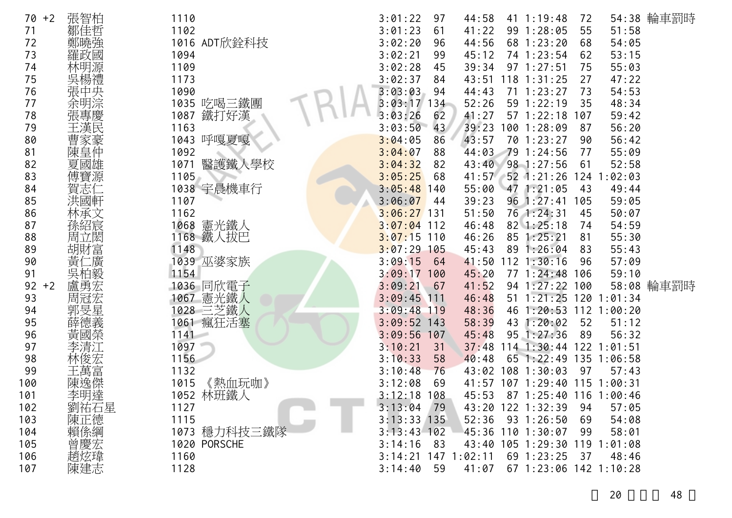| 名次 | 姓名 | 號碼 | 隊伍 | 總成績 | 游泳名次 | 游泳 | 自行車名次 | 自行車 | 跑步名次 | 跑步 | 備註 |
|---|---|---|---|---|---|---|---|---|---|---|---|
| 70 +2 | 張智柏 | 1110 | | 3:01:22 | 97 | 44:58 | 41 | 1:19:48 | 72 | 54:38 | 輪車罰時 |
| 71 | 鄒佳哲 | 1102 | | 3:01:23 | 61 | 41:22 | 99 | 1:28:05 | 55 | 51:58 | |
| 72 | 鄭曉強 | 1016 | ADT欣銓科技 | 3:02:20 | 96 | 44:56 | 68 | 1:23:20 | 68 | 54:05 | |
| 73 | 羅政國 | 1094 | | 3:02:21 | 99 | 45:12 | 74 | 1:23:54 | 62 | 53:15 | |
| 74 | 林明源 | 1109 | | 3:02:28 | 45 | 39:34 | 97 | 1:27:51 | 75 | 55:03 | |
| 75 | 吳楊禮 | 1173 | | 3:02:37 | 84 | 43:51 | 118 | 1:31:25 | 27 | 47:22 | |
| 76 | 張中央 | 1090 | | 3:03:03 | 94 | 44:43 | 71 | 1:23:27 | 73 | 54:53 | |
| 77 | 余明淙 | 1035 | 吃喝三鐵團 | 3:03:17 | 134 | 52:26 | 59 | 1:22:19 | 35 | 48:34 | |
| 78 | 張專慶 | 1087 | 鐵打好漢 | 3:03:26 | 62 | 41:27 | 57 | 1:22:18 | 107 | 59:42 | |
| 79 | 王漢民 | 1163 | | 3:03:50 | 43 | 39:23 | 100 | 1:28:09 | 87 | 56:20 | |
| 80 | 曹家豪 | 1043 | 呼嘎夏嘎 | 3:04:05 | 86 | 43:57 | 70 | 1:23:27 | 90 | 56:42 | |
| 81 | 陳皇仲 | 1092 | | 3:04:07 | 88 | 44:03 | 79 | 1:24:56 | 77 | 55:09 | |
| 82 | 夏國雄 | 1071 | 醫護鐵人學校 | 3:04:32 | 82 | 43:40 | 98 | 1:27:56 | 61 | 52:58 | |
| 83 | 傅寶源 | 1105 | | 3:05:25 | 68 | 41:57 | 52 | 1:21:26 | 124 | 1:02:03 | |
| 84 | 賀志仁 | 1038 | 宇晨機車行 | 3:05:48 | 140 | 55:00 | 47 | 1:21:05 | 43 | 49:44 | |
| 85 | 洪國軒 | 1107 | | 3:06:07 | 44 | 39:23 | 96 | 1:27:41 | 105 | 59:05 | |
| 86 | 林承文 | 1162 | | 3:06:27 | 131 | 51:50 | 76 | 1:24:31 | 45 | 50:07 | |
| 87 | 孫紹宸 | 1068 | 憲光鐵人 | 3:07:04 | 112 | 46:48 | 82 | 1:25:18 | 74 | 54:59 | |
| 88 | 周立閎 | 1168 | 鐵人拔巴 | 3:07:15 | 110 | 46:26 | 85 | 1:25:21 | 81 | 55:30 | |
| 89 | 胡財富 | 1148 | | 3:07:29 | 105 | 45:43 | 89 | 1:26:04 | 83 | 55:43 | |
| 90 | 黃仁廣 | 1039 | 巫婆家族 | 3:09:15 | 64 | 41:50 | 112 | 1:30:16 | 96 | 57:09 | |
| 91 | 吳柏毅 | 1154 | | 3:09:17 | 100 | 45:20 | 77 | 1:24:48 | 106 | 59:10 | |
| 92 +2 | 盧勇宏 | 1036 | 同欣電子 | 3:09:21 | 67 | 41:52 | 94 | 1:27:22 | 100 | 58:08 | 輪車罰時 |
| 93 | 周冠宏 | 1067 | 憲光鐵人 | 3:09:45 | 111 | 46:48 | 51 | 1:21:25 | 120 | 1:01:34 | |
| 94 | 郭旻星 | 1028 | 三芝鐵人 | 3:09:48 | 119 | 48:36 | 46 | 1:20:53 | 112 | 1:00:20 | |
| 95 | 薛德義 | 1061 | 瘋狂活塞 | 3:09:52 | 143 | 58:39 | 43 | 1:20:02 | 52 | 51:12 | |
| 96 | 黃國榮 | 1141 | | 3:09:56 | 107 | 45:48 | 95 | 1:27:36 | 89 | 56:32 | |
| 97 | 李清江 | 1097 | | 3:10:21 | 31 | 37:48 | 114 | 1:30:44 | 122 | 1:01:51 | |
| 98 | 林俊宏 | 1156 | | 3:10:33 | 58 | 40:48 | 65 | 1:22:49 | 135 | 1:06:58 | |
| 99 | 王萬富 | 1132 | | 3:10:48 | 76 | 43:02 | 108 | 1:30:03 | 97 | 57:43 | |
| 100 | 陳逸傑 | 1015 | 《熱血玩咖》 | 3:12:08 | 69 | 41:57 | 107 | 1:29:40 | 115 | 1:00:31 | |
| 101 | 李明達 | 1052 | 林班鐵人 | 3:12:18 | 108 | 45:53 | 87 | 1:25:40 | 116 | 1:00:46 | |
| 102 | 劉祐石星 | 1127 | | 3:13:04 | 79 | 43:20 | 122 | 1:32:39 | 94 | 57:05 | |
| 103 | 陳正德 | 1115 | | 3:13:33 | 135 | 52:36 | 93 | 1:26:50 | 69 | 54:08 | |
| 104 | 賴係綱 | 1073 | 穩力科技三鐵隊 | 3:13:43 | 102 | 45:36 | 110 | 1:30:07 | 99 | 58:01 | |
| 105 | 曾慶宏 | 1020 | PORSCHE | 3:14:16 | 83 | 43:40 | 105 | 1:29:30 | 119 | 1:01:08 | |
| 106 | 趙炫瑋 | 1160 | | 3:14:21 | 147 | 1:02:11 | 69 | 1:23:25 | 37 | 48:46 | |
| 107 | 陳建志 | 1128 | | 3:14:40 | 59 | 41:07 | 67 | 1:23:06 | 142 | 1:10:28 | |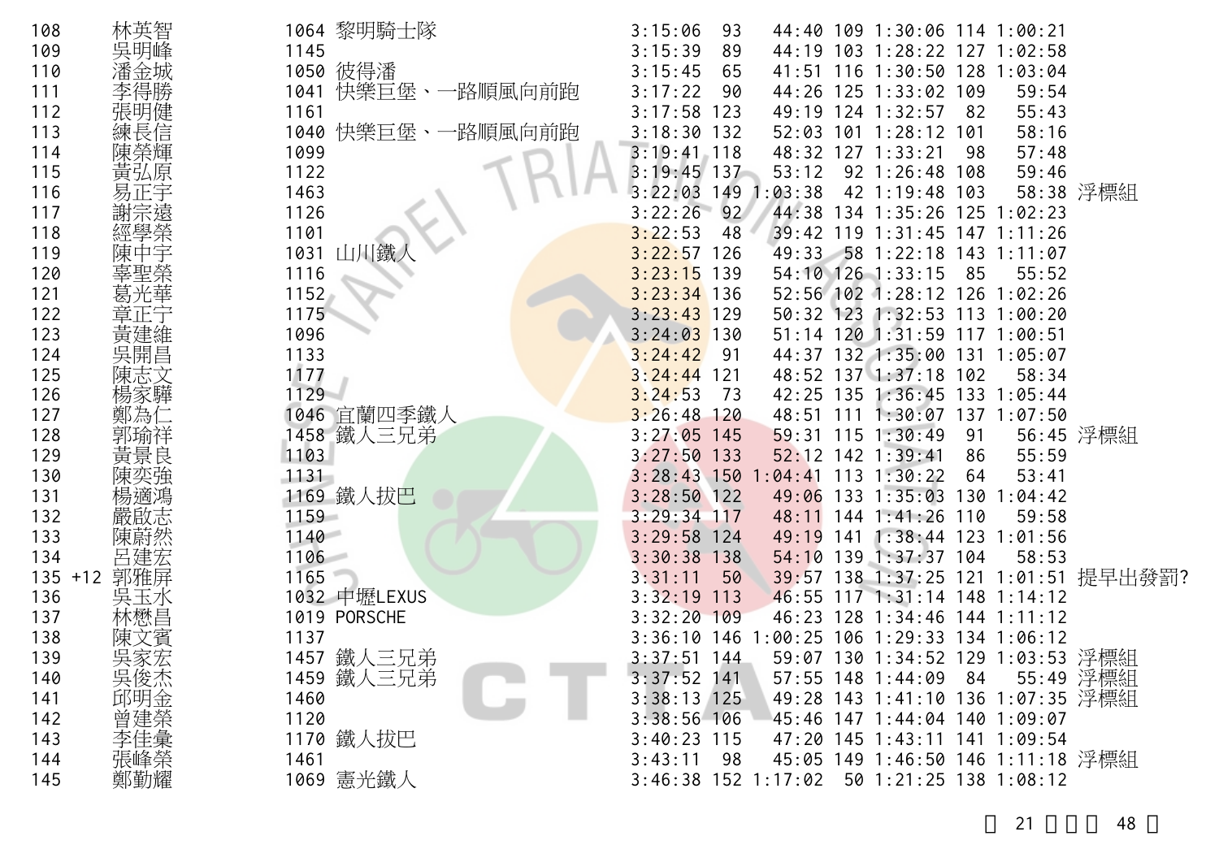| 名次 | | 姓名 | 號碼 | 隊名 | 總成績 | 游泳名次 | 游泳 | 自行車名次 | 自行車 | 跑步名次 | 跑步 | 備註 |
|---|---|---|---|---|---|---|---|---|---|---|---|---|
| 108 | | 林英智 | 1064 | 黎明騎士隊 | 3:15:06 | 93 | 44:40 | 109 | 1:30:06 | 114 | 1:00:21 | |
| 109 | | 吳明峰 | 1145 | | 3:15:39 | 89 | 44:19 | 103 | 1:28:22 | 127 | 1:02:58 | |
| 110 | | 潘金城 | 1050 | 彼得潘 | 3:15:45 | 65 | 41:51 | 116 | 1:30:50 | 128 | 1:03:04 | |
| 111 | | 李得勝 | 1041 | 快樂巨堡、一路順風向前跑 | 3:17:22 | 90 | 44:26 | 125 | 1:33:02 | 109 | 59:54 | |
| 112 | | 張明健 | 1161 | | 3:17:58 | 123 | 49:19 | 124 | 1:32:57 | 82 | 55:43 | |
| 113 | | 練長信 | 1040 | 快樂巨堡、一路順風向前跑 | 3:18:30 | 132 | 52:03 | 101 | 1:28:12 | 101 | 58:16 | |
| 114 | | 陳榮輝 | 1099 | | 3:19:41 | 118 | 48:32 | 127 | 1:33:21 | 98 | 57:48 | |
| 115 | | 黃弘原 | 1122 | | 3:19:45 | 137 | 53:12 | 92 | 1:26:48 | 108 | 59:46 | |
| 116 | | 易正宇 | 1463 | | 3:22:03 | 149 | 1:03:38 | 42 | 1:19:48 | 103 | 58:38 | 浮標組 |
| 117 | | 謝宗遠 | 1126 | | 3:22:26 | 92 | 44:38 | 134 | 1:35:26 | 125 | 1:02:23 | |
| 118 | | 經學榮 | 1101 | | 3:22:53 | 48 | 39:42 | 119 | 1:31:45 | 147 | 1:11:26 | |
| 119 | | 陳中宇 | 1031 | 山川鐵人 | 3:22:57 | 126 | 49:33 | 58 | 1:22:18 | 143 | 1:11:07 | |
| 120 | | 辜聖榮 | 1116 | | 3:23:15 | 139 | 54:10 | 126 | 1:33:15 | 85 | 55:52 | |
| 121 | | 葛光華 | 1152 | | 3:23:34 | 136 | 52:56 | 102 | 1:28:12 | 126 | 1:02:26 | |
| 122 | | 章正宁 | 1175 | | 3:23:43 | 129 | 50:32 | 123 | 1:32:53 | 113 | 1:00:20 | |
| 123 | | 黃建維 | 1096 | | 3:24:03 | 130 | 51:14 | 120 | 1:31:59 | 117 | 1:00:51 | |
| 124 | | 吳開昌 | 1133 | | 3:24:42 | 91 | 44:37 | 132 | 1:35:00 | 131 | 1:05:07 | |
| 125 | | 陳志文 | 1177 | | 3:24:44 | 121 | 48:52 | 137 | 1:37:18 | 102 | 58:34 | |
| 126 | | 楊家驊 | 1129 | | 3:24:53 | 73 | 42:25 | 135 | 1:36:45 | 133 | 1:05:44 | |
| 127 | | 鄭為仁 | 1046 | 宜蘭四季鐵人 | 3:26:48 | 120 | 48:51 | 111 | 1:30:07 | 137 | 1:07:50 | |
| 128 | | 郭瑜祥 | 1458 | 鐵人三兄弟 | 3:27:05 | 145 | 59:31 | 115 | 1:30:49 | 91 | 56:45 | 浮標組 |
| 129 | | 黃景良 | 1103 | | 3:27:50 | 133 | 52:12 | 142 | 1:39:41 | 86 | 55:59 | |
| 130 | | 陳奕強 | 1131 | | 3:28:43 | 150 | 1:04:41 | 113 | 1:30:22 | 64 | 53:41 | |
| 131 | | 楊適鴻 | 1169 | 鐵人拔巴 | 3:28:50 | 122 | 49:06 | 133 | 1:35:03 | 130 | 1:04:42 | |
| 132 | | 嚴啟志 | 1159 | | 3:29:34 | 117 | 48:11 | 144 | 1:41:26 | 110 | 59:58 | |
| 133 | | 陳蔚然 | 1140 | | 3:29:58 | 124 | 49:19 | 141 | 1:38:44 | 123 | 1:01:56 | |
| 134 | | 呂建宏 | 1106 | | 3:30:38 | 138 | 54:10 | 139 | 1:37:37 | 104 | 58:53 | |
| 135 | +12 | 郭雅屏 | 1165 | | 3:31:11 | 50 | 39:57 | 138 | 1:37:25 | 121 | 1:01:51 | 提早出發罰? |
| 136 | | 吳玉水 | 1032 | 中壢LEXUS | 3:32:19 | 113 | 46:55 | 117 | 1:31:14 | 148 | 1:14:12 | |
| 137 | | 林懋昌 | 1019 | PORSCHE | 3:32:20 | 109 | 46:23 | 128 | 1:34:46 | 144 | 1:11:12 | |
| 138 | | 陳文賓 | 1137 | | 3:36:10 | 146 | 1:00:25 | 106 | 1:29:33 | 134 | 1:06:12 | |
| 139 | | 吳家宏 | 1457 | 鐵人三兄弟 | 3:37:51 | 144 | 59:07 | 130 | 1:34:52 | 129 | 1:03:53 | 浮標組 |
| 140 | | 吳俊杰 | 1459 | 鐵人三兄弟 | 3:37:52 | 141 | 57:55 | 148 | 1:44:09 | 84 | 55:49 | 浮標組 |
| 141 | | 邱明金 | 1460 | | 3:38:13 | 125 | 49:28 | 143 | 1:41:10 | 136 | 1:07:35 | 浮標組 |
| 142 | | 曾建榮 | 1120 | | 3:38:56 | 106 | 45:46 | 147 | 1:44:04 | 140 | 1:09:07 | |
| 143 | | 李佳彙 | 1170 | 鐵人拔巴 | 3:40:23 | 115 | 47:20 | 145 | 1:43:11 | 141 | 1:09:54 | |
| 144 | | 張峰榮 | 1461 | | 3:43:11 | 98 | 45:05 | 149 | 1:46:50 | 146 | 1:11:18 | 浮標組 |
| 145 | | 鄭勤耀 | 1069 | 憲光鐵人 | 3:46:38 | 152 | 1:17:02 | 50 | 1:21:25 | 138 | 1:08:12 | |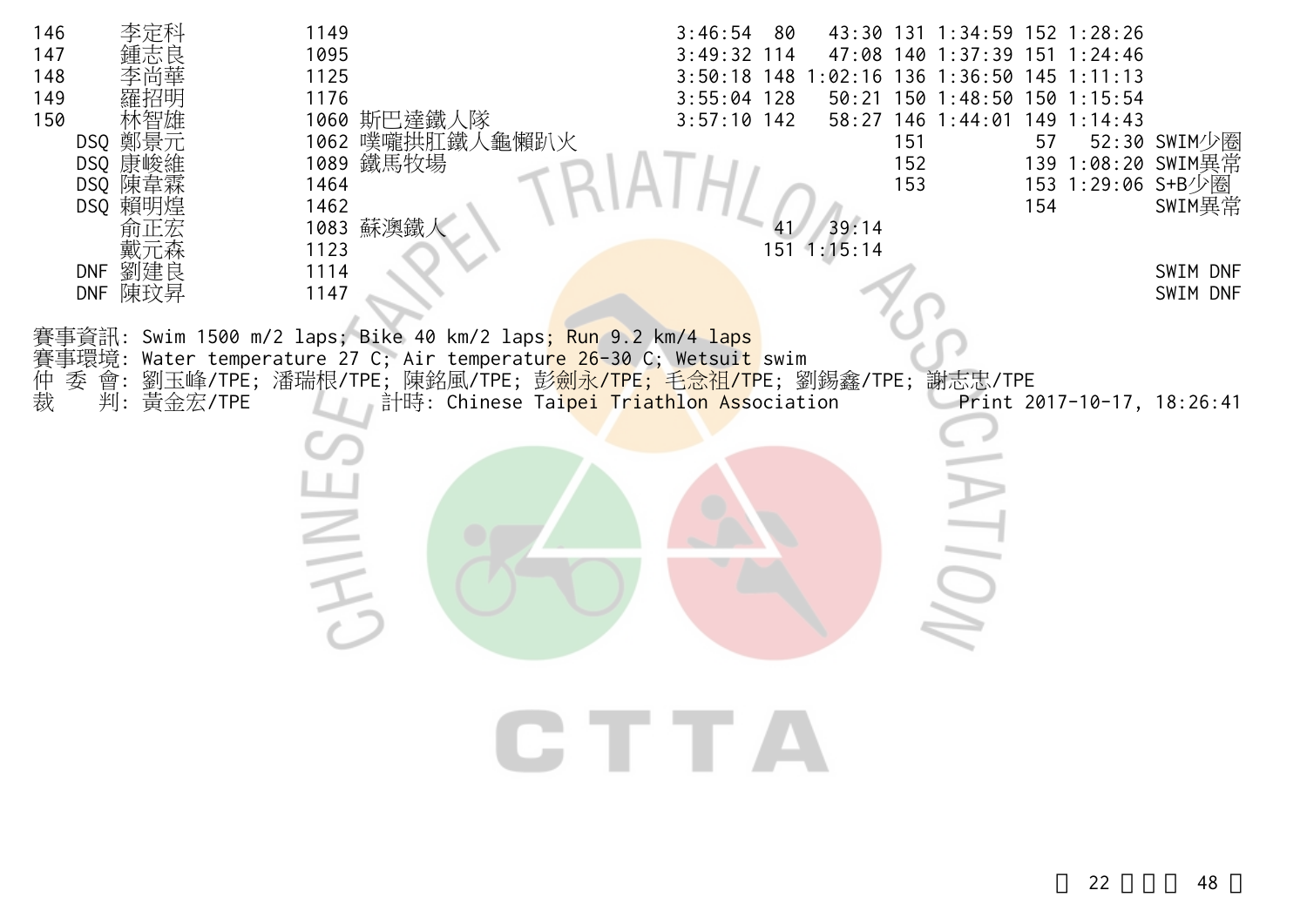| | | | | | | | | | | | |
|---|---|---|---|---|---|---|---|---|---|---|---|
| 146 | 李定科 | 1149 | | 3:46:54 | 80 | 43:30 | 131 | 1:34:59 | 152 | 1:28:26 | |
| 147 | 鍾志良 | 1095 | | 3:49:32 | 114 | 47:08 | 140 | 1:37:39 | 151 | 1:24:46 | |
| 148 | 李尚華 | 1125 | | 3:50:18 | 148 | 1:02:16 | 136 | 1:36:50 | 145 | 1:11:13 | |
| 149 | 羅招明 | 1176 | | 3:55:04 | 128 | 50:21 | 150 | 1:48:50 | 150 | 1:15:54 | |
| 150 | 林智雄 | 1060 | 斯巴達鐵人隊 | 3:57:10 | 142 | 58:27 | 146 | 1:44:01 | 149 | 1:14:43 | |
| DSQ | 鄭景元 | 1062 | 噗嚨拱肛鐵人龜懶趴火 | | | | 151 | | 57 | 52:30 | SWIM少圈 |
| DSQ | 康峻維 | 1089 | 鐵馬牧場 | | | | 152 | | 139 | 1:08:20 | SWIM異常 |
| DSQ | 陳韋霖 | 1464 | | | | | 153 | | 153 | 1:29:06 | S+B少圈 |
| DSQ | 賴明煌 | 1462 | | | | | | | 154 | | SWIM異常 |
| | 俞正宏 | 1083 | 蘇澳鐵人 | | 41 | 39:14 | | | | | |
| | 戴元森 | 1123 | | | 151 | 1:15:14 | | | | | |
| DNF | 劉建良 | 1114 | | | | | | | | | SWIM DNF |
| DNF | 陳玟昇 | 1147 | | | | | | | | | SWIM DNF |

賽事資訊: Swim 1500 m/2 laps; Bike 40 km/2 laps; Run 9.2 km/4 laps
賽事環境: Water temperature 27 C; Air temperature 26-30 C; Wetsuit swim
仲 委 會: 劉玉峰/TPE; 潘瑞根/TPE; 陳銘風/TPE; 彭劍永/TPE; 毛念祖/TPE; 劉錫鑫/TPE; 謝志忠/TPE
裁　　判: 黃金宏/TPE　　計時: Chinese Taipei Triathlon Association　　Print 2017-10-17, 18:26:41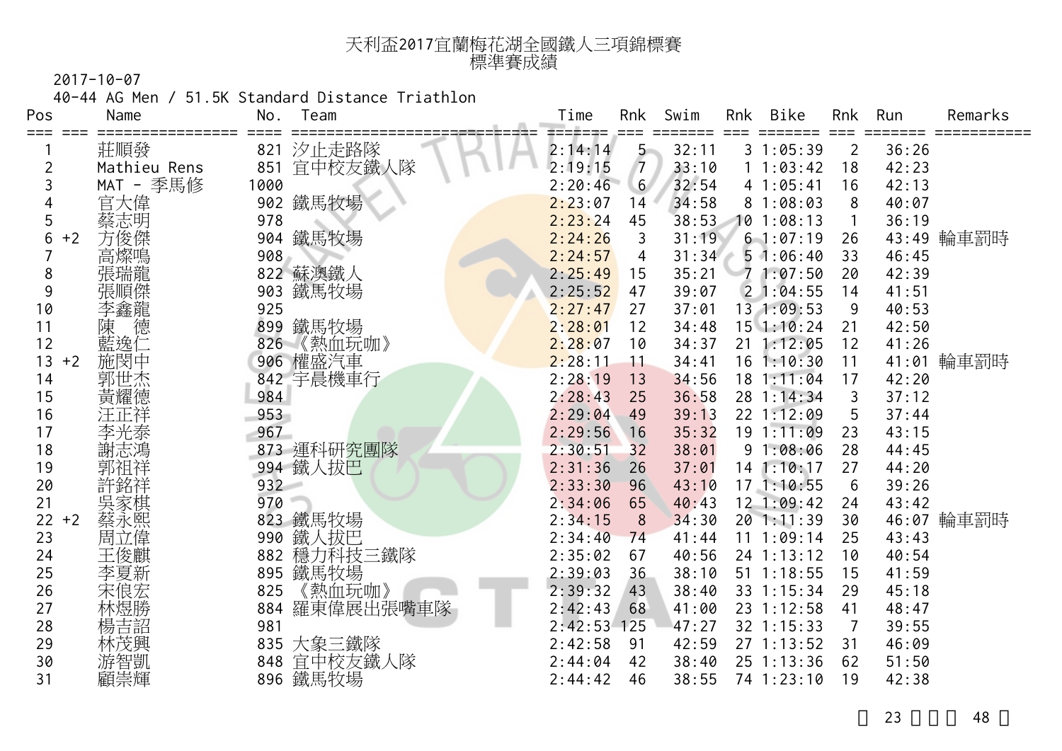# 天利盃2017宜蘭梅花湖全國鐵人三項錦標賽
## 標準賽成績

2017-10-07

40-44 AG Men / 51.5K Standard Distance Triathlon

| Pos | | Name | No. | Team | Time | Rnk | Swim | Rnk | Bike | Rnk | Run | Remarks |
|---|---|---|---|---|---|---|---|---|---|---|---|---|
| 1 | | 莊順發 | 821 | 汐止走路隊 | 2:14:14 | 5 | 32:11 | 3 | 1:05:39 | 2 | 36:26 | |
| 2 | | Mathieu Rens | 851 | 宜中校友鐵人隊 | 2:19:15 | 7 | 33:10 | 1 | 1:03:42 | 18 | 42:23 | |
| 3 | | MAT - 季馬修 | 1000 | | 2:20:46 | 6 | 32:54 | 4 | 1:05:41 | 16 | 42:13 | |
| 4 | | 官大偉 | 902 | 鐵馬牧場 | 2:23:07 | 14 | 34:58 | 8 | 1:08:03 | 8 | 40:07 | |
| 5 | | 蔡志明 | 978 | | 2:23:24 | 45 | 38:53 | 10 | 1:08:13 | 1 | 36:19 | |
| 6 | +2 | 方俊傑 | 904 | 鐵馬牧場 | 2:24:26 | 3 | 31:19 | 6 | 1:07:19 | 26 | 43:49 | 輪車罰時 |
| 7 | | 高燦鳴 | 908 | | 2:24:57 | 4 | 31:34 | 5 | 1:06:40 | 33 | 46:45 | |
| 8 | | 張瑞龍 | 822 | 蘇澳鐵人 | 2:25:49 | 15 | 35:21 | 7 | 1:07:50 | 20 | 42:39 | |
| 9 | | 張順傑 | 903 | 鐵馬牧場 | 2:25:52 | 47 | 39:07 | 2 | 1:04:55 | 14 | 41:51 | |
| 10 | | 李鑫龍 | 925 | | 2:27:47 | 27 | 37:01 | 13 | 1:09:53 | 9 | 40:53 | |
| 11 | | 陳　德 | 899 | 鐵馬牧場 | 2:28:01 | 12 | 34:48 | 15 | 1:10:24 | 21 | 42:50 | |
| 12 | | 藍逸仁 | 826 | 《熱血玩咖》 | 2:28:07 | 10 | 34:37 | 21 | 1:12:05 | 12 | 41:26 | |
| 13 | +2 | 施閔中 | 906 | 權盛汽車 | 2:28:11 | 11 | 34:41 | 16 | 1:10:30 | 11 | 41:01 | 輪車罰時 |
| 14 | | 郭世杰 | 842 | 宇晨機車行 | 2:28:19 | 13 | 34:56 | 18 | 1:11:04 | 17 | 42:20 | |
| 15 | | 黃耀德 | 984 | | 2:28:43 | 25 | 36:58 | 28 | 1:14:34 | 3 | 37:12 | |
| 16 | | 汪正祥 | 953 | | 2:29:04 | 49 | 39:13 | 22 | 1:12:09 | 5 | 37:44 | |
| 17 | | 李光泰 | 967 | | 2:29:56 | 16 | 35:32 | 19 | 1:11:09 | 23 | 43:15 | |
| 18 | | 謝志鴻 | 873 | 運科研究團隊 | 2:30:51 | 32 | 38:01 | 9 | 1:08:06 | 28 | 44:45 | |
| 19 | | 郭祖祥 | 994 | 鐵人拔巴 | 2:31:36 | 26 | 37:01 | 14 | 1:10:17 | 27 | 44:20 | |
| 20 | | 許銘祥 | 932 | | 2:33:30 | 96 | 43:10 | 17 | 1:10:55 | 6 | 39:26 | |
| 21 | | 吳家棋 | 970 | | 2:34:06 | 65 | 40:43 | 12 | 1:09:42 | 24 | 43:42 | |
| 22 | +2 | 蔡永熙 | 823 | 鐵馬牧場 | 2:34:15 | 8 | 34:30 | 20 | 1:11:39 | 30 | 46:07 | 輪車罰時 |
| 23 | | 周立偉 | 990 | 鐵人拔巴 | 2:34:40 | 74 | 41:44 | 11 | 1:09:14 | 25 | 43:43 | |
| 24 | | 王俊麒 | 882 | 穩力科技三鐵隊 | 2:35:02 | 67 | 40:56 | 24 | 1:13:12 | 10 | 40:54 | |
| 25 | | 李夏新 | 895 | 鐵馬牧場 | 2:39:03 | 36 | 38:10 | 51 | 1:18:55 | 15 | 41:59 | |
| 26 | | 宋俍宏 | 825 | 《熱血玩咖》 | 2:39:32 | 43 | 38:40 | 33 | 1:15:34 | 29 | 45:18 | |
| 27 | | 林煜勝 | 884 | 羅東偉展出張嘴車隊 | 2:42:43 | 68 | 41:00 | 23 | 1:12:58 | 41 | 48:47 | |
| 28 | | 楊吉詔 | 981 | | 2:42:53 | 125 | 47:27 | 32 | 1:15:33 | 7 | 39:55 | |
| 29 | | 林茂興 | 835 | 大象三鐵隊 | 2:42:58 | 91 | 42:59 | 27 | 1:13:52 | 31 | 46:09 | |
| 30 | | 游智凱 | 848 | 宜中校友鐵人隊 | 2:44:04 | 42 | 38:40 | 25 | 1:13:36 | 62 | 51:50 | |
| 31 | | 顧崇輝 | 896 | 鐵馬牧場 | 2:44:42 | 46 | 38:55 | 74 | 1:23:10 | 19 | 42:38 | |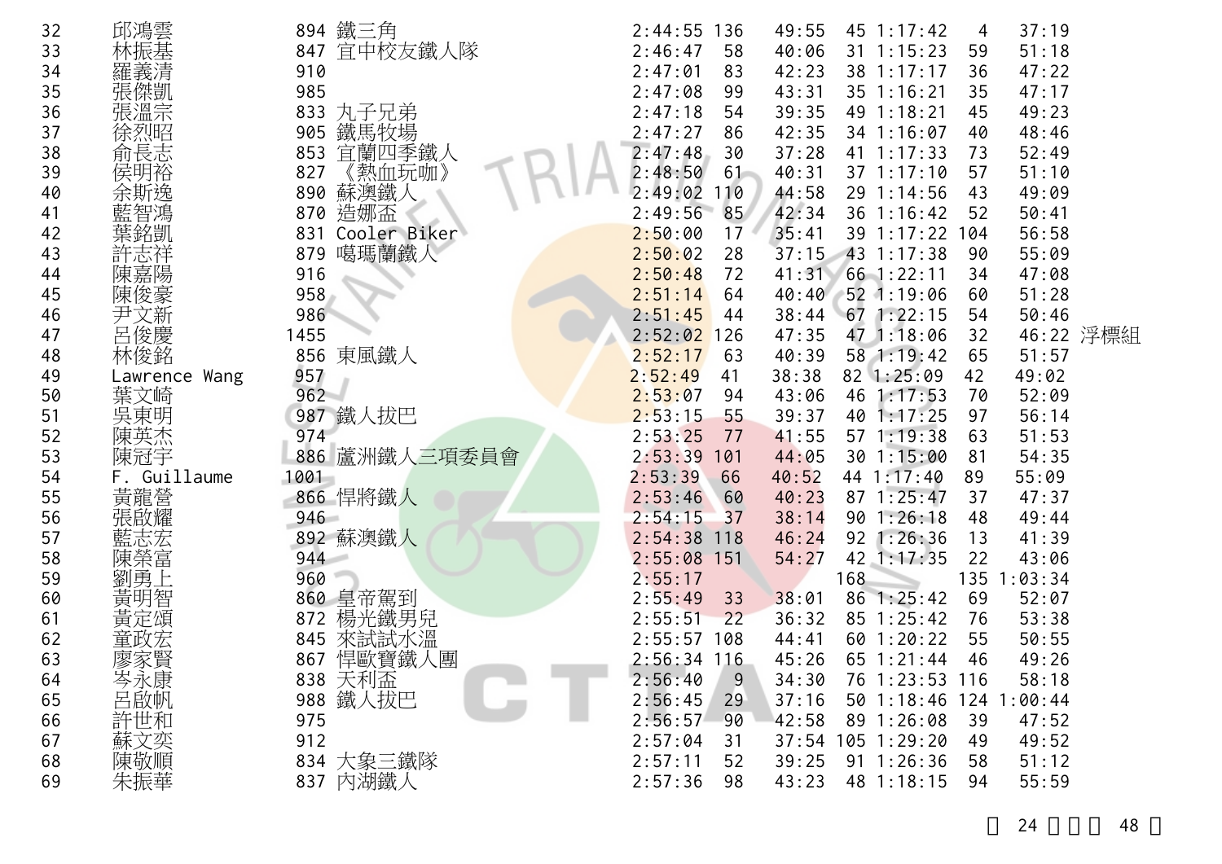| | | | | | | | | | | | | |
|---|---|---|---|---|---|---|---|---|---|---|---|---|
| 32 | 邱鴻雲 | 894 | 鐵三角 | 2:44:55 | 136 | 49:55 | 45 | 1:17:42 | 4 | 37:19 | |
| 33 | 林振基 | 847 | 宜中校友鐵人隊 | 2:46:47 | 58 | 40:06 | 31 | 1:15:23 | 59 | 51:18 | |
| 34 | 羅義清 | 910 | | 2:47:01 | 83 | 42:23 | 38 | 1:17:17 | 36 | 47:22 | |
| 35 | 張傑凱 | 985 | | 2:47:08 | 99 | 43:31 | 35 | 1:16:21 | 35 | 47:17 | |
| 36 | 張溫宗 | 833 | 丸子兄弟 | 2:47:18 | 54 | 39:35 | 49 | 1:18:21 | 45 | 49:23 | |
| 37 | 徐烈昭 | 905 | 鐵馬牧場 | 2:47:27 | 86 | 42:35 | 34 | 1:16:07 | 40 | 48:46 | |
| 38 | 俞長志 | 853 | 宜蘭四季鐵人 | 2:47:48 | 30 | 37:28 | 41 | 1:17:33 | 73 | 52:49 | |
| 39 | 侯明裕 | 827 | 《熱血玩咖》 | 2:48:50 | 61 | 40:31 | 37 | 1:17:10 | 57 | 51:10 | |
| 40 | 余斯逸 | 890 | 蘇澳鐵人 | 2:49:02 | 110 | 44:58 | 29 | 1:14:56 | 43 | 49:09 | |
| 41 | 藍智鴻 | 870 | 造娜盃 | 2:49:56 | 85 | 42:34 | 36 | 1:16:42 | 52 | 50:41 | |
| 42 | 葉銘凱 | 831 | Cooler Biker | 2:50:00 | 17 | 35:41 | 39 | 1:17:22 | 104 | 56:58 | |
| 43 | 許志祥 | 879 | 噶瑪蘭鐵人 | 2:50:02 | 28 | 37:15 | 43 | 1:17:38 | 90 | 55:09 | |
| 44 | 陳嘉陽 | 916 | | 2:50:48 | 72 | 41:31 | 66 | 1:22:11 | 34 | 47:08 | |
| 45 | 陳俊豪 | 958 | | 2:51:14 | 64 | 40:40 | 52 | 1:19:06 | 60 | 51:28 | |
| 46 | 尹文新 | 986 | | 2:51:45 | 44 | 38:44 | 67 | 1:22:15 | 54 | 50:46 | |
| 47 | 呂俊慶 | 1455 | | 2:52:02 | 126 | 47:35 | 47 | 1:18:06 | 32 | 46:22 | 浮標組 |
| 48 | 林俊銘 | 856 | 東風鐵人 | 2:52:17 | 63 | 40:39 | 58 | 1:19:42 | 65 | 51:57 | |
| 49 | Lawrence Wang | 957 | | 2:52:49 | 41 | 38:38 | 82 | 1:25:09 | 42 | 49:02 | |
| 50 | 葉文崎 | 962 | | 2:53:07 | 94 | 43:06 | 46 | 1:17:53 | 70 | 52:09 | |
| 51 | 吳東明 | 987 | 鐵人拔巴 | 2:53:15 | 55 | 39:37 | 40 | 1:17:25 | 97 | 56:14 | |
| 52 | 陳英杰 | 974 | | 2:53:25 | 77 | 41:55 | 57 | 1:19:38 | 63 | 51:53 | |
| 53 | 陳冠宇 | 886 | 蘆洲鐵人三項委員會 | 2:53:39 | 101 | 44:05 | 30 | 1:15:00 | 81 | 54:35 | |
| 54 | F. Guillaume | 1001 | | 2:53:39 | 66 | 40:52 | 44 | 1:17:40 | 89 | 55:09 | |
| 55 | 黃龍營 | 866 | 悍將鐵人 | 2:53:46 | 60 | 40:23 | 87 | 1:25:47 | 37 | 47:37 | |
| 56 | 張啟耀 | 946 | | 2:54:15 | 37 | 38:14 | 90 | 1:26:18 | 48 | 49:44 | |
| 57 | 藍志宏 | 892 | 蘇澳鐵人 | 2:54:38 | 118 | 46:24 | 92 | 1:26:36 | 13 | 41:39 | |
| 58 | 陳榮富 | 944 | | 2:55:08 | 151 | 54:27 | 42 | 1:17:35 | 22 | 43:06 | |
| 59 | 劉勇上 | 960 | | 2:55:17 | | | 168 | | 135 | 1:03:34 | |
| 60 | 黃明智 | 860 | 皇帝駕到 | 2:55:49 | 33 | 38:01 | 86 | 1:25:42 | 69 | 52:07 | |
| 61 | 黃定頌 | 872 | 楊光鐵男兒 | 2:55:51 | 22 | 36:32 | 85 | 1:25:42 | 76 | 53:38 | |
| 62 | 童政宏 | 845 | 來試試水溫 | 2:55:57 | 108 | 44:41 | 60 | 1:20:22 | 55 | 50:55 | |
| 63 | 廖家賢 | 867 | 悍歐寶鐵人團 | 2:56:34 | 116 | 45:26 | 65 | 1:21:44 | 46 | 49:26 | |
| 64 | 岑永康 | 838 | 天利盃 | 2:56:40 | 9 | 34:30 | 76 | 1:23:53 | 116 | 58:18 | |
| 65 | 呂啟帆 | 988 | 鐵人拔巴 | 2:56:45 | 29 | 37:16 | 50 | 1:18:46 | 124 | 1:00:44 | |
| 66 | 許世和 | 975 | | 2:56:57 | 90 | 42:58 | 89 | 1:26:08 | 39 | 47:52 | |
| 67 | 蘇文奕 | 912 | | 2:57:04 | 31 | 37:54 | 105 | 1:29:20 | 49 | 49:52 | |
| 68 | 陳敬順 | 834 | 大象三鐵隊 | 2:57:11 | 52 | 39:25 | 91 | 1:26:36 | 58 | 51:12 | |
| 69 | 朱振華 | 837 | 內湖鐵人 | 2:57:36 | 98 | 43:23 | 48 | 1:18:15 | 94 | 55:59 | |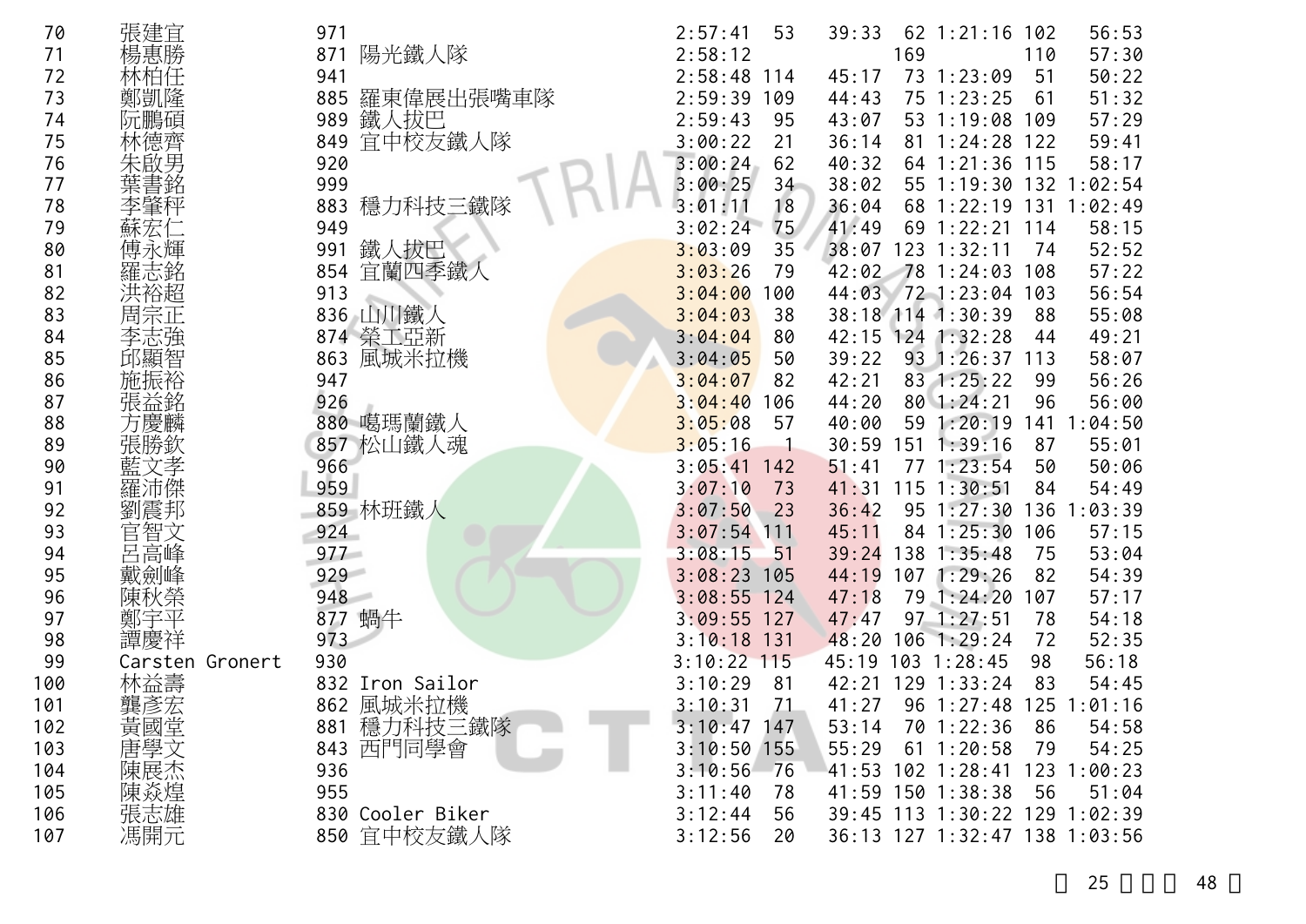| | | | | | | | | | | |
|---|---|---|---|---|---|---|---|---|---|---|
| 70 | 張建宜 | 971 | | 2:57:41 | 53 | 39:33 | 62 | 1:21:16 | 102 | 56:53 |
| 71 | 楊惠勝 | 871 | 陽光鐵人隊 | 2:58:12 | | | 169 | | 110 | 57:30 |
| 72 | 林柏任 | 941 | | 2:58:48 | 114 | 45:17 | 73 | 1:23:09 | 51 | 50:22 |
| 73 | 鄭凱隆 | 885 | 羅東偉展出張嘴車隊 | 2:59:39 | 109 | 44:43 | 75 | 1:23:25 | 61 | 51:32 |
| 74 | 阮鵬碩 | 989 | 鐵人拔巴 | 2:59:43 | 95 | 43:07 | 53 | 1:19:08 | 109 | 57:29 |
| 75 | 林德齊 | 849 | 宜中校友鐵人隊 | 3:00:22 | 21 | 36:14 | 81 | 1:24:28 | 122 | 59:41 |
| 76 | 朱啟男 | 920 | | 3:00:24 | 62 | 40:32 | 64 | 1:21:36 | 115 | 58:17 |
| 77 | 葉書銘 | 999 | | 3:00:25 | 34 | 38:02 | 55 | 1:19:30 | 132 | 1:02:54 |
| 78 | 李肇枰 | 883 | 穩力科技三鐵隊 | 3:01:11 | 18 | 36:04 | 68 | 1:22:19 | 131 | 1:02:49 |
| 79 | 蘇宏仁 | 949 | | 3:02:24 | 75 | 41:49 | 69 | 1:22:21 | 114 | 58:15 |
| 80 | 傅永輝 | 991 | 鐵人拔巴 | 3:03:09 | 35 | 38:07 | 123 | 1:32:11 | 74 | 52:52 |
| 81 | 羅志銘 | 854 | 宜蘭四季鐵人 | 3:03:26 | 79 | 42:02 | 78 | 1:24:03 | 108 | 57:22 |
| 82 | 洪裕超 | 913 | | 3:04:00 | 100 | 44:03 | 72 | 1:23:04 | 103 | 56:54 |
| 83 | 周宗正 | 836 | 山川鐵人 | 3:04:03 | 38 | 38:18 | 114 | 1:30:39 | 88 | 55:08 |
| 84 | 李志強 | 874 | 榮工亞新 | 3:04:04 | 80 | 42:15 | 124 | 1:32:28 | 44 | 49:21 |
| 85 | 邱顯智 | 863 | 風城米拉機 | 3:04:05 | 50 | 39:22 | 93 | 1:26:37 | 113 | 58:07 |
| 86 | 施振裕 | 947 | | 3:04:07 | 82 | 42:21 | 83 | 1:25:22 | 99 | 56:26 |
| 87 | 張益銘 | 926 | | 3:04:40 | 106 | 44:20 | 80 | 1:24:21 | 96 | 56:00 |
| 88 | 方慶麟 | 880 | 噶瑪蘭鐵人 | 3:05:08 | 57 | 40:00 | 59 | 1:20:19 | 141 | 1:04:50 |
| 89 | 張勝欽 | 857 | 松山鐵人魂 | 3:05:16 | 1 | 30:59 | 151 | 1:39:16 | 87 | 55:01 |
| 90 | 藍文孝 | 966 | | 3:05:41 | 142 | 51:41 | 77 | 1:23:54 | 50 | 50:06 |
| 91 | 羅沛傑 | 959 | | 3:07:10 | 73 | 41:31 | 115 | 1:30:51 | 84 | 54:49 |
| 92 | 劉震邦 | 859 | 林班鐵人 | 3:07:50 | 23 | 36:42 | 95 | 1:27:30 | 136 | 1:03:39 |
| 93 | 官智文 | 924 | | 3:07:54 | 111 | 45:11 | 84 | 1:25:30 | 106 | 57:15 |
| 94 | 呂高峰 | 977 | | 3:08:15 | 51 | 39:24 | 138 | 1:35:48 | 75 | 53:04 |
| 95 | 戴劍峰 | 929 | | 3:08:23 | 105 | 44:19 | 107 | 1:29:26 | 82 | 54:39 |
| 96 | 陳秋榮 | 948 | | 3:08:55 | 124 | 47:18 | 79 | 1:24:20 | 107 | 57:17 |
| 97 | 鄭宇平 | 877 | 蝸牛 | 3:09:55 | 127 | 47:47 | 97 | 1:27:51 | 78 | 54:18 |
| 98 | 譚慶祥 | 973 | | 3:10:18 | 131 | 48:20 | 106 | 1:29:24 | 72 | 52:35 |
| 99 | Carsten Gronert | 930 | | 3:10:22 | 115 | 45:19 | 103 | 1:28:45 | 98 | 56:18 |
| 100 | 林益壽 | 832 | Iron Sailor | 3:10:29 | 81 | 42:21 | 129 | 1:33:24 | 83 | 54:45 |
| 101 | 龔彥宏 | 862 | 風城米拉機 | 3:10:31 | 71 | 41:27 | 96 | 1:27:48 | 125 | 1:01:16 |
| 102 | 黃國堂 | 881 | 穩力科技三鐵隊 | 3:10:47 | 147 | 53:14 | 70 | 1:22:36 | 86 | 54:58 |
| 103 | 唐學文 | 843 | 西門同學會 | 3:10:50 | 155 | 55:29 | 61 | 1:20:58 | 79 | 54:25 |
| 104 | 陳展杰 | 936 | | 3:10:56 | 76 | 41:53 | 102 | 1:28:41 | 123 | 1:00:23 |
| 105 | 陳焱煌 | 955 | | 3:11:40 | 78 | 41:59 | 150 | 1:38:38 | 56 | 51:04 |
| 106 | 張志雄 | 830 | Cooler Biker | 3:12:44 | 56 | 39:45 | 113 | 1:30:22 | 129 | 1:02:39 |
| 107 | 馮開元 | 850 | 宜中校友鐵人隊 | 3:12:56 | 20 | 36:13 | 127 | 1:32:47 | 138 | 1:03:56 |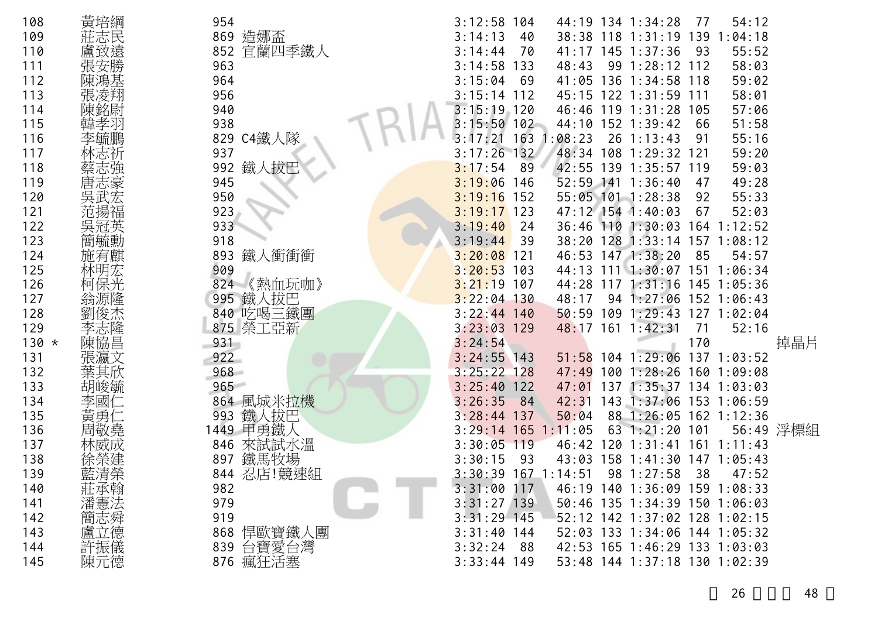| | | | | | | | | | | | | |
|---|---|---|---|---|---|---|---|---|---|---|---|---|
| 108 | | 黃培綱 | 954 | | 3:12:58 | 104 | 44:19 | 134 | 1:34:28 | 77 | 54:12 | |
| 109 | | 莊志民 | 869 | 造娜盃 | 3:14:13 | 40 | 38:38 | 118 | 1:31:19 | 139 | 1:04:18 | |
| 110 | | 盧致遠 | 852 | 宜蘭四季鐵人 | 3:14:44 | 70 | 41:17 | 145 | 1:37:36 | 93 | 55:52 | |
| 111 | | 張安勝 | 963 | | 3:14:58 | 133 | 48:43 | 99 | 1:28:12 | 112 | 58:03 | |
| 112 | | 陳鴻基 | 964 | | 3:15:04 | 69 | 41:05 | 136 | 1:34:58 | 118 | 59:02 | |
| 113 | | 張凌翔 | 956 | | 3:15:14 | 112 | 45:15 | 122 | 1:31:59 | 111 | 58:01 | |
| 114 | | 陳銘尉 | 940 | | 3:15:19 | 120 | 46:46 | 119 | 1:31:28 | 105 | 57:06 | |
| 115 | | 韓孝羽 | 938 | | 3:15:50 | 102 | 44:10 | 152 | 1:39:42 | 66 | 51:58 | |
| 116 | | 李毓鵬 | 829 | C4鐵人隊 | 3:17:21 | 163 | 1:08:23 | 26 | 1:13:43 | 91 | 55:16 | |
| 117 | | 林志祈 | 937 | | 3:17:26 | 132 | 48:34 | 108 | 1:29:32 | 121 | 59:20 | |
| 118 | | 蔡志強 | 992 | 鐵人拔巴 | 3:17:54 | 89 | 42:55 | 139 | 1:35:57 | 119 | 59:03 | |
| 119 | | 唐志豪 | 945 | | 3:19:06 | 146 | 52:59 | 141 | 1:36:40 | 47 | 49:28 | |
| 120 | | 吳武宏 | 950 | | 3:19:16 | 152 | 55:05 | 101 | 1:28:38 | 92 | 55:33 | |
| 121 | | 范揚福 | 923 | | 3:19:17 | 123 | 47:12 | 154 | 1:40:03 | 67 | 52:03 | |
| 122 | | 吳冠英 | 933 | | 3:19:40 | 24 | 36:46 | 110 | 1:30:03 | 164 | 1:12:52 | |
| 123 | | 簡毓勳 | 918 | | 3:19:44 | 39 | 38:20 | 128 | 1:33:14 | 157 | 1:08:12 | |
| 124 | | 施宥麒 | 893 | 鐵人衝衝衝 | 3:20:08 | 121 | 46:53 | 147 | 1:38:20 | 85 | 54:57 | |
| 125 | | 林明宏 | 909 | | 3:20:53 | 103 | 44:13 | 111 | 1:30:07 | 151 | 1:06:34 | |
| 126 | | 柯保光 | 824 | 《熱血玩咖》 | 3:21:19 | 107 | 44:28 | 117 | 1:31:16 | 145 | 1:05:36 | |
| 127 | | 翁源隆 | 995 | 鐵人拔巴 | 3:22:04 | 130 | 48:17 | 94 | 1:27:06 | 152 | 1:06:43 | |
| 128 | | 劉俊杰 | 840 | 吃喝三鐵團 | 3:22:44 | 140 | 50:59 | 109 | 1:29:43 | 127 | 1:02:04 | |
| 129 | | 李志隆 | 875 | 榮工亞新 | 3:23:03 | 129 | 48:17 | 161 | 1:42:31 | 71 | 52:16 | |
| 130 | * | 陳協昌 | 931 | | 3:24:54 | | | | | 170 | | 掉晶片 |
| 131 | | 張瀛文 | 922 | | 3:24:55 | 143 | 51:58 | 104 | 1:29:06 | 137 | 1:03:52 | |
| 132 | | 葉其欣 | 968 | | 3:25:22 | 128 | 47:49 | 100 | 1:28:26 | 160 | 1:09:08 | |
| 133 | | 胡峻毓 | 965 | | 3:25:40 | 122 | 47:01 | 137 | 1:35:37 | 134 | 1:03:03 | |
| 134 | | 李國仁 | 864 | 風城米拉機 | 3:26:35 | 84 | 42:31 | 143 | 1:37:06 | 153 | 1:06:59 | |
| 135 | | 黃勇仁 | 993 | 鐵人拔巴 | 3:28:44 | 137 | 50:04 | 88 | 1:26:05 | 162 | 1:12:36 | |
| 136 | | 周敬堯 | 1449 | 甲勇鐵人 | 3:29:14 | 165 | 1:11:05 | 63 | 1:21:20 | 101 | 56:49 | 浮標組 |
| 137 | | 林威成 | 846 | 來試試水溫 | 3:30:05 | 119 | 46:42 | 120 | 1:31:41 | 161 | 1:11:43 | |
| 138 | | 徐榮建 | 897 | 鐵馬牧場 | 3:30:15 | 93 | 43:03 | 158 | 1:41:30 | 147 | 1:05:43 | |
| 139 | | 藍清榮 | 844 | 忍店!競速組 | 3:30:39 | 167 | 1:14:51 | 98 | 1:27:58 | 38 | 47:52 | |
| 140 | | 莊承翰 | 982 | | 3:31:00 | 117 | 46:19 | 140 | 1:36:09 | 159 | 1:08:33 | |
| 141 | | 潘憲法 | 979 | | 3:31:27 | 139 | 50:46 | 135 | 1:34:39 | 150 | 1:06:03 | |
| 142 | | 簡志舜 | 919 | | 3:31:29 | 145 | 52:12 | 142 | 1:37:02 | 128 | 1:02:15 | |
| 143 | | 盧立德 | 868 | 悍歐寶鐵人團 | 3:31:40 | 144 | 52:03 | 133 | 1:34:06 | 144 | 1:05:32 | |
| 144 | | 許振儀 | 839 | 台寶愛台灣 | 3:32:24 | 88 | 42:53 | 165 | 1:46:29 | 133 | 1:03:03 | |
| 145 | | 陳元德 | 876 | 瘋狂活塞 | 3:33:44 | 149 | 53:48 | 144 | 1:37:18 | 130 | 1:02:39 | |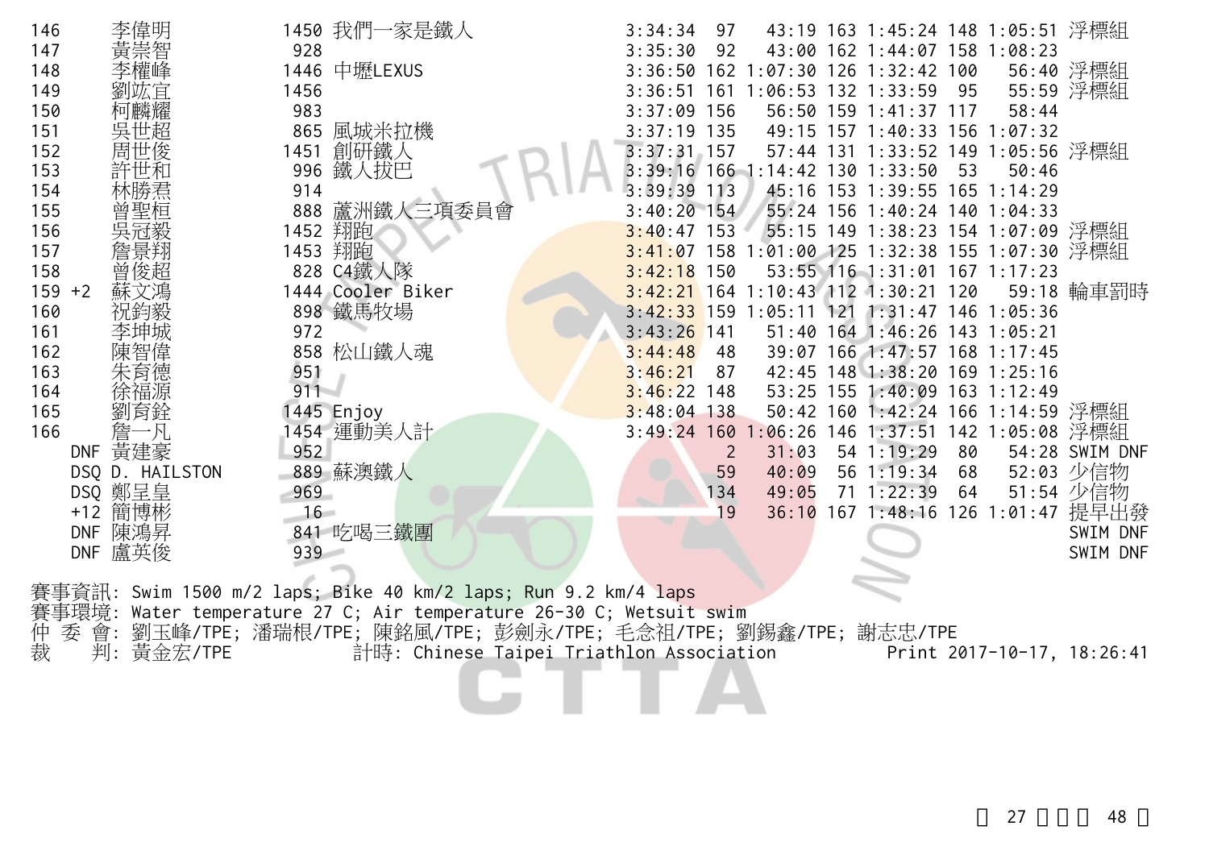| 名次 | 姓名 | 號碼 | 隊伍 | 總成績 | 游泳名次 | 游泳 | 自行車名次 | 自行車 | 路跑名次 | 路跑 | 備註 |
|---|---|---|---|---|---|---|---|---|---|---|---|
| 146 | 李偉明 | 1450 | 我們一家是鐵人 | 3:34:34 | 97 | 43:19 | 163 | 1:45:24 | 148 | 1:05:51 | 浮標組 |
| 147 | 黃崇智 | 928 | | 3:35:30 | 92 | 43:00 | 162 | 1:44:07 | 158 | 1:08:23 | |
| 148 | 李權峰 | 1446 | 中壢LEXUS | 3:36:50 | 162 | 1:07:30 | 126 | 1:32:42 | 100 | 56:40 | 浮標組 |
| 149 | 劉竑宜 | 1456 | | 3:36:51 | 161 | 1:06:53 | 132 | 1:33:59 | 95 | 55:59 | 浮標組 |
| 150 | 柯麟耀 | 983 | | 3:37:09 | 156 | 56:50 | 159 | 1:41:37 | 117 | 58:44 | |
| 151 | 吳世超 | 865 | 風城米拉機 | 3:37:19 | 135 | 49:15 | 157 | 1:40:33 | 156 | 1:07:32 | |
| 152 | 周世俊 | 1451 | 創研鐵人 | 3:37:31 | 157 | 57:44 | 131 | 1:33:52 | 149 | 1:05:56 | 浮標組 |
| 153 | 許世和 | 996 | 鐵人拔巴 | 3:39:16 | 166 | 1:14:42 | 130 | 1:33:50 | 53 | 50:46 | |
| 154 | 林勝君 | 914 | | 3:39:39 | 113 | 45:16 | 153 | 1:39:55 | 165 | 1:14:29 | |
| 155 | 曾聖桓 | 888 | 蘆洲鐵人三項委員會 | 3:40:20 | 154 | 55:24 | 156 | 1:40:24 | 140 | 1:04:33 | |
| 156 | 吳冠毅 | 1452 | 翔跑 | 3:40:47 | 153 | 55:15 | 149 | 1:38:23 | 154 | 1:07:09 | 浮標組 |
| 157 | 詹景翔 | 1453 | 翔跑 | 3:41:07 | 158 | 1:01:00 | 125 | 1:32:38 | 155 | 1:07:30 | 浮標組 |
| 158 | 曾俊超 | 828 | C4鐵人隊 | 3:42:18 | 150 | 53:55 | 116 | 1:31:01 | 167 | 1:17:23 | |
| 159 +2 | 蘇文鴻 | 1444 | Cooler Biker | 3:42:21 | 164 | 1:10:43 | 112 | 1:30:21 | 120 | 59:18 | 輪車罰時 |
| 160 | 祝鈞毅 | 898 | 鐵馬牧場 | 3:42:33 | 159 | 1:05:11 | 121 | 1:31:47 | 146 | 1:05:36 | |
| 161 | 李坤城 | 972 | | 3:43:26 | 141 | 51:40 | 164 | 1:46:26 | 143 | 1:05:21 | |
| 162 | 陳智偉 | 858 | 松山鐵人魂 | 3:44:48 | 48 | 39:07 | 166 | 1:47:57 | 168 | 1:17:45 | |
| 163 | 朱育德 | 951 | | 3:46:21 | 87 | 42:45 | 148 | 1:38:20 | 169 | 1:25:16 | |
| 164 | 徐福源 | 911 | | 3:46:22 | 148 | 53:25 | 155 | 1:40:09 | 163 | 1:12:49 | |
| 165 | 劉育銓 | 1445 | Enjoy | 3:48:04 | 138 | 50:42 | 160 | 1:42:24 | 166 | 1:14:59 | 浮標組 |
| 166 | 詹一凡 | 1454 | 運動美人計 | 3:49:24 | 160 | 1:06:26 | 146 | 1:37:51 | 142 | 1:05:08 | 浮標組 |
| DNF | 黃建豪 | 952 | | | 2 | 31:03 | 54 | 1:19:29 | 80 | 54:28 | SWIM DNF |
| DSQ | D. HAILSTON | 889 | 蘇澳鐵人 | | 59 | 40:09 | 56 | 1:19:34 | 68 | 52:03 | 少信物 |
| DSQ | 鄭呈皇 | 969 | | | 134 | 49:05 | 71 | 1:22:39 | 64 | 51:54 | 少信物 |
| +12 | 簡博彬 | 16 | | | 19 | 36:10 | 167 | 1:48:16 | 126 | 1:01:47 | 提早出發 |
| DNF | 陳鴻昇 | 841 | 吃喝三鐵團 | | | | | | | | SWIM DNF |
| DNF | 盧英俊 | 939 | | | | | | | | | SWIM DNF |

賽事資訊: Swim 1500 m/2 laps; Bike 40 km/2 laps; Run 9.2 km/4 laps
賽事環境: Water temperature 27 C; Air temperature 26-30 C; Wetsuit swim
仲 委 會: 劉玉峰/TPE; 潘瑞根/TPE; 陳銘風/TPE; 彭劍永/TPE; 毛念祖/TPE; 劉錫鑫/TPE; 謝志忠/TPE
裁　 判: 黃金宏/TPE　　計時: Chinese Taipei Triathlon Association　　Print 2017-10-17, 18:26:41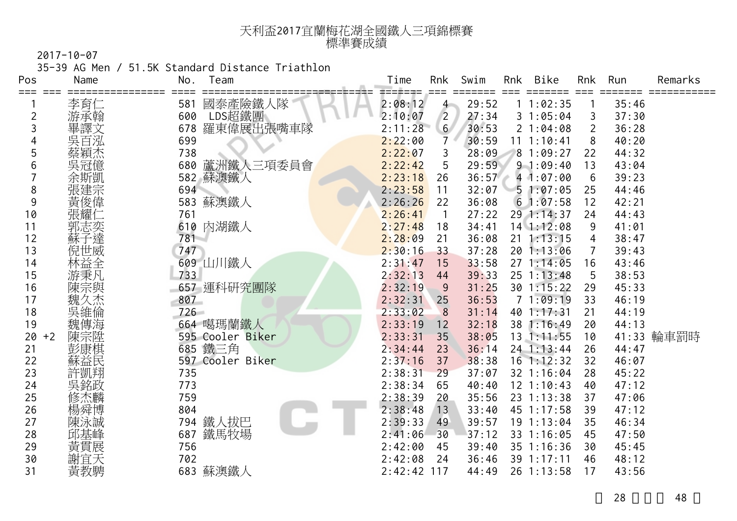# 天利盃2017宜蘭梅花湖全國鐵人三項錦標賽
## 標準賽成績

2017-10-07

35-39 AG Men / 51.5K Standard Distance Triathlon

| Pos | | Name | No. | Team | Time | Rnk | Swim | Rnk | Bike | Rnk | Run | Remarks |
|---|---|---|---|---|---|---|---|---|---|---|---|---|
| 1 | | 李育仁 | 581 | 國泰產險鐵人隊 | 2:08:12 | 4 | 29:52 | 1 | 1:02:35 | 1 | 35:46 | |
| 2 | | 游承翰 | 600 | LDS超鐵團 | 2:10:07 | 2 | 27:34 | 3 | 1:05:04 | 3 | 37:30 | |
| 3 | | 畢譯文 | 678 | 羅東偉展出張嘴車隊 | 2:11:28 | 6 | 30:53 | 2 | 1:04:08 | 2 | 36:28 | |
| 4 | | 吳百泓 | 699 | | 2:22:00 | 7 | 30:59 | 11 | 1:10:41 | 8 | 40:20 | |
| 5 | | 蔡穎杰 | 738 | | 2:22:07 | 3 | 28:09 | 8 | 1:09:27 | 22 | 44:32 | |
| 6 | | 吳冠億 | 680 | 蘆洲鐵人三項委員會 | 2:22:42 | 5 | 29:59 | 9 | 1:09:40 | 13 | 43:04 | |
| 7 | | 余斯凱 | 582 | 蘇澳鐵人 | 2:23:18 | 26 | 36:57 | 4 | 1:07:00 | 6 | 39:23 | |
| 8 | | 張建宗 | 694 | | 2:23:58 | 11 | 32:07 | 5 | 1:07:05 | 25 | 44:46 | |
| 9 | | 黃俊偉 | 583 | 蘇澳鐵人 | 2:26:26 | 22 | 36:08 | 6 | 1:07:58 | 12 | 42:21 | |
| 10 | | 張耀仁 | 761 | | 2:26:41 | 1 | 27:22 | 29 | 1:14:37 | 24 | 44:43 | |
| 11 | | 郭志奕 | 610 | 內湖鐵人 | 2:27:48 | 18 | 34:41 | 14 | 1:12:08 | 9 | 41:01 | |
| 12 | | 蘇子達 | 781 | | 2:28:09 | 21 | 36:08 | 21 | 1:13:15 | 4 | 38:47 | |
| 13 | | 倪世威 | 747 | | 2:30:16 | 33 | 37:28 | 20 | 1:13:06 | 7 | 39:43 | |
| 14 | | 林益全 | 609 | 山川鐵人 | 2:31:47 | 15 | 33:58 | 27 | 1:14:05 | 16 | 43:46 | |
| 15 | | 游秉凡 | 733 | | 2:32:13 | 44 | 39:33 | 25 | 1:13:48 | 5 | 38:53 | |
| 16 | | 陳宗與 | 657 | 運科研究團隊 | 2:32:19 | 9 | 31:25 | 30 | 1:15:22 | 29 | 45:33 | |
| 17 | | 魏久杰 | 807 | | 2:32:31 | 25 | 36:53 | 7 | 1:09:19 | 33 | 46:19 | |
| 18 | | 吳維倫 | 726 | | 2:33:02 | 8 | 31:14 | 40 | 1:17:31 | 21 | 44:19 | |
| 19 | | 魏傳海 | 664 | 噶瑪蘭鐵人 | 2:33:19 | 12 | 32:18 | 38 | 1:16:49 | 20 | 44:13 | |
| 20 | +2 | 陳宗陞 | 595 | Cooler Biker | 2:33:31 | 35 | 38:05 | 13 | 1:11:55 | 10 | 41:33 | 輪車罰時 |
| 21 | | 彭康棋 | 685 | 鐵三角 | 2:34:44 | 23 | 36:14 | 24 | 1:13:44 | 26 | 44:47 | |
| 22 | | 蘇益民 | 597 | Cooler Biker | 2:37:16 | 37 | 38:38 | 16 | 1:12:32 | 32 | 46:07 | |
| 23 | | 許凱翔 | 735 | | 2:38:31 | 29 | 37:07 | 32 | 1:16:04 | 28 | 45:22 | |
| 24 | | 吳銘政 | 773 | | 2:38:34 | 65 | 40:40 | 12 | 1:10:43 | 40 | 47:12 | |
| 25 | | 修杰麟 | 759 | | 2:38:39 | 20 | 35:56 | 23 | 1:13:38 | 37 | 47:06 | |
| 26 | | 楊舜博 | 804 | | 2:38:48 | 13 | 33:40 | 45 | 1:17:58 | 39 | 47:12 | |
| 27 | | 陳泳誠 | 794 | 鐵人拔巴 | 2:39:33 | 49 | 39:57 | 19 | 1:13:04 | 35 | 46:34 | |
| 28 | | 邱基峰 | 687 | 鐵馬牧場 | 2:41:06 | 30 | 37:12 | 33 | 1:16:05 | 45 | 47:50 | |
| 29 | | 黃貫展 | 756 | | 2:42:00 | 45 | 39:40 | 35 | 1:16:36 | 30 | 45:45 | |
| 30 | | 謝宜天 | 702 | | 2:42:08 | 24 | 36:46 | 39 | 1:17:11 | 46 | 48:12 | |
| 31 | | 黃教騁 | 683 | 蘇澳鐵人 | 2:42:42 | 117 | 44:49 | 26 | 1:13:58 | 17 | 43:56 | |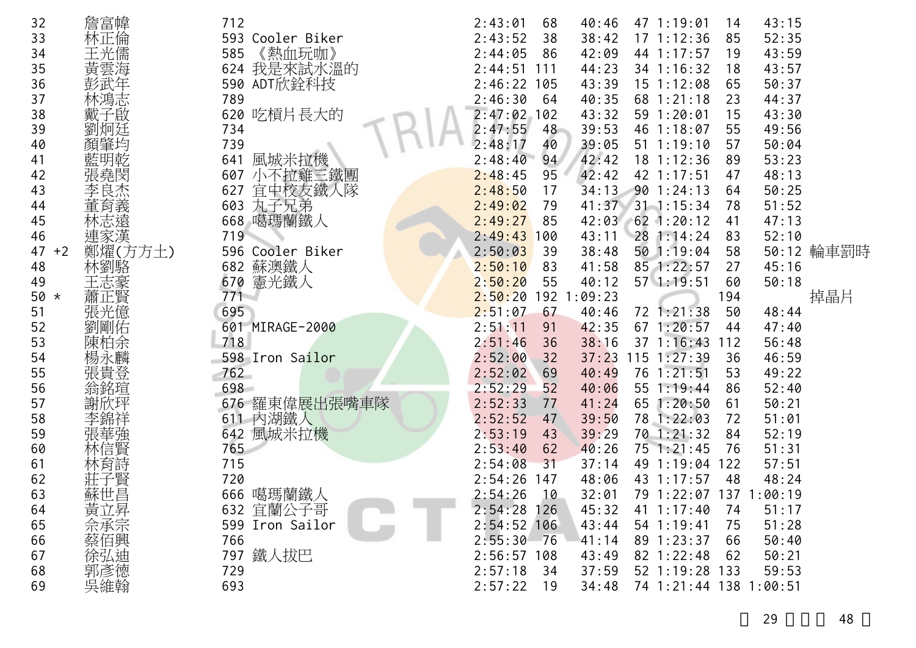| | | | | | | | | | | |
|---|---|---|---|---|---|---|---|---|---|---|
| 32 | 詹富幃 | 712 | 2:43:01 | 68 | 40:46 | 47 | 1:19:01 | 14 | 43:15 | |
| 33 | 林正倫 | 593 Cooler Biker | 2:43:52 | 38 | 38:42 | 17 | 1:12:36 | 85 | 52:35 | |
| 34 | 王光儒 | 585 《熱血玩咖》 | 2:44:05 | 86 | 42:09 | 44 | 1:17:57 | 19 | 43:59 | |
| 35 | 黃雲海 | 624 我是來試水溫的 | 2:44:51 | 111 | 44:23 | 34 | 1:16:32 | 18 | 43:57 | |
| 36 | 彭武年 | 590 ADT欣銓科技 | 2:46:22 | 105 | 43:39 | 15 | 1:12:08 | 65 | 50:37 | |
| 37 | 林鴻志 | 789 | 2:46:30 | 64 | 40:35 | 68 | 1:21:18 | 23 | 44:37 | |
| 38 | 戴子啟 | 620 吃槓片長大的 | 2:47:02 | 102 | 43:32 | 59 | 1:20:01 | 15 | 43:30 | |
| 39 | 劉炯廷 | 734 | 2:47:55 | 48 | 39:53 | 46 | 1:18:07 | 55 | 49:56 | |
| 40 | 顏肇均 | 739 | 2:48:17 | 40 | 39:05 | 51 | 1:19:10 | 57 | 50:04 | |
| 41 | 藍明乾 | 641 風城米拉機 | 2:48:40 | 94 | 42:42 | 18 | 1:12:36 | 89 | 53:23 | |
| 42 | 張堯閔 | 607 小不拉雞三鐵團 | 2:48:45 | 95 | 42:42 | 42 | 1:17:51 | 47 | 48:13 | |
| 43 | 李良杰 | 627 宜中校友鐵人隊 | 2:48:50 | 17 | 34:13 | 90 | 1:24:13 | 64 | 50:25 | |
| 44 | 董育義 | 603 丸子兄弟 | 2:49:02 | 79 | 41:37 | 31 | 1:15:34 | 78 | 51:52 | |
| 45 | 林志遠 | 668 噶瑪蘭鐵人 | 2:49:27 | 85 | 42:03 | 62 | 1:20:12 | 41 | 47:13 | |
| 46 | 連家漢 | 719 | 2:49:43 | 100 | 43:11 | 28 | 1:14:24 | 83 | 52:10 | |
| 47 +2 | 鄭燿(方方土) | 596 Cooler Biker | 2:50:03 | 39 | 38:48 | 50 | 1:19:04 | 58 | 50:12 | 輪車罰時 |
| 48 | 林劉駱 | 682 蘇澳鐵人 | 2:50:10 | 83 | 41:58 | 85 | 1:22:57 | 27 | 45:16 | |
| 49 | 王志豪 | 670 憲光鐵人 | 2:50:20 | 55 | 40:12 | 57 | 1:19:51 | 60 | 50:18 | |
| 50 * | 蕭正賢 | 771 | 2:50:20 | 192 | 1:09:23 | | | 194 | | 掉晶片 |
| 51 | 張光億 | 695 | 2:51:07 | 67 | 40:46 | 72 | 1:21:38 | 50 | 48:44 | |
| 52 | 劉剛佑 | 601 MIRAGE-2000 | 2:51:11 | 91 | 42:35 | 67 | 1:20:57 | 44 | 47:40 | |
| 53 | 陳柏余 | 718 | 2:51:46 | 36 | 38:16 | 37 | 1:16:43 | 112 | 56:48 | |
| 54 | 楊永麟 | 598 Iron Sailor | 2:52:00 | 32 | 37:23 | 115 | 1:27:39 | 36 | 46:59 | |
| 55 | 張貴登 | 762 | 2:52:02 | 69 | 40:49 | 76 | 1:21:51 | 53 | 49:22 | |
| 56 | 翁銘瑄 | 698 | 2:52:29 | 52 | 40:06 | 55 | 1:19:44 | 86 | 52:40 | |
| 57 | 謝欣玶 | 676 羅東偉展出張嘴車隊 | 2:52:33 | 77 | 41:24 | 65 | 1:20:50 | 61 | 50:21 | |
| 58 | 李錦祥 | 611 內湖鐵人 | 2:52:52 | 47 | 39:50 | 78 | 1:22:03 | 72 | 51:01 | |
| 59 | 張華強 | 642 風城米拉機 | 2:53:19 | 43 | 39:29 | 70 | 1:21:32 | 84 | 52:19 | |
| 60 | 林信賢 | 765 | 2:53:40 | 62 | 40:26 | 75 | 1:21:45 | 76 | 51:31 | |
| 61 | 林育詩 | 715 | 2:54:08 | 31 | 37:14 | 49 | 1:19:04 | 122 | 57:51 | |
| 62 | 莊子賢 | 720 | 2:54:26 | 147 | 48:06 | 43 | 1:17:57 | 48 | 48:24 | |
| 63 | 蘇世昌 | 666 噶瑪蘭鐵人 | 2:54:26 | 10 | 32:01 | 79 | 1:22:07 | 137 | 1:00:19 | |
| 64 | 黃立昇 | 632 宜蘭公子哥 | 2:54:28 | 126 | 45:32 | 41 | 1:17:40 | 74 | 51:17 | |
| 65 | 余承宗 | 599 Iron Sailor | 2:54:52 | 106 | 43:44 | 54 | 1:19:41 | 75 | 51:28 | |
| 66 | 蔡佰興 | 766 | 2:55:30 | 76 | 41:14 | 89 | 1:23:37 | 66 | 50:40 | |
| 67 | 徐弘迪 | 797 鐵人拔巴 | 2:56:57 | 108 | 43:49 | 82 | 1:22:48 | 62 | 50:21 | |
| 68 | 郭彥德 | 729 | 2:57:18 | 34 | 37:59 | 52 | 1:19:28 | 133 | 59:53 | |
| 69 | 吳維翰 | 693 | 2:57:22 | 19 | 34:48 | 74 | 1:21:44 | 138 | 1:00:51 | |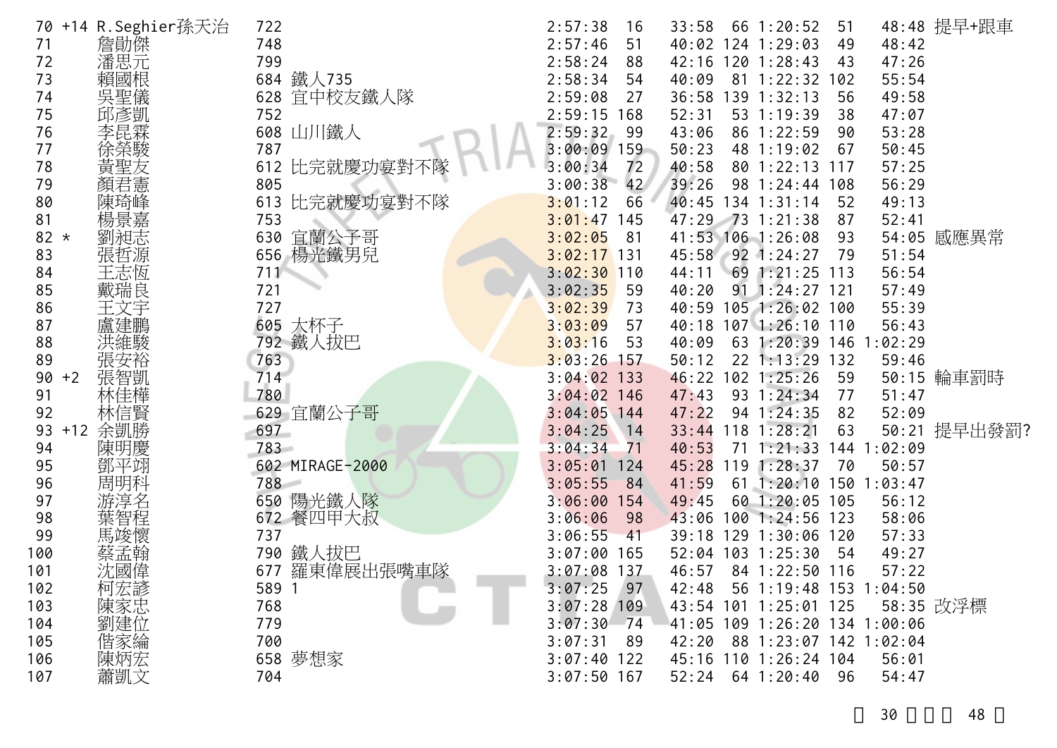| 名次 | 調整 | 姓名 | 號碼 | 隊伍 | 總成績 | 名次 | 游泳 | 名次 | 自行車 | 名次 | 跑步 | 備註 |
|---|---|---|---|---|---|---|---|---|---|---|---|---|
| 70 | +14 | R.Seghier孫天治 | 722 | | 2:57:38 | 16 | 33:58 | 66 | 1:20:52 | 51 | 48:48 | 提早+跟車 |
| 71 | | 詹勛傑 | 748 | | 2:57:46 | 51 | 40:02 | 124 | 1:29:03 | 49 | 48:42 | |
| 72 | | 潘思元 | 799 | | 2:58:24 | 88 | 42:16 | 120 | 1:28:43 | 43 | 47:26 | |
| 73 | | 賴國根 | 684 | 鐵人735 | 2:58:34 | 54 | 40:09 | 81 | 1:22:32 | 102 | 55:54 | |
| 74 | | 吳聖儀 | 628 | 宜中校友鐵人隊 | 2:59:08 | 27 | 36:58 | 139 | 1:32:13 | 56 | 49:58 | |
| 75 | | 邱彥凱 | 752 | | 2:59:15 | 168 | 52:31 | 53 | 1:19:39 | 38 | 47:07 | |
| 76 | | 李昆霖 | 608 | 山川鐵人 | 2:59:32 | 99 | 43:06 | 86 | 1:22:59 | 90 | 53:28 | |
| 77 | | 徐榮駿 | 787 | | 3:00:09 | 159 | 50:23 | 48 | 1:19:02 | 67 | 50:45 | |
| 78 | | 黃聖友 | 612 | 比完就慶功宴對不隊 | 3:00:34 | 72 | 40:58 | 80 | 1:22:13 | 117 | 57:25 | |
| 79 | | 顏君憲 | 805 | | 3:00:38 | 42 | 39:26 | 98 | 1:24:44 | 108 | 56:29 | |
| 80 | | 陳琦峰 | 613 | 比完就慶功宴對不隊 | 3:01:12 | 66 | 40:45 | 134 | 1:31:14 | 52 | 49:13 | |
| 81 | | 楊景嘉 | 753 | | 3:01:47 | 145 | 47:29 | 73 | 1:21:38 | 87 | 52:41 | |
| 82 | * | 劉昶志 | 630 | 宜蘭公子哥 | 3:02:05 | 81 | 41:53 | 106 | 1:26:08 | 93 | 54:05 | 感應異常 |
| 83 | | 張哲源 | 656 | 楊光鐵男兒 | 3:02:17 | 131 | 45:58 | 92 | 1:24:27 | 79 | 51:54 | |
| 84 | | 王志恆 | 711 | | 3:02:30 | 110 | 44:11 | 69 | 1:21:25 | 113 | 56:54 | |
| 85 | | 戴瑞良 | 721 | | 3:02:35 | 59 | 40:20 | 91 | 1:24:27 | 121 | 57:49 | |
| 86 | | 王文宇 | 727 | | 3:02:39 | 73 | 40:59 | 105 | 1:26:02 | 100 | 55:39 | |
| 87 | | 盧建鵬 | 605 | 大杯子 | 3:03:09 | 57 | 40:18 | 107 | 1:26:10 | 110 | 56:43 | |
| 88 | | 洪維駿 | 792 | 鐵人拔巴 | 3:03:16 | 53 | 40:09 | 63 | 1:20:39 | 146 | 1:02:29 | |
| 89 | | 張安裕 | 763 | | 3:03:26 | 157 | 50:12 | 22 | 1:13:29 | 132 | 59:46 | |
| 90 | +2 | 張智凱 | 714 | | 3:04:02 | 133 | 46:22 | 102 | 1:25:26 | 59 | 50:15 | 輪車罰時 |
| 91 | | 林佳樺 | 780 | | 3:04:02 | 146 | 47:43 | 93 | 1:24:34 | 77 | 51:47 | |
| 92 | | 林信賢 | 629 | 宜蘭公子哥 | 3:04:05 | 144 | 47:22 | 94 | 1:24:35 | 82 | 52:09 | |
| 93 | +12 | 余凱勝 | 697 | | 3:04:25 | 14 | 33:44 | 118 | 1:28:21 | 63 | 50:21 | 提早出發罰? |
| 94 | | 陳明慶 | 783 | | 3:04:34 | 71 | 40:53 | 71 | 1:21:33 | 144 | 1:02:09 | |
| 95 | | 鄧平翊 | 602 | MIRAGE-2000 | 3:05:01 | 124 | 45:28 | 119 | 1:28:37 | 70 | 50:57 | |
| 96 | | 周明科 | 788 | | 3:05:55 | 84 | 41:59 | 61 | 1:20:10 | 150 | 1:03:47 | |
| 97 | | 游淳名 | 650 | 陽光鐵人隊 | 3:06:00 | 154 | 49:45 | 60 | 1:20:05 | 105 | 56:12 | |
| 98 | | 葉智程 | 672 | 餐四甲大叔 | 3:06:06 | 98 | 43:06 | 100 | 1:24:56 | 123 | 58:06 | |
| 99 | | 馬浚懷 | 737 | | 3:06:55 | 41 | 39:18 | 129 | 1:30:06 | 120 | 57:33 | |
| 100 | | 蔡孟翰 | 790 | 鐵人拔巴 | 3:07:00 | 165 | 52:04 | 103 | 1:25:30 | 54 | 49:27 | |
| 101 | | 沈國偉 | 677 | 羅東偉展出張嘴車隊 | 3:07:08 | 137 | 46:57 | 84 | 1:22:50 | 116 | 57:22 | |
| 102 | | 柯宏諺 | 589 | 1 | 3:07:25 | 97 | 42:48 | 56 | 1:19:48 | 153 | 1:04:50 | |
| 103 | | 陳家忠 | 768 | | 3:07:28 | 109 | 43:54 | 101 | 1:25:01 | 125 | 58:35 | 改浮標 |
| 104 | | 劉建位 | 779 | | 3:07:30 | 74 | 41:05 | 109 | 1:26:20 | 134 | 1:00:06 | |
| 105 | | 偕家綸 | 700 | | 3:07:31 | 89 | 42:20 | 88 | 1:23:07 | 142 | 1:02:04 | |
| 106 | | 陳炳宏 | 658 | 夢想家 | 3:07:40 | 122 | 45:16 | 110 | 1:26:24 | 104 | 56:01 | |
| 107 | | 蕭凱文 | 704 | | 3:07:50 | 167 | 52:24 | 64 | 1:20:40 | 96 | 54:47 | |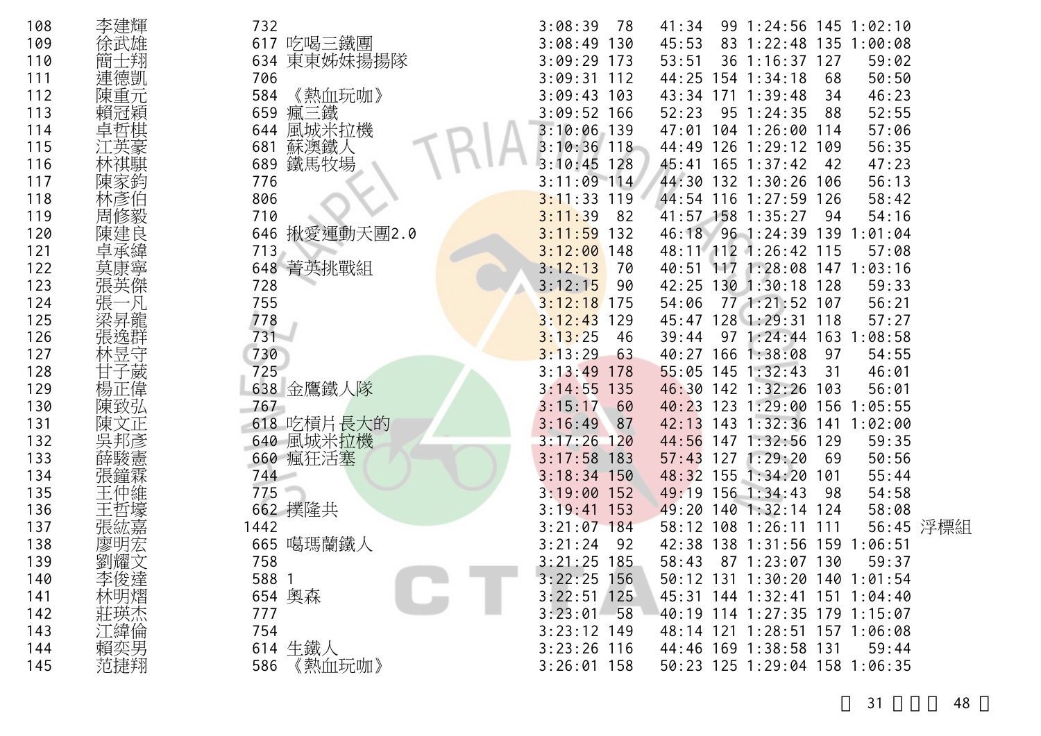| | | | | | | | | | | | |
|---|---|---|---|---|---|---|---|---|---|---|---|
| 108 | 李建輝 | 732 | | 3:08:39 | 78 | 41:34 | 99 | 1:24:56 | 145 | 1:02:10 | |
| 109 | 徐武雄 | 617 | 吃喝三鐵團 | 3:08:49 | 130 | 45:53 | 83 | 1:22:48 | 135 | 1:00:08 | |
| 110 | 簡士翔 | 634 | 東東姊妹揚揚隊 | 3:09:29 | 173 | 53:51 | 36 | 1:16:37 | 127 | 59:02 | |
| 111 | 連德凱 | 706 | | 3:09:31 | 112 | 44:25 | 154 | 1:34:18 | 68 | 50:50 | |
| 112 | 陳重元 | 584 | 《熱血玩咖》 | 3:09:43 | 103 | 43:34 | 171 | 1:39:48 | 34 | 46:23 | |
| 113 | 賴冠穎 | 659 | 瘋三鐵 | 3:09:52 | 166 | 52:23 | 95 | 1:24:35 | 88 | 52:55 | |
| 114 | 卓哲棋 | 644 | 風城米拉機 | 3:10:06 | 139 | 47:01 | 104 | 1:26:00 | 114 | 57:06 | |
| 115 | 江英豪 | 681 | 蘇澳鐵人 | 3:10:36 | 118 | 44:49 | 126 | 1:29:12 | 109 | 56:35 | |
| 116 | 林祺騏 | 689 | 鐵馬牧場 | 3:10:45 | 128 | 45:41 | 165 | 1:37:42 | 42 | 47:23 | |
| 117 | 陳家鈞 | 776 | | 3:11:09 | 114 | 44:30 | 132 | 1:30:26 | 106 | 56:13 | |
| 118 | 林彥伯 | 806 | | 3:11:33 | 119 | 44:54 | 116 | 1:27:59 | 126 | 58:42 | |
| 119 | 周修毅 | 710 | | 3:11:39 | 82 | 41:57 | 158 | 1:35:27 | 94 | 54:16 | |
| 120 | 陳建良 | 646 | 揪愛運動天團2.0 | 3:11:59 | 132 | 46:18 | 96 | 1:24:39 | 139 | 1:01:04 | |
| 121 | 卓承緯 | 713 | | 3:12:00 | 148 | 48:11 | 112 | 1:26:42 | 115 | 57:08 | |
| 122 | 莫康寧 | 648 | 菁英挑戰組 | 3:12:13 | 70 | 40:51 | 117 | 1:28:08 | 147 | 1:03:16 | |
| 123 | 張英傑 | 728 | | 3:12:15 | 90 | 42:25 | 130 | 1:30:18 | 128 | 59:33 | |
| 124 | 張一凡 | 755 | | 3:12:18 | 175 | 54:06 | 77 | 1:21:52 | 107 | 56:21 | |
| 125 | 梁昇龍 | 778 | | 3:12:43 | 129 | 45:47 | 128 | 1:29:31 | 118 | 57:27 | |
| 126 | 張逸群 | 731 | | 3:13:25 | 46 | 39:44 | 97 | 1:24:44 | 163 | 1:08:58 | |
| 127 | 林昱守 | 730 | | 3:13:29 | 63 | 40:27 | 166 | 1:38:08 | 97 | 54:55 | |
| 128 | 甘子葳 | 725 | | 3:13:49 | 178 | 55:05 | 145 | 1:32:43 | 31 | 46:01 | |
| 129 | 楊正偉 | 638 | 金鷹鐵人隊 | 3:14:55 | 135 | 46:30 | 142 | 1:32:26 | 103 | 56:01 | |
| 130 | 陳致弘 | 767 | | 3:15:17 | 60 | 40:23 | 123 | 1:29:00 | 156 | 1:05:55 | |
| 131 | 陳文正 | 618 | 吃槓片長大的 | 3:16:49 | 87 | 42:13 | 143 | 1:32:36 | 141 | 1:02:00 | |
| 132 | 吳邦彥 | 640 | 風城米拉機 | 3:17:26 | 120 | 44:56 | 147 | 1:32:56 | 129 | 59:35 | |
| 133 | 薛駿憲 | 660 | 瘋狂活塞 | 3:17:58 | 183 | 57:43 | 127 | 1:29:20 | 69 | 50:56 | |
| 134 | 張鐘霖 | 744 | | 3:18:34 | 150 | 48:32 | 155 | 1:34:20 | 101 | 55:44 | |
| 135 | 王仲維 | 775 | | 3:19:00 | 152 | 49:19 | 156 | 1:34:43 | 98 | 54:58 | |
| 136 | 王哲壕 | 662 | 撲隆共 | 3:19:41 | 153 | 49:20 | 140 | 1:32:14 | 124 | 58:08 | |
| 137 | 張紘嘉 | 1442 | | 3:21:07 | 184 | 58:12 | 108 | 1:26:11 | 111 | 56:45 | 浮標組 |
| 138 | 廖明宏 | 665 | 噶瑪蘭鐵人 | 3:21:24 | 92 | 42:38 | 138 | 1:31:56 | 159 | 1:06:51 | |
| 139 | 劉耀文 | 758 | | 3:21:25 | 185 | 58:43 | 87 | 1:23:07 | 130 | 59:37 | |
| 140 | 李俊達 | 588 | 1 | 3:22:25 | 156 | 50:12 | 131 | 1:30:20 | 140 | 1:01:54 | |
| 141 | 林明熠 | 654 | 奧森 | 3:22:51 | 125 | 45:31 | 144 | 1:32:41 | 151 | 1:04:40 | |
| 142 | 莊瑛杰 | 777 | | 3:23:01 | 58 | 40:19 | 114 | 1:27:35 | 179 | 1:15:07 | |
| 143 | 江緯倫 | 754 | | 3:23:12 | 149 | 48:14 | 121 | 1:28:51 | 157 | 1:06:08 | |
| 144 | 賴奕男 | 614 | 生鐵人 | 3:23:26 | 116 | 44:46 | 169 | 1:38:58 | 131 | 59:44 | |
| 145 | 范捷翔 | 586 | 《熱血玩咖》 | 3:26:01 | 158 | 50:23 | 125 | 1:29:04 | 158 | 1:06:35 | |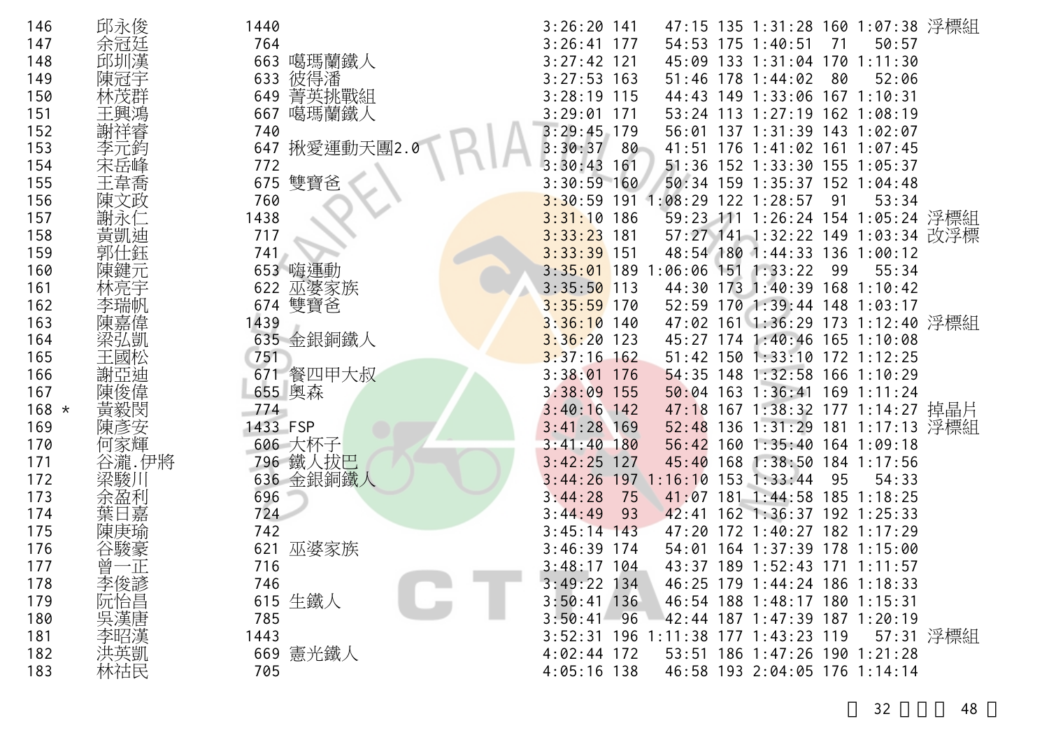| | | | | | | | | | | | |
|---|---|---|---|---|---|---|---|---|---|---|---|
| 146 | 邱永俊 | 1440 | | 3:26:20 | 141 | 47:15 | 135 | 1:31:28 | 160 | 1:07:38 | 浮標組 |
| 147 | 余冠廷 | 764 | | 3:26:41 | 177 | 54:53 | 175 | 1:40:51 | 71 | 50:57 | |
| 148 | 邱圳漢 | 663 | 噶瑪蘭鐵人 | 3:27:42 | 121 | 45:09 | 133 | 1:31:04 | 170 | 1:11:30 | |
| 149 | 陳冠宇 | 633 | 彼得潘 | 3:27:53 | 163 | 51:46 | 178 | 1:44:02 | 80 | 52:06 | |
| 150 | 林茂群 | 649 | 菁英挑戰組 | 3:28:19 | 115 | 44:43 | 149 | 1:33:06 | 167 | 1:10:31 | |
| 151 | 王興鴻 | 667 | 噶瑪蘭鐵人 | 3:29:01 | 171 | 53:24 | 113 | 1:27:19 | 162 | 1:08:19 | |
| 152 | 謝祥睿 | 740 | | 3:29:45 | 179 | 56:01 | 137 | 1:31:39 | 143 | 1:02:07 | |
| 153 | 李元鈞 | 647 | 揪愛運動天團2.0 | 3:30:37 | 80 | 41:51 | 176 | 1:41:02 | 161 | 1:07:45 | |
| 154 | 宋岳峰 | 772 | | 3:30:43 | 161 | 51:36 | 152 | 1:33:30 | 155 | 1:05:37 | |
| 155 | 王韋喬 | 675 | 雙寶爸 | 3:30:59 | 160 | 50:34 | 159 | 1:35:37 | 152 | 1:04:48 | |
| 156 | 陳文政 | 760 | | 3:30:59 | 191 | 1:08:29 | 122 | 1:28:57 | 91 | 53:34 | |
| 157 | 謝永仁 | 1438 | | 3:31:10 | 186 | 59:23 | 111 | 1:26:24 | 154 | 1:05:24 | 浮標組 |
| 158 | 黃凱迪 | 717 | | 3:33:23 | 181 | 57:27 | 141 | 1:32:22 | 149 | 1:03:34 | 改浮標 |
| 159 | 郭仕鈺 | 741 | | 3:33:39 | 151 | 48:54 | 180 | 1:44:33 | 136 | 1:00:12 | |
| 160 | 陳鍵元 | 653 | 嗨運動 | 3:35:01 | 189 | 1:06:06 | 151 | 1:33:22 | 99 | 55:34 | |
| 161 | 林亮宇 | 622 | 巫婆家族 | 3:35:50 | 113 | 44:30 | 173 | 1:40:39 | 168 | 1:10:42 | |
| 162 | 李瑞帆 | 674 | 雙寶爸 | 3:35:59 | 170 | 52:59 | 170 | 1:39:44 | 148 | 1:03:17 | |
| 163 | 陳嘉偉 | 1439 | | 3:36:10 | 140 | 47:02 | 161 | 1:36:29 | 173 | 1:12:40 | 浮標組 |
| 164 | 梁弘凱 | 635 | 金銀銅鐵人 | 3:36:20 | 123 | 45:27 | 174 | 1:40:46 | 165 | 1:10:08 | |
| 165 | 王國松 | 751 | | 3:37:16 | 162 | 51:42 | 150 | 1:33:10 | 172 | 1:12:25 | |
| 166 | 謝亞迪 | 671 | 餐四甲大叔 | 3:38:01 | 176 | 54:35 | 148 | 1:32:58 | 166 | 1:10:29 | |
| 167 | 陳俊偉 | 655 | 奧森 | 3:38:09 | 155 | 50:04 | 163 | 1:36:41 | 169 | 1:11:24 | |
| 168 * | 黃毅閔 | 774 | | 3:40:16 | 142 | 47:18 | 167 | 1:38:32 | 177 | 1:14:27 | 掉晶片 |
| 169 | 陳彥安 | 1433 | FSP | 3:41:28 | 169 | 52:48 | 136 | 1:31:29 | 181 | 1:17:13 | 浮標組 |
| 170 | 何家輝 | 606 | 大杯子 | 3:41:40 | 180 | 56:42 | 160 | 1:35:40 | 164 | 1:09:18 | |
| 171 | 谷瀧.伊將 | 796 | 鐵人拔巴 | 3:42:25 | 127 | 45:40 | 168 | 1:38:50 | 184 | 1:17:56 | |
| 172 | 梁駿川 | 636 | 金銀銅鐵人 | 3:44:26 | 197 | 1:16:10 | 153 | 1:33:44 | 95 | 54:33 | |
| 173 | 余盈利 | 696 | | 3:44:28 | 75 | 41:07 | 181 | 1:44:58 | 185 | 1:18:25 | |
| 174 | 葉日嘉 | 724 | | 3:44:49 | 93 | 42:41 | 162 | 1:36:37 | 192 | 1:25:33 | |
| 175 | 陳庚瑜 | 742 | | 3:45:14 | 143 | 47:20 | 172 | 1:40:27 | 182 | 1:17:29 | |
| 176 | 谷駿豪 | 621 | 巫婆家族 | 3:46:39 | 174 | 54:01 | 164 | 1:37:39 | 178 | 1:15:00 | |
| 177 | 曾一正 | 716 | | 3:48:17 | 104 | 43:37 | 189 | 1:52:43 | 171 | 1:11:57 | |
| 178 | 李俊諺 | 746 | | 3:49:22 | 134 | 46:25 | 179 | 1:44:24 | 186 | 1:18:33 | |
| 179 | 阮怡昌 | 615 | 生鐵人 | 3:50:41 | 136 | 46:54 | 188 | 1:48:17 | 180 | 1:15:31 | |
| 180 | 吳漢唐 | 785 | | 3:50:41 | 96 | 42:44 | 187 | 1:47:39 | 187 | 1:20:19 | |
| 181 | 李昭漢 | 1443 | | 3:52:31 | 196 | 1:11:38 | 177 | 1:43:23 | 119 | 57:31 | 浮標組 |
| 182 | 洪英凱 | 669 | 憲光鐵人 | 4:02:44 | 172 | 53:51 | 186 | 1:47:26 | 190 | 1:21:28 | |
| 183 | 林祐民 | 705 | | 4:05:16 | 138 | 46:58 | 193 | 2:04:05 | 176 | 1:14:14 | |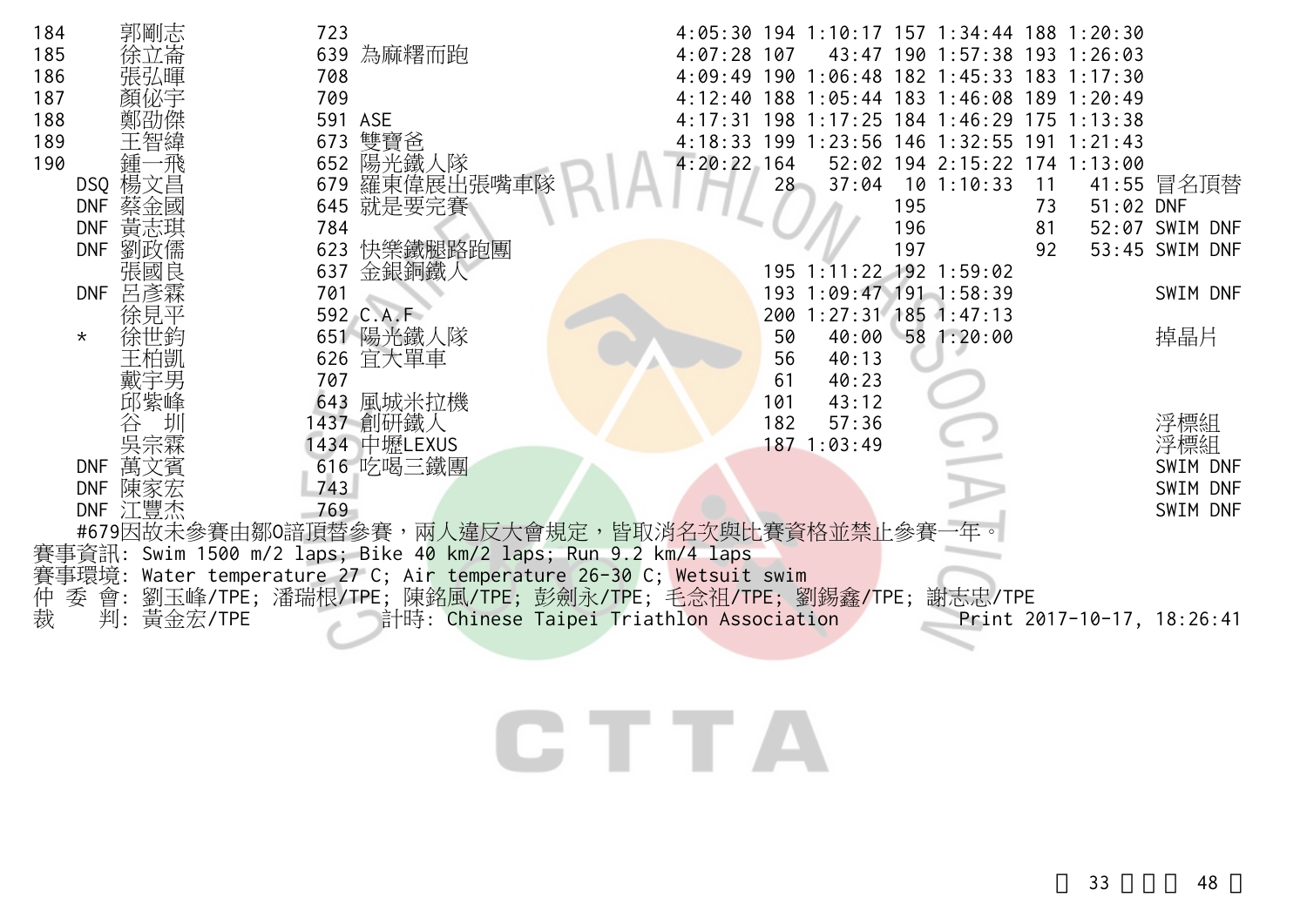| 名次 | 姓名 | 號碼 | 隊伍 | 總成績 | 游泳名次 | 游泳 | 自行車名次 | 自行車 | 跑步名次 | 跑步 | 備註 |
|---|---|---|---|---|---|---|---|---|---|---|---|
| 184 | 郭剛志 | 723 | | 4:05:30 | 194 | 1:10:17 | 157 | 1:34:44 | 188 | 1:20:30 | |
| 185 | 徐立崙 | 639 | 為麻糬而跑 | 4:07:28 | 107 | 43:47 | 190 | 1:57:38 | 193 | 1:26:03 | |
| 186 | 張弘暉 | 708 | | 4:09:49 | 190 | 1:06:48 | 182 | 1:45:33 | 183 | 1:17:30 | |
| 187 | 顏foxed宇 | 709 | | 4:12:40 | 188 | 1:05:44 | 183 | 1:46:08 | 189 | 1:20:49 | |
| 188 | 鄭劭傑 | 591 | ASE | 4:17:31 | 198 | 1:17:25 | 184 | 1:46:29 | 175 | 1:13:38 | |
| 189 | 王智緯 | 673 | 雙寶爸 | 4:18:33 | 199 | 1:23:56 | 146 | 1:32:55 | 191 | 1:21:43 | |
| 190 | 鍾一飛 | 652 | 陽光鐵人隊 | 4:20:22 | 164 | 52:02 | 194 | 2:15:22 | 174 | 1:13:00 | |
| DSQ | 楊文昌 | 679 | 羅東偉展出張嘴車隊 | | 28 | 37:04 | 10 | 1:10:33 | 11 | 41:55 | 冒名頂替 |
| DNF | 蔡金國 | 645 | 就是要完賽 | | | | 195 | | 73 | 51:02 | DNF |
| DNF | 黃志琪 | 784 | | | | | 196 | | 81 | 52:07 | SWIM DNF |
| DNF | 劉政儒 | 623 | 快樂鐵腿路跑團 | | | | 197 | | 92 | 53:45 | SWIM DNF |
| | 張國良 | 637 | 金銀銅鐵人 | | 195 | 1:11:22 | 192 | 1:59:02 | | | |
| DNF | 呂彥霖 | 701 | | | 193 | 1:09:47 | 191 | 1:58:39 | | | SWIM DNF |
| | 徐見平 | 592 | C.A.F | | 200 | 1:27:31 | 185 | 1:47:13 | | | |
| * | 徐世鈞 | 651 | 陽光鐵人隊 | | 50 | 40:00 | 58 | 1:20:00 | | | 掉晶片 |
| | 王柏凱 | 626 | 宜大單車 | | 56 | 40:13 | | | | | |
| | 戴宇男 | 707 | | | 61 | 40:23 | | | | | |
| | 邱紫峰 | 643 | 風城米拉機 | | 101 | 43:12 | | | | | |
| | 谷　圳 | 1437 | 創研鐵人 | | 182 | 57:36 | | | | | 浮標組 |
| | 吳宗霖 | 1434 | 中壢LEXUS | | 187 | 1:03:49 | | | | | 浮標組 |
| DNF | 萬文賓 | 616 | 吃喝三鐵團 | | | | | | | | SWIM DNF |
| DNF | 陳家宏 | 743 | | | | | | | | | SWIM DNF |
| DNF | 江豐杰 | 769 | | | | | | | | | SWIM DNF |

#679因故未參賽由鄒O諳頂替參賽，兩人違反大會規定，皆取消名次與比賽資格並禁止參賽一年。

賽事資訊: Swim 1500 m/2 laps; Bike 40 km/2 laps; Run 9.2 km/4 laps

賽事環境: Water temperature 27 C; Air temperature 26-30 C; Wetsuit swim

仲 委 會: 劉玉峰/TPE; 潘瑞根/TPE; 陳銘風/TPE; 彭劍永/TPE; 毛念祖/TPE; 劉錫鑫/TPE; 謝志忠/TPE

裁　　判: 黃金宏/TPE　　計時: Chinese Taipei Triathlon Association　　Print 2017-10-17, 18:26:41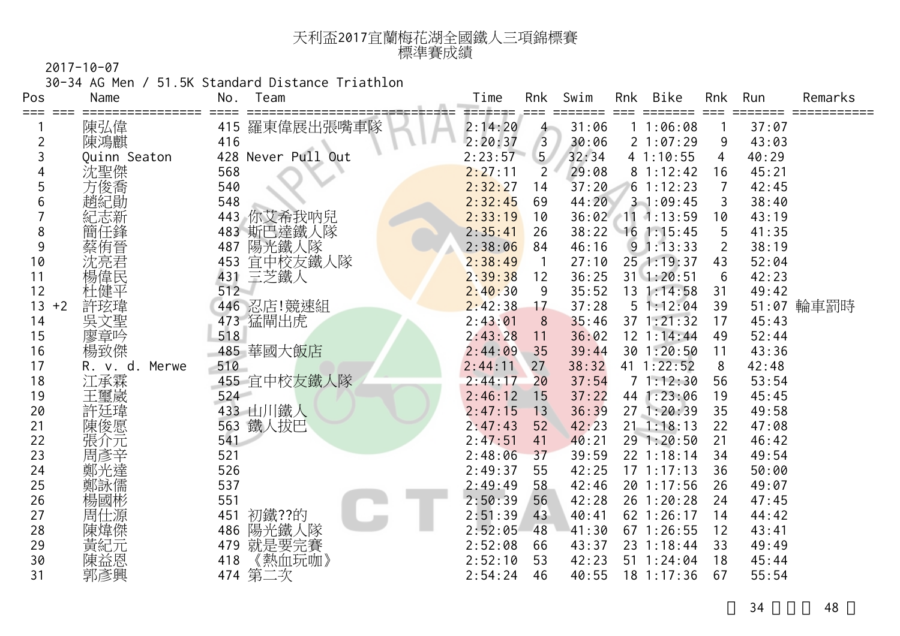# 天利盃2017宜蘭梅花湖全國鐵人三項錦標賽
## 標準賽成績

2017-10-07

30-34 AG Men / 51.5K Standard Distance Triathlon

| Pos | | Name | No. | Team | Time | Rnk | Swim | Rnk | Bike | Rnk | Run | Remarks |
|---|---|---|---|---|---|---|---|---|---|---|---|---|
| 1 | | 陳弘偉 | 415 | 羅東偉展出張嘴車隊 | 2:14:20 | 4 | 31:06 | 1 | 1:06:08 | 1 | 37:07 | |
| 2 | | 陳鴻麒 | 416 | | 2:20:37 | 3 | 30:06 | 2 | 1:07:29 | 9 | 43:03 | |
| 3 | | Quinn Seaton | 428 | Never Pull Out | 2:23:57 | 5 | 32:34 | 4 | 1:10:55 | 4 | 40:29 | |
| 4 | | 沈聖傑 | 568 | | 2:27:11 | 2 | 29:08 | 8 | 1:12:42 | 16 | 45:21 | |
| 5 | | 方俊喬 | 540 | | 2:32:27 | 14 | 37:20 | 6 | 1:12:23 | 7 | 42:45 | |
| 6 | | 趙紀勛 | 548 | | 2:32:45 | 69 | 44:20 | 3 | 1:09:45 | 3 | 38:40 | |
| 7 | | 紀志新 | 443 | 你艾希我吶兒 | 2:33:19 | 10 | 36:02 | 11 | 1:13:59 | 10 | 43:19 | |
| 8 | | 簡任鋒 | 483 | 斯巴達鐵人隊 | 2:35:41 | 26 | 38:22 | 16 | 1:15:45 | 5 | 41:35 | |
| 9 | | 蔡侑晉 | 487 | 陽光鐵人隊 | 2:38:06 | 84 | 46:16 | 9 | 1:13:33 | 2 | 38:19 | |
| 10 | | 沈亮君 | 453 | 宜中校友鐵人隊 | 2:38:49 | 1 | 27:10 | 25 | 1:19:37 | 43 | 52:04 | |
| 11 | | 楊偉民 | 431 | 三芝鐵人 | 2:39:38 | 12 | 36:25 | 31 | 1:20:51 | 6 | 42:23 | |
| 12 | | 杜健平 | 512 | | 2:40:30 | 9 | 35:52 | 13 | 1:14:58 | 31 | 49:42 | |
| 13 | +2 | 許玹瑋 | 446 | 忍店!競速組 | 2:42:38 | 17 | 37:28 | 5 | 1:12:04 | 39 | 51:07 | 輪車罰時 |
| 14 | | 吳文聖 | 473 | 猛閘出虎 | 2:43:01 | 8 | 35:46 | 37 | 1:21:32 | 17 | 45:43 | |
| 15 | | 廖章吟 | 518 | | 2:43:28 | 11 | 36:02 | 12 | 1:14:44 | 49 | 52:44 | |
| 16 | | 楊致傑 | 485 | 華國大飯店 | 2:44:09 | 35 | 39:44 | 30 | 1:20:50 | 11 | 43:36 | |
| 17 | | R. v. d. Merwe | 510 | | 2:44:11 | 27 | 38:32 | 41 | 1:22:52 | 8 | 42:48 | |
| 18 | | 江承霖 | 455 | 宜中校友鐵人隊 | 2:44:17 | 20 | 37:54 | 7 | 1:12:30 | 56 | 53:54 | |
| 19 | | 王璽崴 | 524 | | 2:46:12 | 15 | 37:22 | 44 | 1:23:06 | 19 | 45:45 | |
| 20 | | 許廷瑋 | 433 | 山川鐵人 | 2:47:15 | 13 | 36:39 | 27 | 1:20:39 | 35 | 49:58 | |
| 21 | | 陳俊愿 | 563 | 鐵人拔巴 | 2:47:43 | 52 | 42:23 | 21 | 1:18:13 | 22 | 47:08 | |
| 22 | | 張介元 | 541 | | 2:47:51 | 41 | 40:21 | 29 | 1:20:50 | 21 | 46:42 | |
| 23 | | 周彥辛 | 521 | | 2:48:06 | 37 | 39:59 | 22 | 1:18:14 | 34 | 49:54 | |
| 24 | | 鄭光達 | 526 | | 2:49:37 | 55 | 42:25 | 17 | 1:17:13 | 36 | 50:00 | |
| 25 | | 鄭詠儒 | 537 | | 2:49:49 | 58 | 42:46 | 20 | 1:17:56 | 26 | 49:07 | |
| 26 | | 楊國彬 | 551 | | 2:50:39 | 56 | 42:28 | 26 | 1:20:28 | 24 | 47:45 | |
| 27 | | 周仕源 | 451 | 初鐵??的 | 2:51:39 | 43 | 40:41 | 62 | 1:26:17 | 14 | 44:42 | |
| 28 | | 陳煒傑 | 486 | 陽光鐵人隊 | 2:52:05 | 48 | 41:30 | 67 | 1:26:55 | 12 | 43:41 | |
| 29 | | 黃紀元 | 479 | 就是要完賽 | 2:52:08 | 66 | 43:37 | 23 | 1:18:44 | 33 | 49:49 | |
| 30 | | 陳益恩 | 418 | 《熱血玩咖》 | 2:52:10 | 53 | 42:23 | 51 | 1:24:04 | 18 | 45:44 | |
| 31 | | 郭彥興 | 474 | 第二次 | 2:54:24 | 46 | 40:55 | 18 | 1:17:36 | 67 | 55:54 | |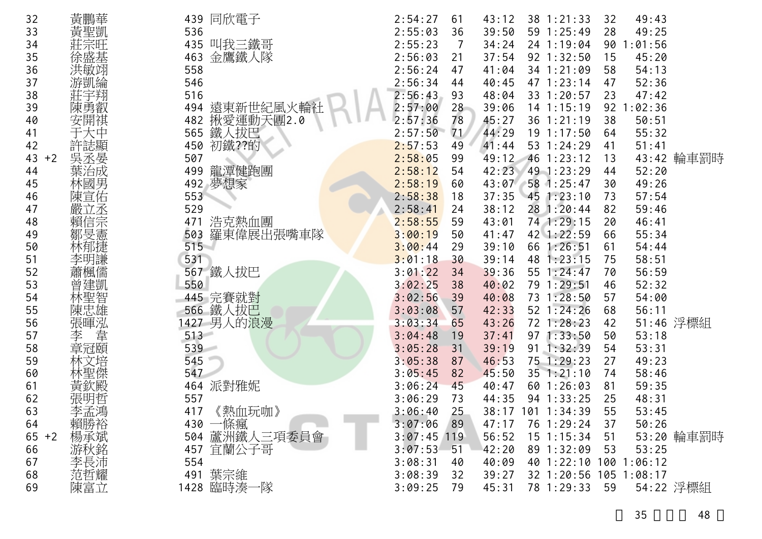| | | | | | | | | | | | | |
|---|---|---|---|---|---|---|---|---|---|---|---|---|
| 32 | | 黃鵬華 | 439 | 同欣電子 | 2:54:27 | 61 | 43:12 | 38 | 1:21:33 | 32 | 49:43 | |
| 33 | | 黃聖凱 | 536 | | 2:55:03 | 36 | 39:50 | 59 | 1:25:49 | 28 | 49:25 | |
| 34 | | 莊宗旺 | 435 | 叫我三鐵哥 | 2:55:23 | 7 | 34:24 | 24 | 1:19:04 | 90 | 1:01:56 | |
| 35 | | 徐盛基 | 463 | 金鷹鐵人隊 | 2:56:03 | 21 | 37:54 | 92 | 1:32:50 | 15 | 45:20 | |
| 36 | | 洪敏翊 | 558 | | 2:56:24 | 47 | 41:04 | 34 | 1:21:09 | 58 | 54:13 | |
| 37 | | 游凱綸 | 546 | | 2:56:34 | 44 | 40:45 | 47 | 1:23:14 | 47 | 52:36 | |
| 38 | | 莊宇翔 | 516 | | 2:56:43 | 93 | 48:04 | 33 | 1:20:57 | 23 | 47:42 | |
| 39 | | 陳勇叡 | 494 | 遠東新世紀風火輪社 | 2:57:00 | 28 | 39:06 | 14 | 1:15:19 | 92 | 1:02:36 | |
| 40 | | 安開祺 | 482 | 揪愛運動天團2.0 | 2:57:36 | 78 | 45:27 | 36 | 1:21:19 | 38 | 50:51 | |
| 41 | | 于大中 | 565 | 鐵人拔巴 | 2:57:50 | 71 | 44:29 | 19 | 1:17:50 | 64 | 55:32 | |
| 42 | | 許誌顯 | 450 | 初鐵??的 | 2:57:53 | 49 | 41:44 | 53 | 1:24:29 | 41 | 51:41 | |
| 43 | +2 | 吳丞晏 | 507 | | 2:58:05 | 99 | 49:12 | 46 | 1:23:12 | 13 | 43:42 | 輪車罰時 |
| 44 | | 葉治成 | 499 | 龍潭健跑團 | 2:58:12 | 54 | 42:23 | 49 | 1:23:29 | 44 | 52:20 | |
| 45 | | 林國男 | 492 | 夢想家 | 2:58:19 | 60 | 43:07 | 58 | 1:25:47 | 30 | 49:26 | |
| 46 | | 陳宣佑 | 553 | | 2:58:38 | 18 | 37:35 | 45 | 1:23:10 | 73 | 57:54 | |
| 47 | | 嚴立丞 | 529 | | 2:58:41 | 24 | 38:12 | 28 | 1:20:44 | 82 | 59:46 | |
| 48 | | 賴信宗 | 471 | 浩克熱血團 | 2:58:55 | 59 | 43:01 | 74 | 1:29:15 | 20 | 46:41 | |
| 49 | | 鄒旻憲 | 503 | 羅東偉展出張嘴車隊 | 3:00:19 | 50 | 41:47 | 42 | 1:22:59 | 66 | 55:34 | |
| 50 | | 林郁捷 | 515 | | 3:00:44 | 29 | 39:10 | 66 | 1:26:51 | 61 | 54:44 | |
| 51 | | 李明謙 | 531 | | 3:01:18 | 30 | 39:14 | 48 | 1:23:15 | 75 | 58:51 | |
| 52 | | 蕭楓儒 | 567 | 鐵人拔巴 | 3:01:22 | 34 | 39:36 | 55 | 1:24:47 | 70 | 56:59 | |
| 53 | | 曾建凱 | 550 | | 3:02:25 | 38 | 40:02 | 79 | 1:29:51 | 46 | 52:32 | |
| 54 | | 林聖智 | 445 | 完賽就對 | 3:02:56 | 39 | 40:08 | 73 | 1:28:50 | 57 | 54:00 | |
| 55 | | 陳忠雄 | 566 | 鐵人拔巴 | 3:03:08 | 57 | 42:33 | 52 | 1:24:26 | 68 | 56:11 | |
| 56 | | 張暉泓 | 1427 | 男人的浪漫 | 3:03:34 | 65 | 43:26 | 72 | 1:28:23 | 42 | 51:46 | 浮標組 |
| 57 | | 李　韋 | 513 | | 3:04:48 | 19 | 37:41 | 97 | 1:33:50 | 50 | 53:18 | |
| 58 | | 章冠頤 | 539 | | 3:05:28 | 31 | 39:19 | 91 | 1:32:39 | 54 | 53:31 | |
| 59 | | 林文培 | 545 | | 3:05:38 | 87 | 46:53 | 75 | 1:29:23 | 27 | 49:23 | |
| 60 | | 林聖傑 | 547 | | 3:05:45 | 82 | 45:50 | 35 | 1:21:10 | 74 | 58:46 | |
| 61 | | 黃欽殿 | 464 | 派對雅妮 | 3:06:24 | 45 | 40:47 | 60 | 1:26:03 | 81 | 59:35 | |
| 62 | | 張明哲 | 557 | | 3:06:29 | 73 | 44:35 | 94 | 1:33:25 | 25 | 48:31 | |
| 63 | | 李孟鴻 | 417 | 《熱血玩咖》 | 3:06:40 | 25 | 38:17 | 101 | 1:34:39 | 55 | 53:45 | |
| 64 | | 賴勝裕 | 430 | 一條瘋 | 3:07:06 | 89 | 47:17 | 76 | 1:29:24 | 37 | 50:26 | |
| 65 | +2 | 楊承斌 | 504 | 蘆洲鐵人三項委員會 | 3:07:45 | 119 | 56:52 | 15 | 1:15:34 | 51 | 53:20 | 輪車罰時 |
| 66 | | 游秋銘 | 457 | 宜蘭公子哥 | 3:07:53 | 51 | 42:20 | 89 | 1:32:09 | 53 | 53:25 | |
| 67 | | 李長沛 | 554 | | 3:08:31 | 40 | 40:09 | 40 | 1:22:10 | 100 | 1:06:12 | |
| 68 | | 范哲耀 | 491 | 葉宗維 | 3:08:39 | 32 | 39:27 | 32 | 1:20:56 | 105 | 1:08:17 | |
| 69 | | 陳富立 | 1428 | 臨時湊一隊 | 3:09:25 | 79 | 45:31 | 78 | 1:29:33 | 59 | 54:22 | 浮標組 |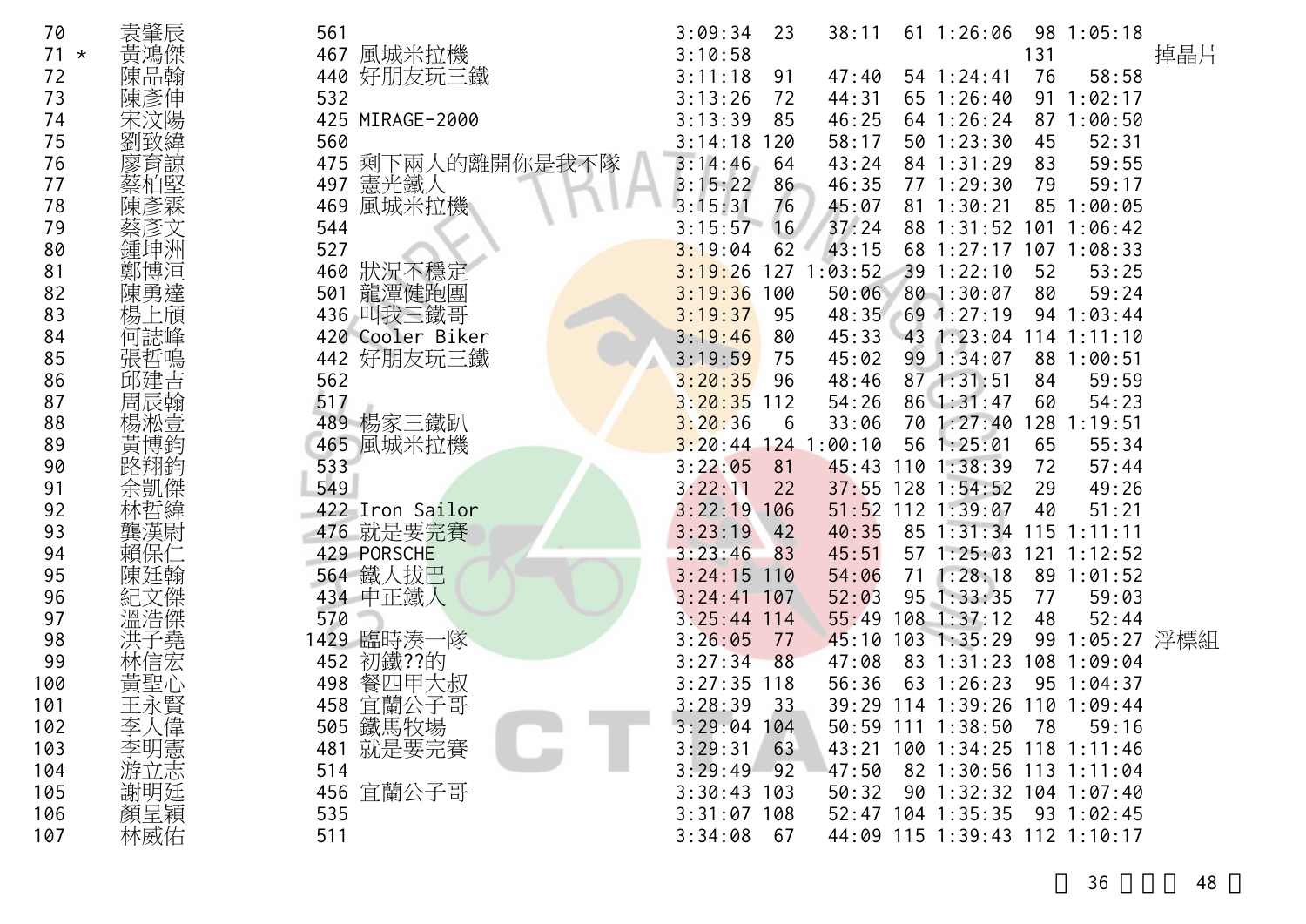| 名次 | | 姓名 | 號碼 | 隊名 | 總成績 | 游泳名次 | 游泳 | 自行車名次 | 自行車 | 跑步名次 | 跑步 | 備註 |
|---|---|---|---|---|---|---|---|---|---|---|---|---|
| 70 | | 袁肇辰 | 561 | | 3:09:34 | 23 | 38:11 | 61 | 1:26:06 | 98 | 1:05:18 | |
| 71 | * | 黃鴻傑 | 467 | 風城米拉機 | 3:10:58 | | | | | 131 | | 掉晶片 |
| 72 | | 陳品翰 | 440 | 好朋友玩三鐵 | 3:11:18 | 91 | 47:40 | 54 | 1:24:41 | 76 | 58:58 | |
| 73 | | 陳彥伸 | 532 | | 3:13:26 | 72 | 44:31 | 65 | 1:26:40 | 91 | 1:02:17 | |
| 74 | | 宋汶陽 | 425 | MIRAGE-2000 | 3:13:39 | 85 | 46:25 | 64 | 1:26:24 | 87 | 1:00:50 | |
| 75 | | 劉致緯 | 560 | | 3:14:18 | 120 | 58:17 | 50 | 1:23:30 | 45 | 52:31 | |
| 76 | | 廖育諒 | 475 | 剩下兩人的離開你是我不隊 | 3:14:46 | 64 | 43:24 | 84 | 1:31:29 | 83 | 59:55 | |
| 77 | | 蔡柏堅 | 497 | 憲光鐵人 | 3:15:22 | 86 | 46:35 | 77 | 1:29:30 | 79 | 59:17 | |
| 78 | | 陳彥霖 | 469 | 風城米拉機 | 3:15:31 | 76 | 45:07 | 81 | 1:30:21 | 85 | 1:00:05 | |
| 79 | | 蔡彥文 | 544 | | 3:15:57 | 16 | 37:24 | 88 | 1:31:52 | 101 | 1:06:42 | |
| 80 | | 鍾坤洲 | 527 | | 3:19:04 | 62 | 43:15 | 68 | 1:27:17 | 107 | 1:08:33 | |
| 81 | | 鄭博洹 | 460 | 狀況不穩定 | 3:19:26 | 127 | 1:03:52 | 39 | 1:22:10 | 52 | 53:25 | |
| 82 | | 陳勇達 | 501 | 龍潭健跑團 | 3:19:36 | 100 | 50:06 | 80 | 1:30:07 | 80 | 59:24 | |
| 83 | | 楊上頎 | 436 | 叫我三鐵哥 | 3:19:37 | 95 | 48:35 | 69 | 1:27:19 | 94 | 1:03:44 | |
| 84 | | 何誌峰 | 420 | Cooler Biker | 3:19:46 | 80 | 45:33 | 43 | 1:23:04 | 114 | 1:11:10 | |
| 85 | | 張哲鳴 | 442 | 好朋友玩三鐵 | 3:19:59 | 75 | 45:02 | 99 | 1:34:07 | 88 | 1:00:51 | |
| 86 | | 邱建吉 | 562 | | 3:20:35 | 96 | 48:46 | 87 | 1:31:51 | 84 | 59:59 | |
| 87 | | 周宸翰 | 517 | | 3:20:35 | 112 | 54:26 | 86 | 1:31:47 | 60 | 54:23 | |
| 88 | | 楊凇壹 | 489 | 楊家三鐵趴 | 3:20:36 | 6 | 33:06 | 70 | 1:27:40 | 128 | 1:19:51 | |
| 89 | | 黃博鈞 | 465 | 風城米拉機 | 3:20:44 | 124 | 1:00:10 | 56 | 1:25:01 | 65 | 55:34 | |
| 90 | | 路翔鈞 | 533 | | 3:22:05 | 81 | 45:43 | 110 | 1:38:39 | 72 | 57:44 | |
| 91 | | 余凱傑 | 549 | | 3:22:11 | 22 | 37:55 | 128 | 1:54:52 | 29 | 49:26 | |
| 92 | | 林哲緯 | 422 | Iron Sailor | 3:22:19 | 106 | 51:52 | 112 | 1:39:07 | 40 | 51:21 | |
| 93 | | 龔漢尉 | 476 | 就是要完賽 | 3:23:19 | 42 | 40:35 | 85 | 1:31:34 | 115 | 1:11:11 | |
| 94 | | 賴保仁 | 429 | PORSCHE | 3:23:46 | 83 | 45:51 | 57 | 1:25:03 | 121 | 1:12:52 | |
| 95 | | 陳廷翰 | 564 | 鐵人拔巴 | 3:24:15 | 110 | 54:06 | 71 | 1:28:18 | 89 | 1:01:52 | |
| 96 | | 紀文傑 | 434 | 中正鐵人 | 3:24:41 | 107 | 52:03 | 95 | 1:33:35 | 77 | 59:03 | |
| 97 | | 溫浩傑 | 570 | | 3:25:44 | 114 | 55:49 | 108 | 1:37:12 | 48 | 52:44 | |
| 98 | | 洪子堯 | 1429 | 臨時湊一隊 | 3:26:05 | 77 | 45:10 | 103 | 1:35:29 | 99 | 1:05:27 | 浮標組 |
| 99 | | 林信宏 | 452 | 初鐵??的 | 3:27:34 | 88 | 47:08 | 83 | 1:31:23 | 108 | 1:09:04 | |
| 100 | | 黃聖心 | 498 | 餐四甲大叔 | 3:27:35 | 118 | 56:36 | 63 | 1:26:23 | 95 | 1:04:37 | |
| 101 | | 王永賢 | 458 | 宜蘭公子哥 | 3:28:39 | 33 | 39:29 | 114 | 1:39:26 | 110 | 1:09:44 | |
| 102 | | 李人偉 | 505 | 鐵馬牧場 | 3:29:04 | 104 | 50:59 | 111 | 1:38:50 | 78 | 59:16 | |
| 103 | | 李明憲 | 481 | 就是要完賽 | 3:29:31 | 63 | 43:21 | 100 | 1:34:25 | 118 | 1:11:46 | |
| 104 | | 游立志 | 514 | | 3:29:49 | 92 | 47:50 | 82 | 1:30:56 | 113 | 1:11:04 | |
| 105 | | 謝明廷 | 456 | 宜蘭公子哥 | 3:30:43 | 103 | 50:32 | 90 | 1:32:32 | 104 | 1:07:40 | |
| 106 | | 顏呈穎 | 535 | | 3:31:07 | 108 | 52:47 | 104 | 1:35:35 | 93 | 1:02:45 | |
| 107 | | 林威佑 | 511 | | 3:34:08 | 67 | 44:09 | 115 | 1:39:43 | 112 | 1:10:17 | |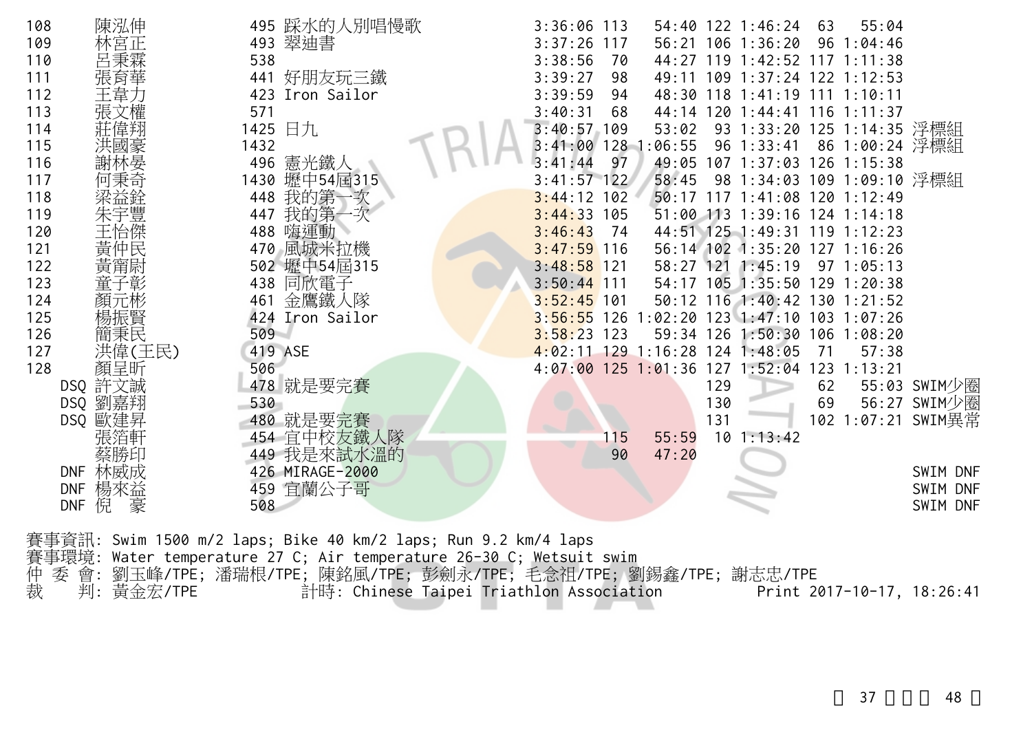| Rank | Name | No. | Team | Total | Swim Rank | Swim | Bike Rank | Bike | Run Rank | Run | Note |
|---|---|---|---|---|---|---|---|---|---|---|---|
| 108 | 陳泓伸 | 495 | 踩水的人別唱慢歌 | 3:36:06 | 113 | 54:40 | 122 | 1:46:24 | 63 | 55:04 | |
| 109 | 林宮正 | 493 | 翠迪書 | 3:37:26 | 117 | 56:21 | 106 | 1:36:20 | 96 | 1:04:46 | |
| 110 | 呂秉霖 | 538 | | 3:38:56 | 70 | 44:27 | 119 | 1:42:52 | 117 | 1:11:38 | |
| 111 | 張育華 | 441 | 好朋友玩三鐵 | 3:39:27 | 98 | 49:11 | 109 | 1:37:24 | 122 | 1:12:53 | |
| 112 | 王韋力 | 423 | Iron Sailor | 3:39:59 | 94 | 48:30 | 118 | 1:41:19 | 111 | 1:10:11 | |
| 113 | 張文權 | 571 | | 3:40:31 | 68 | 44:14 | 120 | 1:44:41 | 116 | 1:11:37 | |
| 114 | 莊偉翔 | 1425 | 日九 | 3:40:57 | 109 | 53:02 | 93 | 1:33:20 | 125 | 1:14:35 | 浮標組 |
| 115 | 洪國豪 | 1432 | | 3:41:00 | 128 | 1:06:55 | 96 | 1:33:41 | 86 | 1:00:24 | 浮標組 |
| 116 | 謝林晏 | 496 | 憲光鐵人 | 3:41:44 | 97 | 49:05 | 107 | 1:37:03 | 126 | 1:15:38 | |
| 117 | 何秉奇 | 1430 | 壢中54屆315 | 3:41:57 | 122 | 58:45 | 98 | 1:34:03 | 109 | 1:09:10 | 浮標組 |
| 118 | 梁益銓 | 448 | 我的第一次 | 3:44:12 | 102 | 50:17 | 117 | 1:41:08 | 120 | 1:12:49 | |
| 119 | 朱宇豐 | 447 | 我的第一次 | 3:44:33 | 105 | 51:00 | 113 | 1:39:16 | 124 | 1:14:18 | |
| 120 | 王怡傑 | 488 | 嗨運動 | 3:46:43 | 74 | 44:51 | 125 | 1:49:31 | 119 | 1:12:23 | |
| 121 | 黃仲民 | 470 | 風城米拉機 | 3:47:59 | 116 | 56:14 | 102 | 1:35:20 | 127 | 1:16:26 | |
| 122 | 黃甯尉 | 502 | 壢中54屆315 | 3:48:58 | 121 | 58:27 | 121 | 1:45:19 | 97 | 1:05:13 | |
| 123 | 童子彰 | 438 | 同欣電子 | 3:50:44 | 111 | 54:17 | 105 | 1:35:50 | 129 | 1:20:38 | |
| 124 | 顏元彬 | 461 | 金鷹鐵人隊 | 3:52:45 | 101 | 50:12 | 116 | 1:40:42 | 130 | 1:21:52 | |
| 125 | 楊振賢 | 424 | Iron Sailor | 3:56:55 | 126 | 1:02:20 | 123 | 1:47:10 | 103 | 1:07:26 | |
| 126 | 簡秉民 | 509 | | 3:58:23 | 123 | 59:34 | 126 | 1:50:30 | 106 | 1:08:20 | |
| 127 | 洪偉(王民) | 419 | ASE | 4:02:11 | 129 | 1:16:28 | 124 | 1:48:05 | 71 | 57:38 | |
| 128 | 顏呈昕 | 506 | | 4:07:00 | 125 | 1:01:36 | 127 | 1:52:04 | 123 | 1:13:21 | |
| DSQ | 許文誠 | 478 | 就是要完賽 | | | | 129 | | 62 | 55:03 | SWIM少圈 |
| DSQ | 劉嘉翔 | 530 | | | | | 130 | | 69 | 56:27 | SWIM少圈 |
| DSQ | 歐建昇 | 480 | 就是要完賽 | | | | 131 | | 102 | 1:07:21 | SWIM異常 |
| | 張箔軒 | 454 | 宜中校友鐵人隊 | | 115 | 55:59 | 10 | 1:13:42 | | | |
| | 蔡勝印 | 449 | 我是來試水溫的 | | 90 | 47:20 | | | | | |
| DNF | 林威成 | 426 | MIRAGE-2000 | | | | | | | | SWIM DNF |
| DNF | 楊來益 | 459 | 宜蘭公子哥 | | | | | | | | SWIM DNF |
| DNF | 倪　豪 | 508 | | | | | | | | | SWIM DNF |

賽事資訊: Swim 1500 m/2 laps; Bike 40 km/2 laps; Run 9.2 km/4 laps
賽事環境: Water temperature 27 C; Air temperature 26-30 C; Wetsuit swim
仲 委 會: 劉玉峰/TPE; 潘瑞根/TPE; 陳銘風/TPE; 彭劍永/TPE; 毛念祖/TPE; 劉錫鑫/TPE; 謝志忠/TPE
裁　 判: 黃金宏/TPE　　　計時: Chinese Taipei Triathlon Association　　　Print 2017-10-17, 18:26:41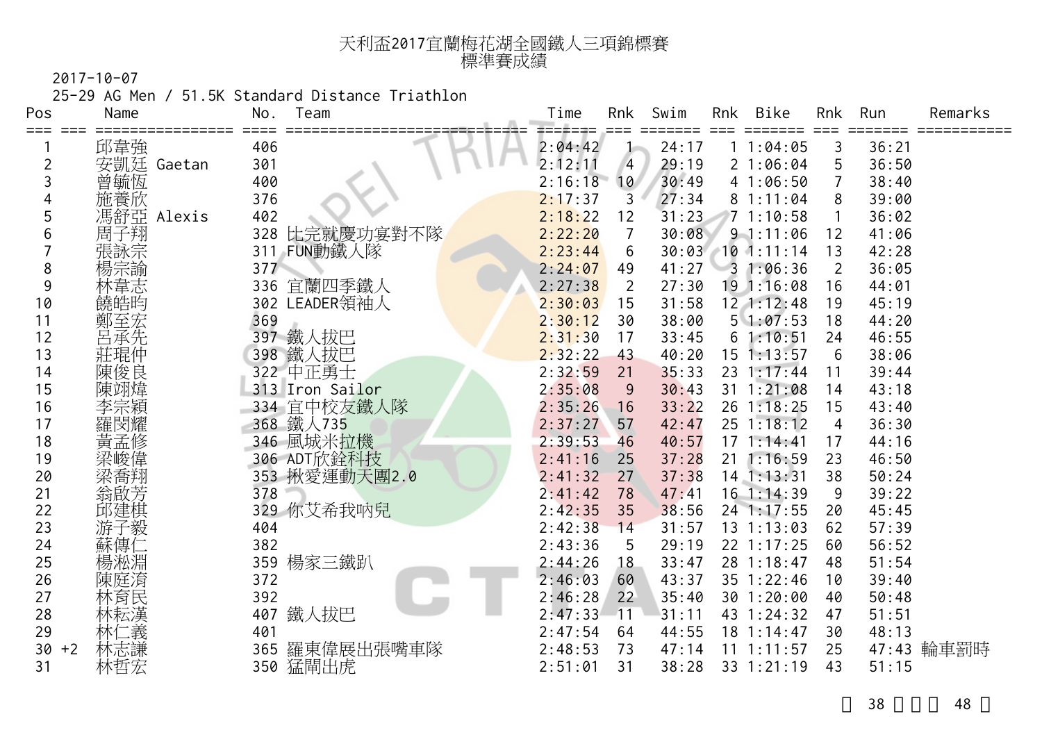# 天利盃2017宜蘭梅花湖全國鐵人三項錦標賽
## 標準賽成績

2017-10-07

25-29 AG Men / 51.5K Standard Distance Triathlon

| Pos | | Name | No. | Team | Time | Rnk | Swim | Rnk | Bike | Rnk | Run | Remarks |
|---|---|---|---|---|---|---|---|---|---|---|---|---|
| 1 | | 邱韋強 | 406 | | 2:04:42 | 1 | 24:17 | 1 | 1:04:05 | 3 | 36:21 | |
| 2 | | 安凱廷 Gaetan | 301 | | 2:12:11 | 4 | 29:19 | 2 | 1:06:04 | 5 | 36:50 | |
| 3 | | 曾毓恆 | 400 | | 2:16:18 | 10 | 30:49 | 4 | 1:06:50 | 7 | 38:40 | |
| 4 | | 施養欣 | 376 | | 2:17:37 | 3 | 27:34 | 8 | 1:11:04 | 8 | 39:00 | |
| 5 | | 馮舒亞 Alexis | 402 | | 2:18:22 | 12 | 31:23 | 7 | 1:10:58 | 1 | 36:02 | |
| 6 | | 周子翔 | 328 | 比完就慶功宴對不隊 | 2:22:20 | 7 | 30:08 | 9 | 1:11:06 | 12 | 41:06 | |
| 7 | | 張詠宗 | 311 | FUN動鐵人隊 | 2:23:44 | 6 | 30:03 | 10 | 1:11:14 | 13 | 42:28 | |
| 8 | | 楊宗諭 | 377 | | 2:24:07 | 49 | 41:27 | 3 | 1:06:36 | 2 | 36:05 | |
| 9 | | 林韋志 | 336 | 宜蘭四季鐵人 | 2:27:38 | 2 | 27:30 | 19 | 1:16:08 | 16 | 44:01 | |
| 10 | | 饒皓昀 | 302 | LEADER領袖人 | 2:30:03 | 15 | 31:58 | 12 | 1:12:48 | 19 | 45:19 | |
| 11 | | 鄭至宏 | 369 | | 2:30:12 | 30 | 38:00 | 5 | 1:07:53 | 18 | 44:20 | |
| 12 | | 呂承先 | 397 | 鐵人拔巴 | 2:31:30 | 17 | 33:45 | 6 | 1:10:51 | 24 | 46:55 | |
| 13 | | 莊琨仲 | 398 | 鐵人拔巴 | 2:32:22 | 43 | 40:20 | 15 | 1:13:57 | 6 | 38:06 | |
| 14 | | 陳俊良 | 322 | 中正勇士 | 2:32:59 | 21 | 35:33 | 23 | 1:17:44 | 11 | 39:44 | |
| 15 | | 陳翊煒 | 313 | Iron Sailor | 2:35:08 | 9 | 30:43 | 31 | 1:21:08 | 14 | 43:18 | |
| 16 | | 李宗穎 | 334 | 宜中校友鐵人隊 | 2:35:26 | 16 | 33:22 | 26 | 1:18:25 | 15 | 43:40 | |
| 17 | | 羅閔耀 | 368 | 鐵人735 | 2:37:27 | 57 | 42:47 | 25 | 1:18:12 | 4 | 36:30 | |
| 18 | | 黃孟修 | 346 | 風城米拉機 | 2:39:53 | 46 | 40:57 | 17 | 1:14:41 | 17 | 44:16 | |
| 19 | | 梁峻偉 | 306 | ADT欣銓科技 | 2:41:16 | 25 | 37:28 | 21 | 1:16:59 | 23 | 46:50 | |
| 20 | | 梁喬翔 | 353 | 揪愛運動天團2.0 | 2:41:32 | 27 | 37:38 | 14 | 1:13:31 | 38 | 50:24 | |
| 21 | | 翁啟芳 | 378 | | 2:41:42 | 78 | 47:41 | 16 | 1:14:39 | 9 | 39:22 | |
| 22 | | 邱建棋 | 329 | 你艾希我吶兒 | 2:42:35 | 35 | 38:56 | 24 | 1:17:55 | 20 | 45:45 | |
| 23 | | 游子毅 | 404 | | 2:42:38 | 14 | 31:57 | 13 | 1:13:03 | 62 | 57:39 | |
| 24 | | 蘇傳仁 | 382 | | 2:43:36 | 5 | 29:19 | 22 | 1:17:25 | 60 | 56:52 | |
| 25 | | 楊淞淵 | 359 | 楊家三鐵趴 | 2:44:26 | 18 | 33:47 | 28 | 1:18:47 | 48 | 51:54 | |
| 26 | | 陳庭湞 | 372 | | 2:46:03 | 60 | 43:37 | 35 | 1:22:46 | 10 | 39:40 | |
| 27 | | 林育民 | 392 | | 2:46:28 | 22 | 35:40 | 30 | 1:20:00 | 40 | 50:48 | |
| 28 | | 林耘漢 | 407 | 鐵人拔巴 | 2:47:33 | 11 | 31:11 | 43 | 1:24:32 | 47 | 51:51 | |
| 29 | | 林仁義 | 401 | | 2:47:54 | 64 | 44:55 | 18 | 1:14:47 | 30 | 48:13 | |
| 30 | +2 | 林志謙 | 365 | 羅東偉展出張嘴車隊 | 2:48:53 | 73 | 47:14 | 11 | 1:11:57 | 25 | 47:43 | 輪車罰時 |
| 31 | | 林哲宏 | 350 | 猛鬧出虎 | 2:51:01 | 31 | 38:28 | 33 | 1:21:19 | 43 | 51:15 | |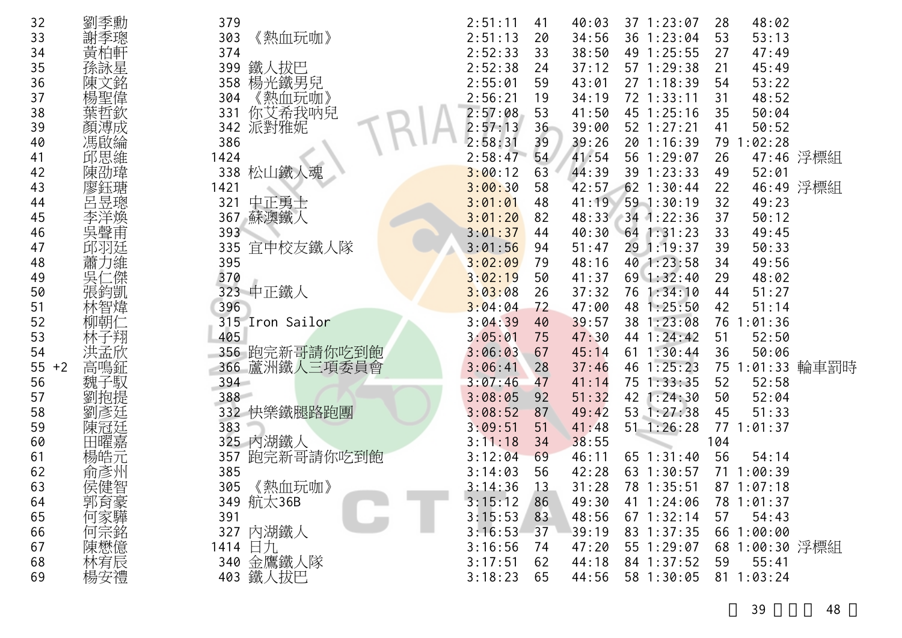| 名次 | 姓名 | 號碼 | 隊伍 | 總成績 | 游泳名次 | 游泳 | 自行車名次 | 自行車 | 跑步名次 | 跑步 | 備註 |
|---|---|---|---|---|---|---|---|---|---|---|---|
| 32 | 劉季勳 | 379 | | 2:51:11 | 41 | 40:03 | 37 | 1:23:07 | 28 | 48:02 | |
| 33 | 謝季璁 | 303 | 《熱血玩咖》 | 2:51:13 | 20 | 34:56 | 36 | 1:23:04 | 53 | 53:13 | |
| 34 | 黃柏軒 | 374 | | 2:52:33 | 33 | 38:50 | 49 | 1:25:55 | 27 | 47:49 | |
| 35 | 孫詠星 | 399 | 鐵人拔巴 | 2:52:38 | 24 | 37:12 | 57 | 1:29:38 | 21 | 45:49 | |
| 36 | 陳文銘 | 358 | 楊光鐵男兒 | 2:55:01 | 59 | 43:01 | 27 | 1:18:39 | 54 | 53:22 | |
| 37 | 楊聖偉 | 304 | 《熱血玩咖》 | 2:56:21 | 19 | 34:19 | 72 | 1:33:11 | 31 | 48:52 | |
| 38 | 葉哲欽 | 331 | 你艾希我吶兒 | 2:57:08 | 53 | 41:50 | 45 | 1:25:16 | 35 | 50:04 | |
| 39 | 顏溥成 | 342 | 派對雅妮 | 2:57:13 | 36 | 39:00 | 52 | 1:27:21 | 41 | 50:52 | |
| 40 | 馮啟綸 | 386 | | 2:58:31 | 39 | 39:26 | 20 | 1:16:39 | 79 | 1:02:28 | |
| 41 | 邱思維 | 1424 | | 2:58:47 | 54 | 41:54 | 56 | 1:29:07 | 26 | 47:46 | 浮標組 |
| 42 | 陳劭瑋 | 338 | 松山鐵人魂 | 3:00:12 | 63 | 44:39 | 39 | 1:23:33 | 49 | 52:01 | |
| 43 | 廖鈺瑭 | 1421 | | 3:00:30 | 58 | 42:57 | 62 | 1:30:44 | 22 | 46:49 | 浮標組 |
| 44 | 呂昱璁 | 321 | 中正勇士 | 3:01:01 | 48 | 41:19 | 59 | 1:30:19 | 32 | 49:23 | |
| 45 | 李洋煥 | 367 | 蘇澳鐵人 | 3:01:20 | 82 | 48:33 | 34 | 1:22:36 | 37 | 50:12 | |
| 46 | 吳聲甫 | 393 | | 3:01:37 | 44 | 40:30 | 64 | 1:31:23 | 33 | 49:45 | |
| 47 | 邱羽廷 | 335 | 宜中校友鐵人隊 | 3:01:56 | 94 | 51:47 | 29 | 1:19:37 | 39 | 50:33 | |
| 48 | 蕭力維 | 395 | | 3:02:09 | 79 | 48:16 | 40 | 1:23:58 | 34 | 49:56 | |
| 49 | 吳仁傑 | 370 | | 3:02:19 | 50 | 41:37 | 69 | 1:32:40 | 29 | 48:02 | |
| 50 | 張鈞凱 | 323 | 中正鐵人 | 3:03:08 | 26 | 37:32 | 76 | 1:34:10 | 44 | 51:27 | |
| 51 | 林智煒 | 396 | | 3:04:04 | 72 | 47:00 | 48 | 1:25:50 | 42 | 51:14 | |
| 52 | 柳朝仁 | 315 | Iron Sailor | 3:04:39 | 40 | 39:57 | 38 | 1:23:08 | 76 | 1:01:36 | |
| 53 | 林子翔 | 405 | | 3:05:01 | 75 | 47:30 | 44 | 1:24:42 | 51 | 52:50 | |
| 54 | 洪孟欣 | 356 | 跑完新哥請你吃到飽 | 3:06:03 | 67 | 45:14 | 61 | 1:30:44 | 36 | 50:06 | |
| 55 +2 | 高鳴鉦 | 366 | 蘆洲鐵人三項委員會 | 3:06:41 | 28 | 37:46 | 46 | 1:25:23 | 75 | 1:01:33 | 輪車罰時 |
| 56 | 魏子馭 | 394 | | 3:07:46 | 47 | 41:14 | 75 | 1:33:35 | 52 | 52:58 | |
| 57 | 劉抱提 | 388 | | 3:08:05 | 92 | 51:32 | 42 | 1:24:30 | 50 | 52:04 | |
| 58 | 劉彥廷 | 332 | 快樂鐵腿路跑團 | 3:08:52 | 87 | 49:42 | 53 | 1:27:38 | 45 | 51:33 | |
| 59 | 陳冠廷 | 383 | | 3:09:51 | 51 | 41:48 | 51 | 1:26:28 | 77 | 1:01:37 | |
| 60 | 田曜嘉 | 325 | 內湖鐵人 | 3:11:18 | 34 | 38:55 | | | 104 | | |
| 61 | 楊皓元 | 357 | 跑完新哥請你吃到飽 | 3:12:04 | 69 | 46:11 | 65 | 1:31:40 | 56 | 54:14 | |
| 62 | 俞彥州 | 385 | | 3:14:03 | 56 | 42:28 | 63 | 1:30:57 | 71 | 1:00:39 | |
| 63 | 侯健智 | 305 | 《熱血玩咖》 | 3:14:36 | 13 | 31:28 | 78 | 1:35:51 | 87 | 1:07:18 | |
| 64 | 郭育豪 | 349 | 航太36B | 3:15:12 | 86 | 49:30 | 41 | 1:24:06 | 78 | 1:01:37 | |
| 65 | 何家驊 | 391 | | 3:15:53 | 83 | 48:56 | 67 | 1:32:14 | 57 | 54:43 | |
| 66 | 何宗銘 | 327 | 內湖鐵人 | 3:16:53 | 37 | 39:19 | 83 | 1:37:35 | 66 | 1:00:00 | |
| 67 | 陳懋億 | 1414 | 日九 | 3:16:56 | 74 | 47:20 | 55 | 1:29:07 | 68 | 1:00:30 | 浮標組 |
| 68 | 林宥辰 | 340 | 金鷹鐵人隊 | 3:17:51 | 62 | 44:18 | 84 | 1:37:52 | 59 | 55:41 | |
| 69 | 楊安禮 | 403 | 鐵人拔巴 | 3:18:23 | 65 | 44:56 | 58 | 1:30:05 | 81 | 1:03:24 | |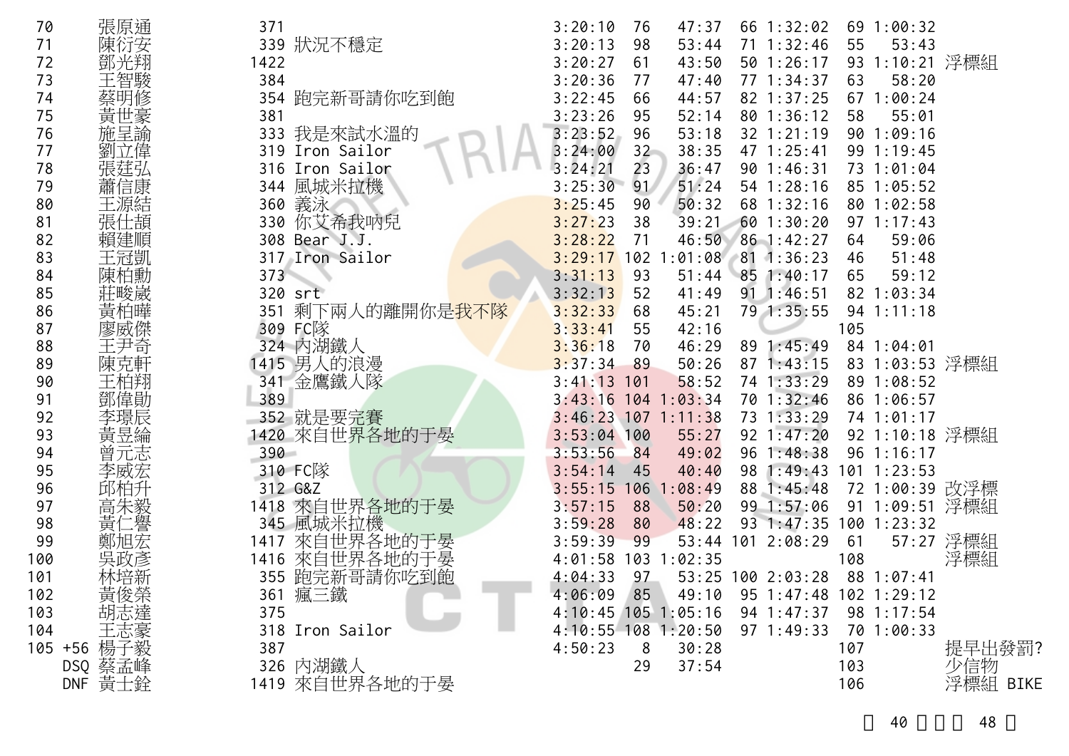| | | | | | | | | | | | |
|---|---|---|---|---|---|---|---|---|---|---|---|
| 70 | 張原通 | 371 | | 3:20:10 | 76 | 47:37 | 66 | 1:32:02 | 69 | 1:00:32 | |
| 71 | 陳衍安 | 339 | 狀況不穩定 | 3:20:13 | 98 | 53:44 | 71 | 1:32:46 | 55 | 53:43 | |
| 72 | 鄧光翔 | 1422 | | 3:20:27 | 61 | 43:50 | 50 | 1:26:17 | 93 | 1:10:21 | 浮標組 |
| 73 | 王智駿 | 384 | | 3:20:36 | 77 | 47:40 | 77 | 1:34:37 | 63 | 58:20 | |
| 74 | 蔡明修 | 354 | 跑完新哥請你吃到飽 | 3:22:45 | 66 | 44:57 | 82 | 1:37:25 | 67 | 1:00:24 | |
| 75 | 黃世豪 | 381 | | 3:23:26 | 95 | 52:14 | 80 | 1:36:12 | 58 | 55:01 | |
| 76 | 施呈諭 | 333 | 我是來試水溫的 | 3:23:52 | 96 | 53:18 | 32 | 1:21:19 | 90 | 1:09:16 | |
| 77 | 劉立偉 | 319 | Iron Sailor | 3:24:00 | 32 | 38:35 | 47 | 1:25:41 | 99 | 1:19:45 | |
| 78 | 張莛弘 | 316 | Iron Sailor | 3:24:21 | 23 | 36:47 | 90 | 1:46:31 | 73 | 1:01:04 | |
| 79 | 蕭信康 | 344 | 風城米拉機 | 3:25:30 | 91 | 51:24 | 54 | 1:28:16 | 85 | 1:05:52 | |
| 80 | 王源結 | 360 | 義泳 | 3:25:45 | 90 | 50:32 | 68 | 1:32:16 | 80 | 1:02:58 | |
| 81 | 張仕頡 | 330 | 你艾希我吶兒 | 3:27:23 | 38 | 39:21 | 60 | 1:30:20 | 97 | 1:17:43 | |
| 82 | 賴建順 | 308 | Bear J.J. | 3:28:22 | 71 | 46:50 | 86 | 1:42:27 | 64 | 59:06 | |
| 83 | 王冠凱 | 317 | Iron Sailor | 3:29:17 | 102 | 1:01:08 | 81 | 1:36:23 | 46 | 51:48 | |
| 84 | 陳柏勳 | 373 | | 3:31:13 | 93 | 51:44 | 85 | 1:40:17 | 65 | 59:12 | |
| 85 | 莊畯崴 | 320 | srt | 3:32:13 | 52 | 41:49 | 91 | 1:46:51 | 82 | 1:03:34 | |
| 86 | 黃柏曄 | 351 | 剩下兩人的離開你是我不隊 | 3:32:33 | 68 | 45:21 | 79 | 1:35:55 | 94 | 1:11:18 | |
| 87 | 廖威傑 | 309 | FC隊 | 3:33:41 | 55 | 42:16 | | | 105 | | |
| 88 | 王尹奇 | 324 | 內湖鐵人 | 3:36:18 | 70 | 46:29 | 89 | 1:45:49 | 84 | 1:04:01 | |
| 89 | 陳克軒 | 1415 | 男人的浪漫 | 3:37:34 | 89 | 50:26 | 87 | 1:43:15 | 83 | 1:03:53 | 浮標組 |
| 90 | 王柏翔 | 341 | 金鷹鐵人隊 | 3:41:13 | 101 | 58:52 | 74 | 1:33:29 | 89 | 1:08:52 | |
| 91 | 鄧偉勛 | 389 | | 3:43:16 | 104 | 1:03:34 | 70 | 1:32:46 | 86 | 1:06:57 | |
| 92 | 李璟辰 | 352 | 就是要完賽 | 3:46:23 | 107 | 1:11:38 | 73 | 1:33:29 | 74 | 1:01:17 | |
| 93 | 黃昱綸 | 1420 | 來自世界各地的于晏 | 3:53:04 | 100 | 55:27 | 92 | 1:47:20 | 92 | 1:10:18 | 浮標組 |
| 94 | 曾元志 | 390 | | 3:53:56 | 84 | 49:02 | 96 | 1:48:38 | 96 | 1:16:17 | |
| 95 | 李威宏 | 310 | FC隊 | 3:54:14 | 45 | 40:40 | 98 | 1:49:43 | 101 | 1:23:53 | |
| 96 | 邱柏升 | 312 | G&Z | 3:55:15 | 106 | 1:08:49 | 88 | 1:45:48 | 72 | 1:00:39 | 改浮標 |
| 97 | 高朱毅 | 1418 | 來自世界各地的于晏 | 3:57:15 | 88 | 50:20 | 99 | 1:57:06 | 91 | 1:09:51 | 浮標組 |
| 98 | 黃仁譽 | 345 | 風城米拉機 | 3:59:28 | 80 | 48:22 | 93 | 1:47:35 | 100 | 1:23:32 | |
| 99 | 鄭旭宏 | 1417 | 來自世界各地的于晏 | 3:59:39 | 99 | 53:44 | 101 | 2:08:29 | 61 | 57:27 | 浮標組 |
| 100 | 吳政彥 | 1416 | 來自世界各地的于晏 | 4:01:58 | 103 | 1:02:35 | | | 108 | | 浮標組 |
| 101 | 林培新 | 355 | 跑完新哥請你吃到飽 | 4:04:33 | 97 | 53:25 | 100 | 2:03:28 | 88 | 1:07:41 | |
| 102 | 黃俊榮 | 361 | 瘋三鐵 | 4:06:09 | 85 | 49:10 | 95 | 1:47:48 | 102 | 1:29:12 | |
| 103 | 胡志達 | 375 | | 4:10:45 | 105 | 1:05:16 | 94 | 1:47:37 | 98 | 1:17:54 | |
| 104 | 王志豪 | 318 | Iron Sailor | 4:10:55 | 108 | 1:20:50 | 97 | 1:49:33 | 70 | 1:00:33 | |
| 105 +56 | 楊子毅 | 387 | | 4:50:23 | 8 | 30:28 | | | 107 | | 提早出發罰? |
| DSQ | 蔡孟峰 | 326 | 內湖鐵人 | | 29 | 37:54 | | | 103 | | 少信物 |
| DNF | 黃士銓 | 1419 | 來自世界各地的于晏 | | | | | | 106 | | 浮標組 BIKE |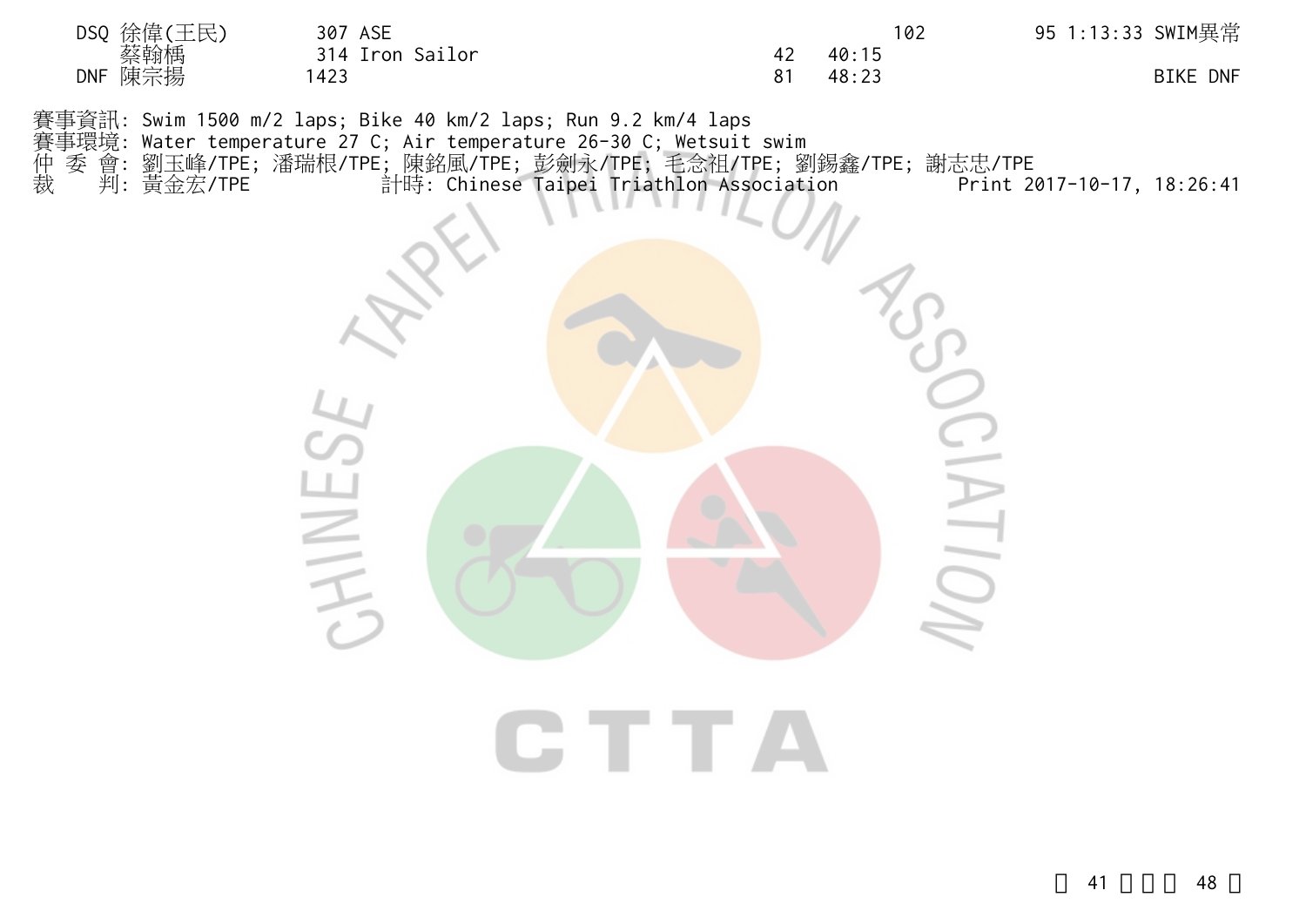| | | | | | | | |
|---|---|---|---|---|---|---|---|
| DSQ | 徐偉(王民) 蔡翰樞 | 307 ASE 314 Iron Sailor | 42 | 40:15 | 102 | 95 1:13:33 | SWIM異常 |
| DNF | 陳宗揚 | 1423 | 81 | 48:23 | | | BIKE DNF |

賽事資訊: Swim 1500 m/2 laps; Bike 40 km/2 laps; Run 9.2 km/4 laps
賽事環境: Water temperature 27 C; Air temperature 26-30 C; Wetsuit swim
仲 委 會: 劉玉峰/TPE; 潘瑞根/TPE; 陳銘風/TPE; 彭劍永/TPE; 毛念祖/TPE; 劉錫鑫/TPE; 謝志忠/TPE
裁　　判: 黃金宏/TPE　　計時: Chinese Taipei Triathlon Association　　Print 2017-10-17, 18:26:41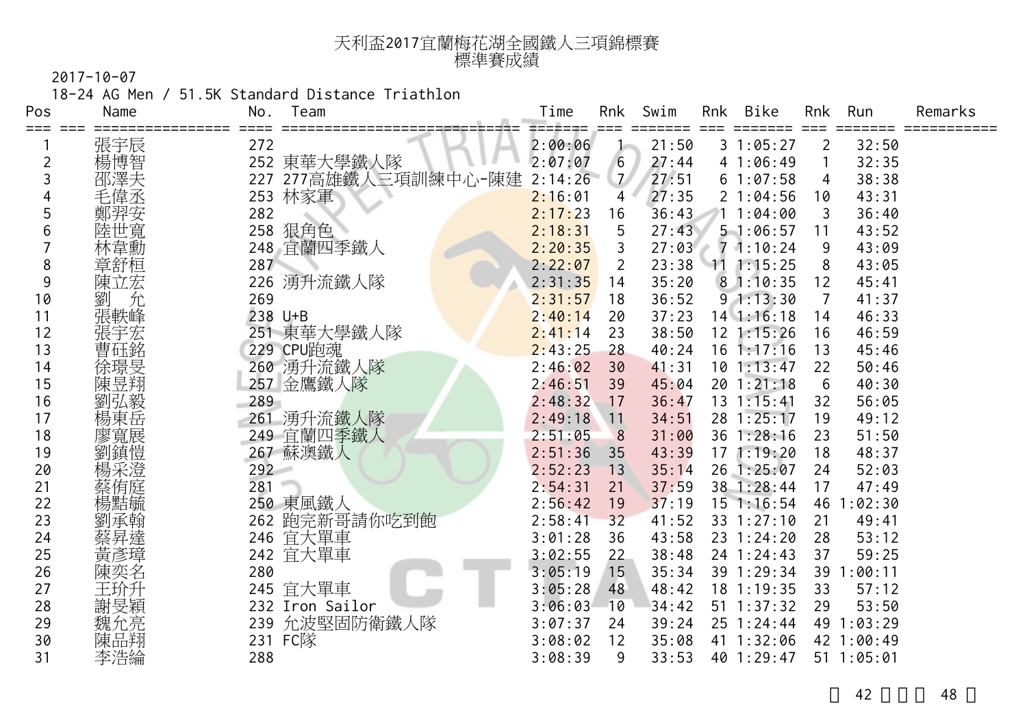# 天利盃2017宜蘭梅花湖全國鐵人三項錦標賽
## 標準賽成績

2017-10-07

18-24 AG Men / 51.5K Standard Distance Triathlon

| Pos | Name | No. | Team | Time | Rnk | Swim | Rnk | Bike | Rnk | Run | Remarks |
|---|---|---|---|---|---|---|---|---|---|---|---|
| 1 | 張宇辰 | 272 | | 2:00:06 | 1 | 21:50 | 3 | 1:05:27 | 2 | 32:50 | |
| 2 | 楊博智 | 252 | 東華大學鐵人隊 | 2:07:07 | 6 | 27:44 | 4 | 1:06:49 | 1 | 32:35 | |
| 3 | 邵澤夫 | 227 | 277高雄鐵人三項訓練中心-陳建 | 2:14:26 | 7 | 27:51 | 6 | 1:07:58 | 4 | 38:38 | |
| 4 | 毛偉丞 | 253 | 林家軍 | 2:16:01 | 4 | 27:35 | 2 | 1:04:56 | 10 | 43:31 | |
| 5 | 鄭羿安 | 282 | | 2:17:23 | 16 | 36:43 | 1 | 1:04:00 | 3 | 36:40 | |
| 6 | 陸世寬 | 258 | 狠角色 | 2:18:31 | 5 | 27:43 | 5 | 1:06:57 | 11 | 43:52 | |
| 7 | 林韋勳 | 248 | 宜蘭四季鐵人 | 2:20:35 | 3 | 27:03 | 7 | 1:10:24 | 9 | 43:09 | |
| 8 | 章舒桓 | 287 | | 2:22:07 | 2 | 23:38 | 11 | 1:15:25 | 8 | 43:05 | |
| 9 | 陳立宏 | 226 | 湧升流鐵人隊 | 2:31:35 | 14 | 35:20 | 8 | 1:10:35 | 12 | 45:41 | |
| 10 | 劉　允 | 269 | | 2:31:57 | 18 | 36:52 | 9 | 1:13:30 | 7 | 41:37 | |
| 11 | 張軼峰 | 238 | U+B | 2:40:14 | 20 | 37:23 | 14 | 1:16:18 | 14 | 46:33 | |
| 12 | 張宇宏 | 251 | 東華大學鐵人隊 | 2:41:14 | 23 | 38:50 | 12 | 1:15:26 | 16 | 46:59 | |
| 13 | 曹砡銘 | 229 | CPU跑魂 | 2:43:25 | 28 | 40:24 | 16 | 1:17:16 | 13 | 45:46 | |
| 14 | 徐璟旻 | 260 | 湧升流鐵人隊 | 2:46:02 | 30 | 41:31 | 10 | 1:13:47 | 22 | 50:46 | |
| 15 | 陳昱翔 | 257 | 金鷹鐵人隊 | 2:46:51 | 39 | 45:04 | 20 | 1:21:18 | 6 | 40:30 | |
| 16 | 劉弘毅 | 289 | | 2:48:32 | 17 | 36:47 | 13 | 1:15:41 | 32 | 56:05 | |
| 17 | 楊東岳 | 261 | 湧升流鐵人隊 | 2:49:18 | 11 | 34:51 | 28 | 1:25:17 | 19 | 49:12 | |
| 18 | 廖寬展 | 249 | 宜蘭四季鐵人 | 2:51:05 | 8 | 31:00 | 36 | 1:28:16 | 23 | 51:50 | |
| 19 | 劉鎮愷 | 267 | 蘇澳鐵人 | 2:51:36 | 35 | 43:39 | 17 | 1:19:20 | 18 | 48:37 | |
| 20 | 楊采澄 | 292 | | 2:52:23 | 13 | 35:14 | 26 | 1:25:07 | 24 | 52:03 | |
| 21 | 蔡侑庭 | 281 | | 2:54:31 | 21 | 37:59 | 38 | 1:28:44 | 17 | 47:49 | |
| 22 | 楊黠毓 | 250 | 東風鐵人 | 2:56:42 | 19 | 37:19 | 15 | 1:16:54 | 46 | 1:02:30 | |
| 23 | 劉承翰 | 262 | 跑完新哥請你吃到飽 | 2:58:41 | 32 | 41:52 | 33 | 1:27:10 | 21 | 49:41 | |
| 24 | 蔡昇達 | 246 | 宜大單車 | 3:01:28 | 36 | 43:58 | 23 | 1:24:20 | 28 | 53:12 | |
| 25 | 黃彥璋 | 242 | 宜大單車 | 3:02:55 | 22 | 38:48 | 24 | 1:24:43 | 37 | 59:25 | |
| 26 | 陳奕名 | 280 | | 3:05:19 | 15 | 35:34 | 39 | 1:29:34 | 39 | 1:00:11 | |
| 27 | 王玠升 | 245 | 宜大單車 | 3:05:28 | 48 | 48:42 | 18 | 1:19:35 | 33 | 57:12 | |
| 28 | 謝旻穎 | 232 | Iron Sailor | 3:06:03 | 10 | 34:42 | 51 | 1:37:32 | 29 | 53:50 | |
| 29 | 魏允亮 | 239 | 允波堅固防衛鐵人隊 | 3:07:37 | 24 | 39:24 | 25 | 1:24:44 | 49 | 1:03:29 | |
| 30 | 陳品翔 | 231 | FC隊 | 3:08:02 | 12 | 35:08 | 41 | 1:32:06 | 42 | 1:00:49 | |
| 31 | 李浩綸 | 288 | | 3:08:39 | 9 | 33:53 | 40 | 1:29:47 | 51 | 1:05:01 | |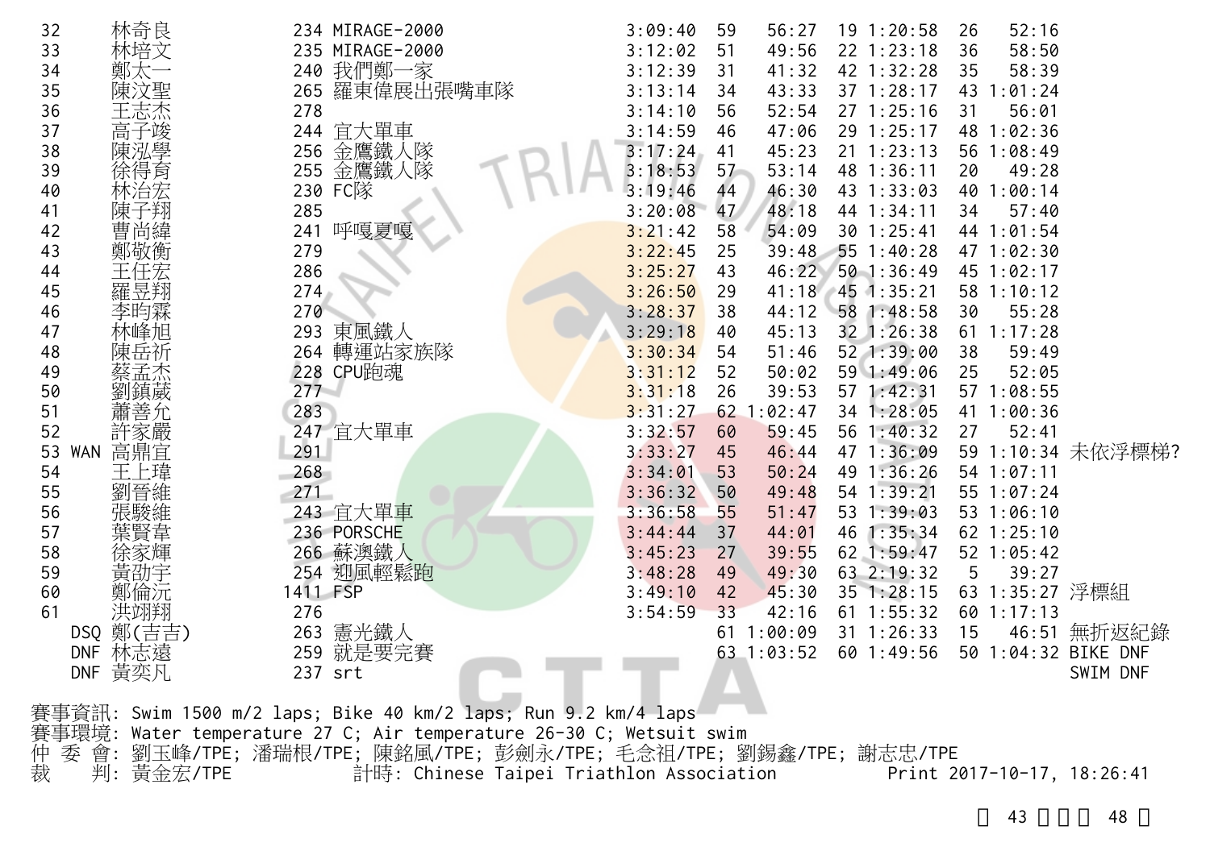| | | | | | | | | | | | | |
|---|---|---|---|---|---|---|---|---|---|---|---|---|
| 32 | | 林奇良 | 234 | MIRAGE-2000 | 3:09:40 | 59 | 56:27 | 19 | 1:20:58 | 26 | 52:16 | |
| 33 | | 林培文 | 235 | MIRAGE-2000 | 3:12:02 | 51 | 49:56 | 22 | 1:23:18 | 36 | 58:50 | |
| 34 | | 鄭太一 | 240 | 我們鄭一家 | 3:12:39 | 31 | 41:32 | 42 | 1:32:28 | 35 | 58:39 | |
| 35 | | 陳汶聖 | 265 | 羅東偉展出張嘴車隊 | 3:13:14 | 34 | 43:33 | 37 | 1:28:17 | 43 | 1:01:24 | |
| 36 | | 王志杰 | 278 | | 3:14:10 | 56 | 52:54 | 27 | 1:25:16 | 31 | 56:01 | |
| 37 | | 高子竣 | 244 | 宜大單車 | 3:14:59 | 46 | 47:06 | 29 | 1:25:17 | 48 | 1:02:36 | |
| 38 | | 陳泓學 | 256 | 金鷹鐵人隊 | 3:17:24 | 41 | 45:23 | 21 | 1:23:13 | 56 | 1:08:49 | |
| 39 | | 徐得育 | 255 | 金鷹鐵人隊 | 3:18:53 | 57 | 53:14 | 48 | 1:36:11 | 20 | 49:28 | |
| 40 | | 林治宏 | 230 | FC隊 | 3:19:46 | 44 | 46:30 | 43 | 1:33:03 | 40 | 1:00:14 | |
| 41 | | 陳子翔 | 285 | | 3:20:08 | 47 | 48:18 | 44 | 1:34:11 | 34 | 57:40 | |
| 42 | | 曹尚緯 | 241 | 呼嘎夏嘎 | 3:21:42 | 58 | 54:09 | 30 | 1:25:41 | 44 | 1:01:54 | |
| 43 | | 鄭敬衡 | 279 | | 3:22:45 | 25 | 39:48 | 55 | 1:40:28 | 47 | 1:02:30 | |
| 44 | | 王任宏 | 286 | | 3:25:27 | 43 | 46:22 | 50 | 1:36:49 | 45 | 1:02:17 | |
| 45 | | 羅昱翔 | 274 | | 3:26:50 | 29 | 41:18 | 45 | 1:35:21 | 58 | 1:10:12 | |
| 46 | | 李昀霖 | 270 | | 3:28:37 | 38 | 44:12 | 58 | 1:48:58 | 30 | 55:28 | |
| 47 | | 林峰旭 | 293 | 東風鐵人 | 3:29:18 | 40 | 45:13 | 32 | 1:26:38 | 61 | 1:17:28 | |
| 48 | | 陳岳祈 | 264 | 轉運站家族隊 | 3:30:34 | 54 | 51:46 | 52 | 1:39:00 | 38 | 59:49 | |
| 49 | | 蔡孟杰 | 228 | CPU跑魂 | 3:31:12 | 52 | 50:02 | 59 | 1:49:06 | 25 | 52:05 | |
| 50 | | 劉鎮葳 | 277 | | 3:31:18 | 26 | 39:53 | 57 | 1:42:31 | 57 | 1:08:55 | |
| 51 | | 蕭善允 | 283 | | 3:31:27 | 62 | 1:02:47 | 34 | 1:28:05 | 41 | 1:00:36 | |
| 52 | | 許家嚴 | 247 | 宜大單車 | 3:32:57 | 60 | 59:45 | 56 | 1:40:32 | 27 | 52:41 | |
| 53 | WAN | 高鼎宜 | 291 | | 3:33:27 | 45 | 46:44 | 47 | 1:36:09 | 59 | 1:10:34 | 未依浮標梯? |
| 54 | | 王上瑋 | 268 | | 3:34:01 | 53 | 50:24 | 49 | 1:36:26 | 54 | 1:07:11 | |
| 55 | | 劉晉維 | 271 | | 3:36:32 | 50 | 49:48 | 54 | 1:39:21 | 55 | 1:07:24 | |
| 56 | | 張駿維 | 243 | 宜大單車 | 3:36:58 | 55 | 51:47 | 53 | 1:39:03 | 53 | 1:06:10 | |
| 57 | | 葉賢韋 | 236 | PORSCHE | 3:44:44 | 37 | 44:01 | 46 | 1:35:34 | 62 | 1:25:10 | |
| 58 | | 徐家輝 | 266 | 蘇澳鐵人 | 3:45:23 | 27 | 39:55 | 62 | 1:59:47 | 52 | 1:05:42 | |
| 59 | | 黃劭宇 | 254 | 迎風輕鬆跑 | 3:48:28 | 49 | 49:30 | 63 | 2:19:32 | 5 | 39:27 | |
| 60 | | 鄭倫沅 | 1411 | FSP | 3:49:10 | 42 | 45:30 | 35 | 1:28:15 | 63 | 1:35:27 | 浮標組 |
| 61 | | 洪翊翔 | 276 | | 3:54:59 | 33 | 42:16 | 61 | 1:55:32 | 60 | 1:17:13 | |
| | DSQ | 鄭(吉吉) | 263 | 憲光鐵人 | | 61 | 1:00:09 | 31 | 1:26:33 | 15 | 46:51 | 無折返紀錄 |
| | DNF | 林志遠 | 259 | 就是要完賽 | | 63 | 1:03:52 | 60 | 1:49:56 | 50 | 1:04:32 | BIKE DNF |
| | DNF | 黃奕凡 | 237 | srt | | | | | | | | SWIM DNF |

賽事資訊: Swim 1500 m/2 laps; Bike 40 km/2 laps; Run 9.2 km/4 laps
賽事環境: Water temperature 27 C; Air temperature 26-30 C; Wetsuit swim
仲 委 會: 劉玉峰/TPE; 潘瑞根/TPE; 陳銘風/TPE; 彭劍永/TPE; 毛念祖/TPE; 劉錫鑫/TPE; 謝志忠/TPE
裁　　判: 黃金宏/TPE　　計時: Chinese Taipei Triathlon Association　　Print 2017-10-17, 18:26:41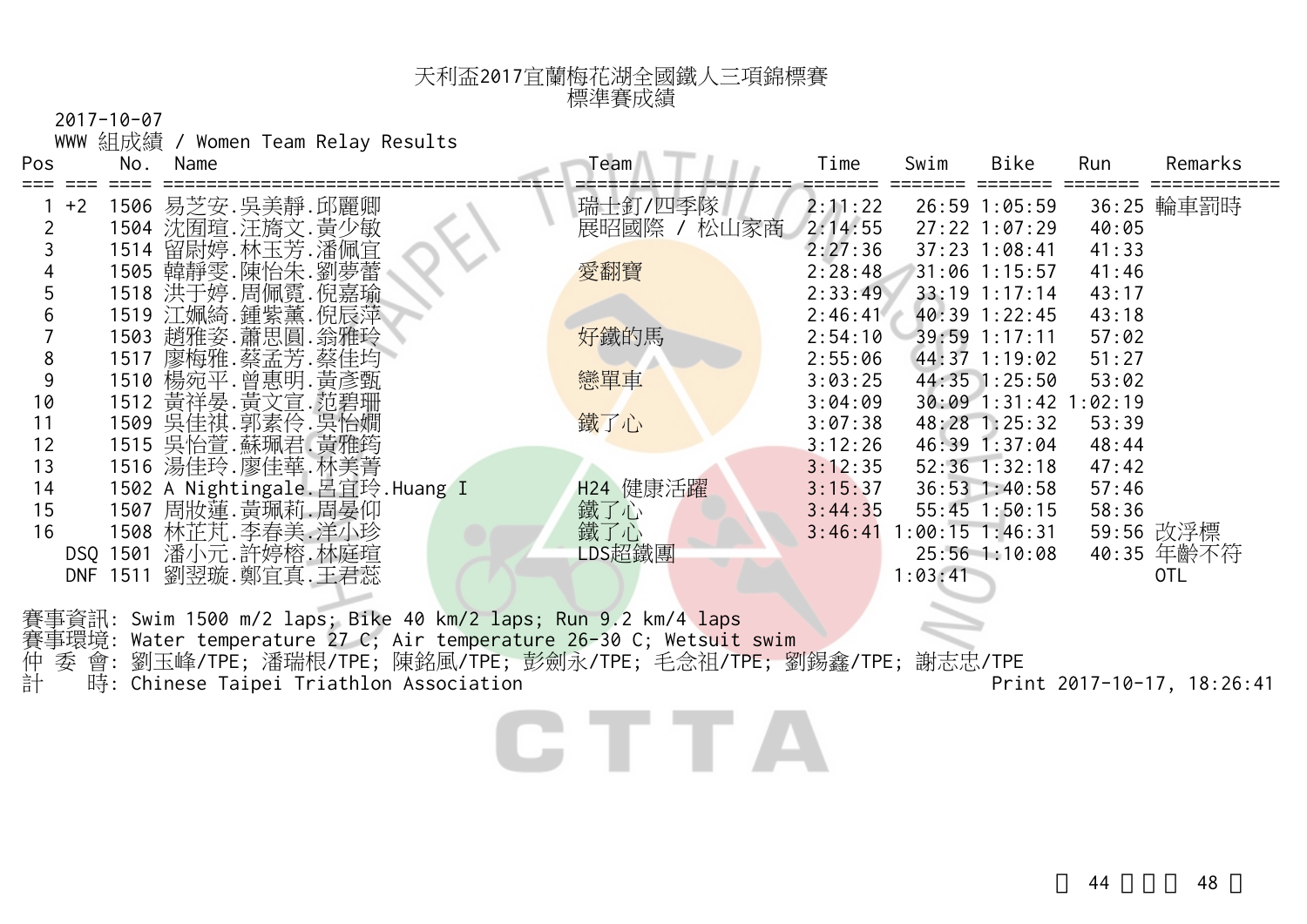# 天利盃2017宜蘭梅花湖全國鐵人三項錦標賽
## 標準賽成績

2017-10-07

WWW 組成績 / Women Team Relay Results

| Pos | | No. | Name | Team | Time | Swim | Bike | Run | Remarks |
|---|---|---|---|---|---|---|---|---|---|
| 1 | +2 | 1506 | 易芝安.吳美靜.邱麗卿 | 瑞士釘/四季隊 | 2:11:22 | 26:59 | 1:05:59 | 36:25 | 輪車罰時 |
| 2 | | 1504 | 沈囿瑄.汪旖文.黃少敏 | 展昭國際 / 松山家商 | 2:14:55 | 27:22 | 1:07:29 | 40:05 | |
| 3 | | 1514 | 留尉婷.林玉芳.潘佩宜 | | 2:27:36 | 37:23 | 1:08:41 | 41:33 | |
| 4 | | 1505 | 韓靜雯.陳怡朱.劉夢蕾 | 愛翻寶 | 2:28:48 | 31:06 | 1:15:57 | 41:46 | |
| 5 | | 1518 | 洪于婷.周佩霓.倪嘉瑜 | | 2:33:49 | 33:19 | 1:17:14 | 43:17 | |
| 6 | | 1519 | 江姵綺.鍾紫薰.倪辰萍 | | 2:46:41 | 40:39 | 1:22:45 | 43:18 | |
| 7 | | 1503 | 趙雅姿.蕭思圓.翁雅玲 | 好鐵的馬 | 2:54:10 | 39:59 | 1:17:11 | 57:02 | |
| 8 | | 1517 | 廖梅雅.蔡孟芳.蔡佳均 | | 2:55:06 | 44:37 | 1:19:02 | 51:27 | |
| 9 | | 1510 | 楊宛平.曾惠明.黃彥甄 | 戀單車 | 3:03:25 | 44:35 | 1:25:50 | 53:02 | |
| 10 | | 1512 | 黃祥晏.黃文宣.范碧珊 | | 3:04:09 | 30:09 | 1:31:42 | 1:02:19 | |
| 11 | | 1509 | 吳佳祺.郭素伶.吳怡嫺 | 鐵了心 | 3:07:38 | 48:28 | 1:25:32 | 53:39 | |
| 12 | | 1515 | 吳怡萱.蘇珮君.黃雅筠 | | 3:12:26 | 46:39 | 1:37:04 | 48:44 | |
| 13 | | 1516 | 湯佳玲.廖佳華.林美菁 | | 3:12:35 | 52:36 | 1:32:18 | 47:42 | |
| 14 | | 1502 | A Nightingale.呂宜玲.Huang I | H24 健康活躍 | 3:15:37 | 36:53 | 1:40:58 | 57:46 | |
| 15 | | 1507 | 周妝蓮.黃珮莉.周晏仰 | 鐵了心 | 3:44:35 | 55:45 | 1:50:15 | 58:36 | |
| 16 | | 1508 | 林芷芃.李春美.洋小珍 | 鐵了心 | 3:46:41 | 1:00:15 | 1:46:31 | 59:56 | 改浮標 |
| DSQ | | 1501 | 潘小元.許婷榕.林庭瑄 | LDS超鐵團 | | 25:56 | 1:10:08 | 40:35 | 年齡不符 |
| DNF | | 1511 | 劉翌璇.鄭宜真.王君蕊 | | | 1:03:41 | | | OTL |

賽事資訊: Swim 1500 m/2 laps; Bike 40 km/2 laps; Run 9.2 km/4 laps
賽事環境: Water temperature 27 C; Air temperature 26-30 C; Wetsuit swim
仲 委 會: 劉玉峰/TPE; 潘瑞根/TPE; 陳銘風/TPE; 彭劍永/TPE; 毛念祖/TPE; 劉錫鑫/TPE; 謝志忠/TPE
計 時: Chinese Taipei Triathlon Association

Print 2017-10-17, 18:26:41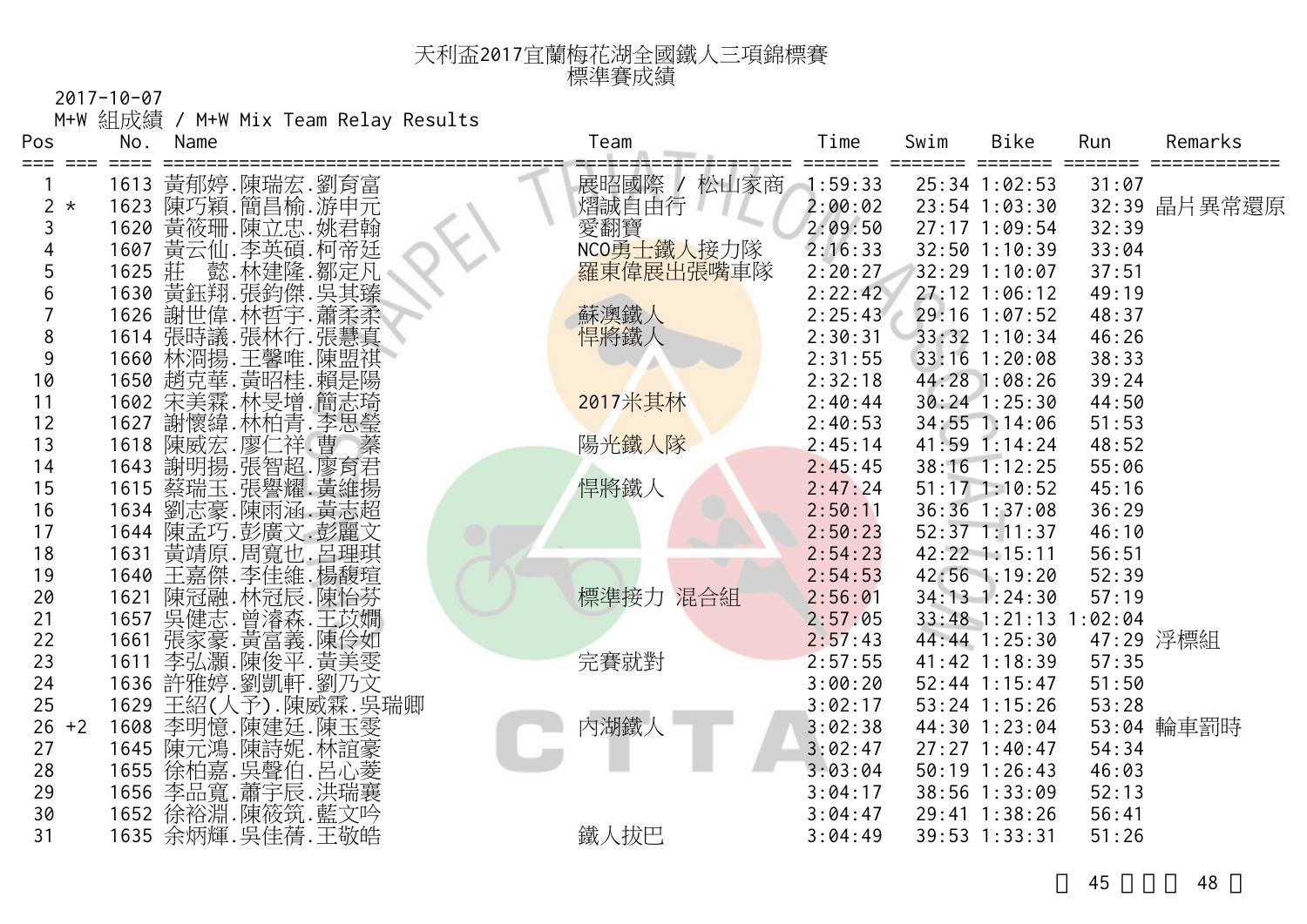# 天利盃2017宜蘭梅花湖全國鐵人三項錦標賽
## 標準賽成績

2017-10-07

M+W 組成績 / M+W Mix Team Relay Results

| Pos | | No. | Name | Team | Time | Swim | Bike | Run | Remarks |
|---|---|---|---|---|---|---|---|---|---|
| 1 | | 1613 | 黃郁婷.陳瑞宏.劉育富 | 展昭國際 / 松山家商 | 1:59:33 | 25:34 | 1:02:53 | 31:07 | |
| 2 | * | 1623 | 陳巧穎.簡昌榆.游申元 | 熠誠自由行 | 2:00:02 | 23:54 | 1:03:30 | 32:39 | 晶片異常還原 |
| 3 | | 1620 | 黃筱珊.陳立忠.姚君翰 | 愛翻寶 | 2:09:50 | 27:17 | 1:09:54 | 32:39 | |
| 4 | | 1607 | 黃云仙.李英碩.柯帝廷 | NCO勇士鐵人接力隊 | 2:16:33 | 32:50 | 1:10:39 | 33:04 | |
| 5 | | 1625 | 莊 懿.林建隆.鄒定凡 | 羅東偉展出張嘴車隊 | 2:20:27 | 32:29 | 1:10:07 | 37:51 | |
| 6 | | 1630 | 黃鈺翔.張鈞傑.吳其臻 | | 2:22:42 | 27:12 | 1:06:12 | 49:19 | |
| 7 | | 1626 | 謝世偉.林哲宇.蕭柔柔 | 蘇澳鐵人 | 2:25:43 | 29:16 | 1:07:52 | 48:37 | |
| 8 | | 1614 | 張時議.張林行.張慧真 | 悍將鐵人 | 2:30:31 | 33:32 | 1:10:34 | 46:26 | |
| 9 | | 1660 | 林泗揚.王馨唯.陳盟祺 | | 2:31:55 | 33:16 | 1:20:08 | 38:33 | |
| 10 | | 1650 | 趙克華.黃昭桂.賴是陽 | | 2:32:18 | 44:28 | 1:08:26 | 39:24 | |
| 11 | | 1602 | 宋美霖.林旻增.簡志琦 | 2017米其林 | 2:40:44 | 30:24 | 1:25:30 | 44:50 | |
| 12 | | 1627 | 謝懷緯.林柏青.李思瑩 | | 2:40:53 | 34:55 | 1:14:06 | 51:53 | |
| 13 | | 1618 | 陳威宏.廖仁祥.曹 蓁 | 陽光鐵人隊 | 2:45:14 | 41:59 | 1:14:24 | 48:52 | |
| 14 | | 1643 | 謝明揚.張智超.廖育君 | | 2:45:45 | 38:16 | 1:12:25 | 55:06 | |
| 15 | | 1615 | 蔡瑞玉.張譽耀.黃維揚 | 悍將鐵人 | 2:47:24 | 51:17 | 1:10:52 | 45:16 | |
| 16 | | 1634 | 劉志豪.陳雨涵.黃志超 | | 2:50:11 | 36:36 | 1:37:08 | 36:29 | |
| 17 | | 1644 | 陳孟巧.彭廣文.彭麗文 | | 2:50:23 | 52:37 | 1:11:37 | 46:10 | |
| 18 | | 1631 | 黃靖原.周寬也.呂理琪 | | 2:54:23 | 42:22 | 1:15:11 | 56:51 | |
| 19 | | 1640 | 王嘉傑.李佳維.楊馥瑄 | | 2:54:53 | 42:56 | 1:19:20 | 52:39 | |
| 20 | | 1621 | 陳冠融.林冠辰.陳怡芬 | 標準接力 混合組 | 2:56:01 | 34:13 | 1:24:30 | 57:19 | |
| 21 | | 1657 | 吳健志.曾濬森.王苡嫺 | | 2:57:05 | 33:48 | 1:21:13 | 1:02:04 | |
| 22 | | 1661 | 張家豪.黃富義.陳伶如 | | 2:57:43 | 44:44 | 1:25:30 | 47:29 | 浮標組 |
| 23 | | 1611 | 李弘灝.陳俊平.黃美雯 | 完賽就對 | 2:57:55 | 41:42 | 1:18:39 | 57:35 | |
| 24 | | 1636 | 許雅婷.劉凱軒.劉乃文 | | 3:00:20 | 52:44 | 1:15:47 | 51:50 | |
| 25 | | 1629 | 王紹(人予).陳威霖.吳瑞卿 | | 3:02:17 | 53:24 | 1:15:26 | 53:28 | |
| 26 | +2 | 1608 | 李明憶.陳建廷.陳玉雯 | 內湖鐵人 | 3:02:38 | 44:30 | 1:23:04 | 53:04 | 輪車罰時 |
| 27 | | 1645 | 陳元鴻.陳詩妮.林誼豪 | | 3:02:47 | 27:27 | 1:40:47 | 54:34 | |
| 28 | | 1655 | 徐柏嘉.吳聲伯.呂心菱 | | 3:03:04 | 50:19 | 1:26:43 | 46:03 | |
| 29 | | 1656 | 李品寬.蕭宇辰.洪瑞襄 | | 3:04:17 | 38:56 | 1:33:09 | 52:13 | |
| 30 | | 1652 | 徐裕淵.陳筱筑.藍文吟 | | 3:04:47 | 29:41 | 1:38:26 | 56:41 | |
| 31 | | 1635 | 余炳輝.吳佳蒨.王敬皓 | 鐵人拔巴 | 3:04:49 | 39:53 | 1:33:31 | 51:26 | |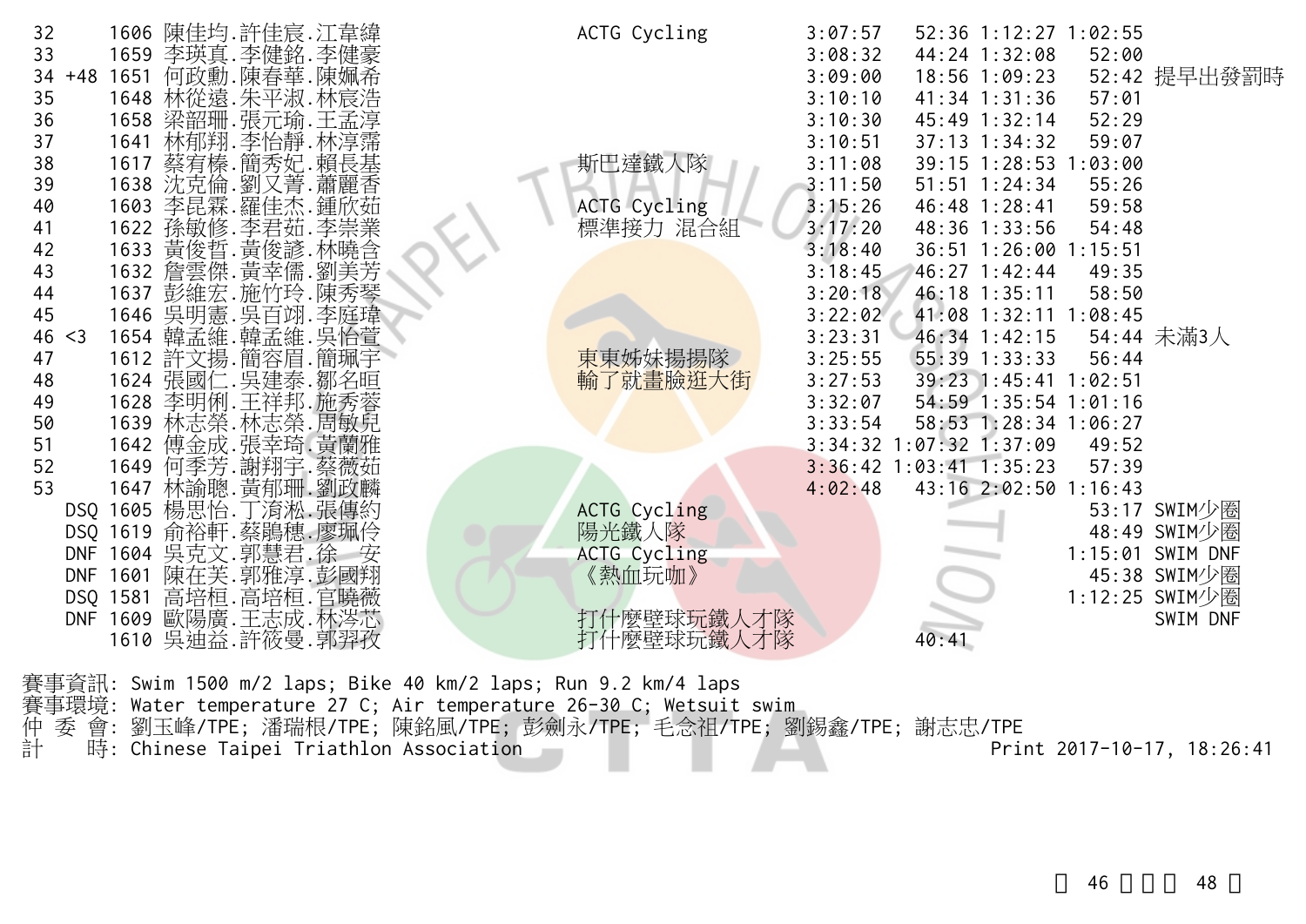| Rank | Note | No. | Name | Team | Total | Swim | Bike | Run | Remark |
|---|---|---|---|---|---|---|---|---|---|
| 32 | | 1606 | 陳佳均.許佳宸.江韋緯 | ACTG Cycling | 3:07:57 | 52:36 | 1:12:27 | 1:02:55 | |
| 33 | | 1659 | 李瑛真.李健銘.李健豪 | | 3:08:32 | 44:24 | 1:32:08 | 52:00 | |
| 34 | +48 | 1651 | 何政勳.陳春華.陳姵希 | | 3:09:00 | 18:56 | 1:09:23 | 52:42 | 提早出發罰時 |
| 35 | | 1648 | 林從遠.朱平淑.林宸浩 | | 3:10:10 | 41:34 | 1:31:36 | 57:01 | |
| 36 | | 1658 | 梁韶珊.張元瑜.王孟淳 | | 3:10:30 | 45:49 | 1:32:14 | 52:29 | |
| 37 | | 1641 | 林郁翔.李怡靜.林淳霈 | | 3:10:51 | 37:13 | 1:34:32 | 59:07 | |
| 38 | | 1617 | 蔡宥榛.簡秀妃.賴長基 | 斯巴達鐵人隊 | 3:11:08 | 39:15 | 1:28:53 | 1:03:00 | |
| 39 | | 1638 | 沈克倫.劉又菁.蕭麗香 | | 3:11:50 | 51:51 | 1:24:34 | 55:26 | |
| 40 | | 1603 | 李昆霖.羅佳杰.鍾欣茹 | ACTG Cycling | 3:15:26 | 46:48 | 1:28:41 | 59:58 | |
| 41 | | 1622 | 孫敏修.李君茹.李崇業 | 標準接力 混合組 | 3:17:20 | 48:36 | 1:33:56 | 54:48 | |
| 42 | | 1633 | 黃俊哲.黃俊諺.林曉含 | | 3:18:40 | 36:51 | 1:26:00 | 1:15:51 | |
| 43 | | 1632 | 詹雲傑.黃幸儒.劉美芳 | | 3:18:45 | 46:27 | 1:42:44 | 49:35 | |
| 44 | | 1637 | 彭維宏.施竹玲.陳秀琴 | | 3:20:18 | 46:18 | 1:35:11 | 58:50 | |
| 45 | | 1646 | 吳明憲.吳百翊.李庭瑋 | | 3:22:02 | 41:08 | 1:32:11 | 1:08:45 | |
| 46 | <3 | 1654 | 韓孟維.韓孟維.吳怡萱 | | 3:23:31 | 46:34 | 1:42:15 | 54:44 | 未滿3人 |
| 47 | | 1612 | 許文揚.簡容眉.簡珮宇 | 東東姊妹揚揚隊 | 3:25:55 | 55:39 | 1:33:33 | 56:44 | |
| 48 | | 1624 | 張國仁.吳建泰.鄒名晅 | 輸了就畫臉逛大街 | 3:27:53 | 39:23 | 1:45:41 | 1:02:51 | |
| 49 | | 1628 | 李明俐.王祥邦.施秀蓉 | | 3:32:07 | 54:59 | 1:35:54 | 1:01:16 | |
| 50 | | 1639 | 林志榮.林志榮.周敏兒 | | 3:33:54 | 58:53 | 1:28:34 | 1:06:27 | |
| 51 | | 1642 | 傅金成.張幸琦.黃蘭雅 | | 3:34:32 | 1:07:32 | 1:37:09 | 49:52 | |
| 52 | | 1649 | 何季芳.謝翔宇.蔡薇茹 | | 3:36:42 | 1:03:41 | 1:35:23 | 57:39 | |
| 53 | | 1647 | 林諭聰.黃郁珊.劉政麟 | | 4:02:48 | 43:16 | 2:02:50 | 1:16:43 | |
| DSQ | | 1605 | 楊思怡.丁滄淞.張傳約 | ACTG Cycling | | | | 53:17 | SWIM少圈 |
| DSQ | | 1619 | 俞裕軒.蔡鵑穗.廖珮伶 | 陽光鐵人隊 | | | | 48:49 | SWIM少圈 |
| DNF | | 1604 | 吳克文.郭慧君.徐　安 | ACTG Cycling | | | | 1:15:01 | SWIM DNF |
| DNF | | 1601 | 陳在芙.郭雅淳.彭國翔 | 《熱血玩咖》 | | | | 45:38 | SWIM少圈 |
| DSQ | | 1581 | 高培桓.高培桓.官曉薇 | | | | | 1:12:25 | SWIM少圈 |
| DNF | | 1609 | 歐陽廣.王志成.林涔芯 | 打什麼壁球玩鐵人才隊 | | | | | SWIM DNF |
| | | 1610 | 吳迪益.許筱曼.郭羿孜 | 打什麼壁球玩鐵人才隊 | | 40:41 | | | |

賽事資訊: Swim 1500 m/2 laps; Bike 40 km/2 laps; Run 9.2 km/4 laps
賽事環境: Water temperature 27 C; Air temperature 26-30 C; Wetsuit swim
仲 委 會: 劉玉峰/TPE; 潘瑞根/TPE; 陳銘風/TPE; 彭劍永/TPE; 毛念祖/TPE; 劉錫鑫/TPE; 謝志忠/TPE
計　　時: Chinese Taipei Triathlon Association　　Print 2017-10-17, 18:26:41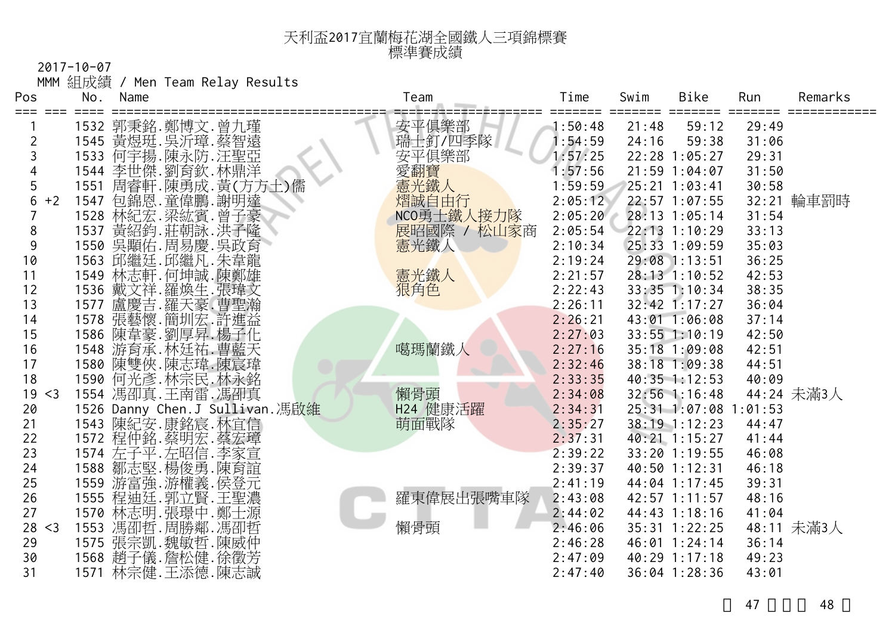# 天利盃2017宜蘭梅花湖全國鐵人三項錦標賽
## 標準賽成績

2017-10-07

MMM 組成績 / Men Team Relay Results

| Pos | | No. | Name | Team | Time | Swim | Bike | Run | Remarks |
|---|---|---|---|---|---|---|---|---|---|
| 1 | | 1532 | 郭秉銘.鄭博文.曾九瑾 | 安平俱樂部 | 1:50:48 | 21:48 | 59:12 | 29:49 | |
| 2 | | 1545 | 黃煜珽.吳沂璋.蔡智遠 | 瑞士釘/四季隊 | 1:54:59 | 24:16 | 59:38 | 31:06 | |
| 3 | | 1533 | 何宇揚.陳永防.汪聖亞 | 安平俱樂部 | 1:57:25 | 22:28 | 1:05:27 | 29:31 | |
| 4 | | 1544 | 李世傑.劉育欽.林鼎洋 | 愛翻寶 | 1:57:56 | 21:59 | 1:04:07 | 31:50 | |
| 5 | | 1551 | 周睿軒.陳勇成.黃(方方土)儒 | 憲光鐵人 | 1:59:59 | 25:21 | 1:03:41 | 30:58 | |
| 6 | +2 | 1547 | 包錦恩.童偉鵬.謝明達 | 熠誠自由行 | 2:05:12 | 22:57 | 1:07:55 | 32:21 | 輪車罰時 |
| 7 | | 1528 | 林紀宏.梁紘賓.曾子豪 | NCO勇士鐵人接力隊 | 2:05:20 | 28:13 | 1:05:14 | 31:54 | |
| 8 | | 1537 | 黃紹鈞.莊朝詠.洪子隆 | 展昭國際 / 松山家商 | 2:05:54 | 22:13 | 1:10:29 | 33:13 | |
| 9 | | 1550 | 吳顒佑.周易慶.吳政育 | 憲光鐵人 | 2:10:34 | 25:33 | 1:09:59 | 35:03 | |
| 10 | | 1563 | 邱繼廷.邱繼凡.朱韋龍 | | 2:19:24 | 29:08 | 1:13:51 | 36:25 | |
| 11 | | 1549 | 林志軒.何坤誠.陳鄭雄 | 憲光鐵人 | 2:21:57 | 28:13 | 1:10:52 | 42:53 | |
| 12 | | 1536 | 戴文祥.羅煥生.張瑋文 | 狠角色 | 2:22:43 | 33:35 | 1:10:34 | 38:35 | |
| 13 | | 1577 | 盧慶吉.羅天豪.曹聖瀚 | | 2:26:11 | 32:42 | 1:17:27 | 36:04 | |
| 14 | | 1578 | 張藝懷.簡圳宏.許進益 | | 2:26:21 | 43:01 | 1:06:08 | 37:14 | |
| 15 | | 1586 | 陳韋豪.劉厚昇.楊子化 | | 2:27:03 | 33:55 | 1:10:19 | 42:50 | |
| 16 | | 1548 | 游育承.林廷祐.曹藍天 | 噶瑪蘭鐵人 | 2:27:16 | 35:18 | 1:09:08 | 42:51 | |
| 17 | | 1580 | 陳雙俠.陳志瑋.陳宸瑋 | | 2:32:46 | 38:18 | 1:09:38 | 44:51 | |
| 18 | | 1590 | 何光彥.林宗民.林永銘 | | 2:33:35 | 40:35 | 1:12:53 | 40:09 | |
| 19 | <3 | 1554 | 馮卲真.王南雷.馮卲真 | 懶骨頭 | 2:34:08 | 32:56 | 1:16:48 | 44:24 | 未滿3人 |
| 20 | | 1526 | Danny Chen.J Sullivan.馮啟維 | H24 健康活躍 | 2:34:31 | 25:31 | 1:07:08 | 1:01:53 | |
| 21 | | 1543 | 陳紀安.康銘宸.林宜信 | 萌面戰隊 | 2:35:27 | 38:19 | 1:12:23 | 44:47 | |
| 22 | | 1572 | 程仲銘.蔡明宏.蔡宏璋 | | 2:37:31 | 40:21 | 1:15:27 | 41:44 | |
| 23 | | 1574 | 左子平.左昭信.李家宣 | | 2:39:22 | 33:20 | 1:19:55 | 46:08 | |
| 24 | | 1588 | 鄒志堅.楊俊勇.陳育誼 | | 2:39:37 | 40:50 | 1:12:31 | 46:18 | |
| 25 | | 1559 | 游富強.游權義.侯登元 | | 2:41:19 | 44:04 | 1:17:45 | 39:31 | |
| 26 | | 1555 | 程迪廷.郭立賢.王聖濃 | 羅東偉展出張嘴車隊 | 2:43:08 | 42:57 | 1:11:57 | 48:16 | |
| 27 | | 1570 | 林志明.張璟中.鄭士源 | | 2:44:02 | 44:43 | 1:18:16 | 41:04 | |
| 28 | <3 | 1553 | 馮卲哲.周勝鄰.馮卲哲 | 懶骨頭 | 2:46:06 | 35:31 | 1:22:25 | 48:11 | 未滿3人 |
| 29 | | 1575 | 張宗凱.魏敏哲.陳威仲 | | 2:46:28 | 46:01 | 1:24:14 | 36:14 | |
| 30 | | 1568 | 趙子儀.詹松健.徐徵芳 | | 2:47:09 | 40:29 | 1:17:18 | 49:23 | |
| 31 | | 1571 | 林宗健.王添德.陳志誠 | | 2:47:40 | 36:04 | 1:28:36 | 43:01 | |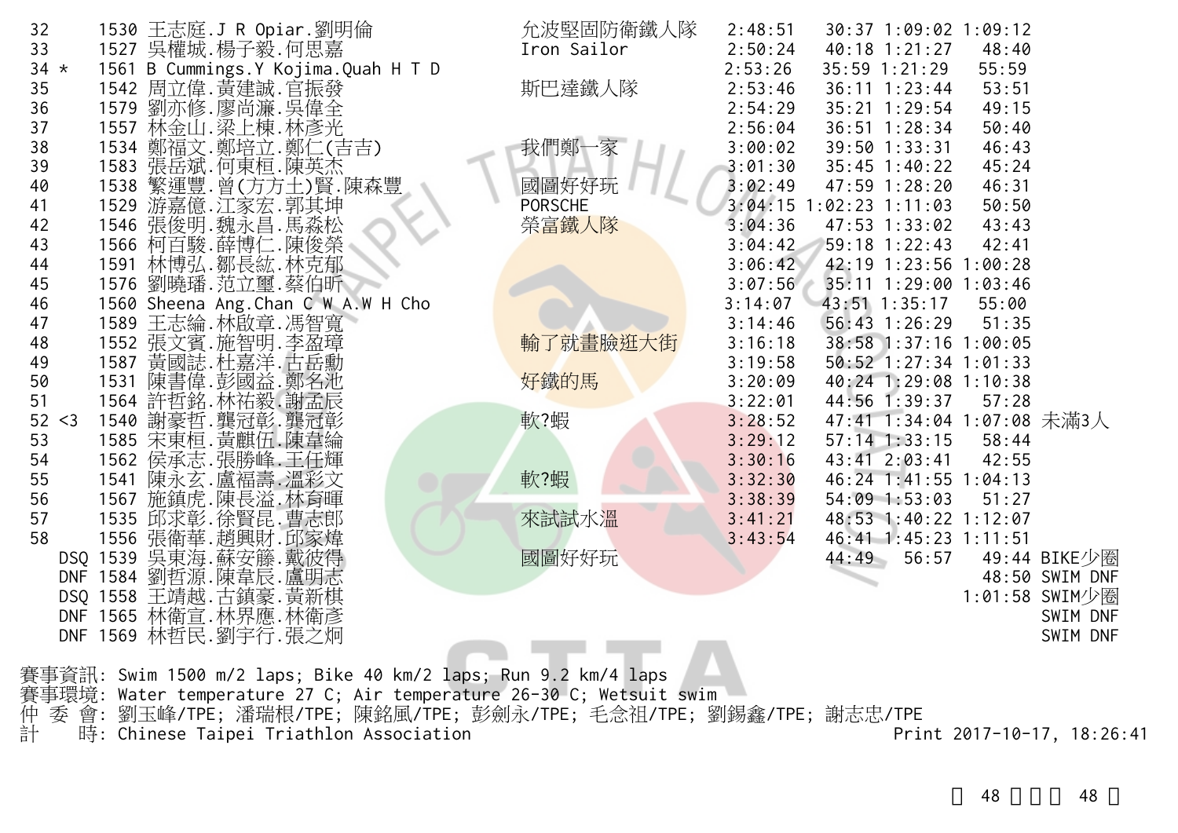| | | | | | | | | | |
|---|---|---|---|---|---|---|---|---|---|
| 32 | | 1530 | 王志庭.J R Opiar.劉明倫 | 允波堅固防衛鐵人隊 | 2:48:51 | 30:37 | 1:09:02 | 1:09:12 | |
| 33 | | 1527 | 吳權城.楊子毅.何思嘉 | Iron Sailor | 2:50:24 | 40:18 | 1:21:27 | 48:40 | |
| 34 | * | 1561 | B Cummings.Y Kojima.Quah H T D | | 2:53:26 | 35:59 | 1:21:29 | 55:59 | |
| 35 | | 1542 | 周立偉.黃建誠.官振發 | 斯巴達鐵人隊 | 2:53:46 | 36:11 | 1:23:44 | 53:51 | |
| 36 | | 1579 | 劉亦修.廖尚濂.吳偉全 | | 2:54:29 | 35:21 | 1:29:54 | 49:15 | |
| 37 | | 1557 | 林金山.梁上棟.林彥光 | | 2:56:04 | 36:51 | 1:28:34 | 50:40 | |
| 38 | | 1534 | 鄭福文.鄭培立.鄭仁(吉吉) | 我們鄭一家 | 3:00:02 | 39:50 | 1:33:31 | 46:43 | |
| 39 | | 1583 | 張岳斌.何東桓.陳英杰 | | 3:01:30 | 35:45 | 1:40:22 | 45:24 | |
| 40 | | 1538 | 繁運豐.曾(方方土)賢.陳森豐 | 國圖好好玩 | 3:02:49 | 47:59 | 1:28:20 | 46:31 | |
| 41 | | 1529 | 游嘉億.江家宏.郭其坤 | PORSCHE | 3:04:15 | 1:02:23 | 1:11:03 | 50:50 | |
| 42 | | 1546 | 張俊明.魏永昌.馬淼松 | 榮富鐵人隊 | 3:04:36 | 47:53 | 1:33:02 | 43:43 | |
| 43 | | 1566 | 柯百駿.薛博仁.陳俊榮 | | 3:04:42 | 59:18 | 1:22:43 | 42:41 | |
| 44 | | 1591 | 林博弘.鄒長紘.林克郁 | | 3:06:42 | 42:19 | 1:23:56 | 1:00:28 | |
| 45 | | 1576 | 劉曉璠.范立璽.蔡伯昕 | | 3:07:56 | 35:11 | 1:29:00 | 1:03:46 | |
| 46 | | 1560 | Sheena Ang.Chan C W A.W H Cho | | 3:14:07 | 43:51 | 1:35:17 | 55:00 | |
| 47 | | 1589 | 王志綸.林啟章.馮智寬 | | 3:14:46 | 56:43 | 1:26:29 | 51:35 | |
| 48 | | 1552 | 張文賓.施智明.李盈璋 | 輸了就畫臉逛大街 | 3:16:18 | 38:58 | 1:37:16 | 1:00:05 | |
| 49 | | 1587 | 黃國誌.杜嘉洋.古岳勳 | | 3:19:58 | 50:52 | 1:27:34 | 1:01:33 | |
| 50 | | 1531 | 陳書偉.彭國益.鄭名池 | 好鐵的馬 | 3:20:09 | 40:24 | 1:29:08 | 1:10:38 | |
| 51 | | 1564 | 許哲銘.林祐毅.謝孟辰 | | 3:22:01 | 44:56 | 1:39:37 | 57:28 | |
| 52 | <3 | 1540 | 謝豪哲.龔冠彰.龔冠彰 | 軟?蝦 | 3:28:52 | 47:41 | 1:34:04 | 1:07:08 | 未滿3人 |
| 53 | | 1585 | 宋東桓.黃麒伍.陳韋綸 | | 3:29:12 | 57:14 | 1:33:15 | 58:44 | |
| 54 | | 1562 | 侯承志.張勝峰.王任輝 | | 3:30:16 | 43:41 | 2:03:41 | 42:55 | |
| 55 | | 1541 | 陳永玄.盧福壽.溫彩文 | 軟?蝦 | 3:32:30 | 46:24 | 1:41:55 | 1:04:13 | |
| 56 | | 1567 | 施鎮虎.陳長溢.林育暉 | | 3:38:39 | 54:09 | 1:53:03 | 51:27 | |
| 57 | | 1535 | 邱求彰.徐賢昆.曹志郎 | 來試試水溫 | 3:41:21 | 48:53 | 1:40:22 | 1:12:07 | |
| 58 | | 1556 | 張衛華.趙興財.邱家煒 | | 3:43:54 | 46:41 | 1:45:23 | 1:11:51 | |
| | DSQ | 1539 | 吳東海.蘇安籐.戴彼得 | 國圖好好玩 | | 44:49 | 56:57 | 49:44 | BIKE少圈 |
| | DNF | 1584 | 劉哲源.陳韋辰.盧明志 | | | | | 48:50 | SWIM DNF |
| | DSQ | 1558 | 王靖越.古鎮豪.黃新棋 | | | | | 1:01:58 | SWIM少圈 |
| | DNF | 1565 | 林衛宣.林界應.林衛彥 | | | | | | SWIM DNF |
| | DNF | 1569 | 林哲民.劉宇行.張之炯 | | | | | | SWIM DNF |

賽事資訊: Swim 1500 m/2 laps; Bike 40 km/2 laps; Run 9.2 km/4 laps
賽事環境: Water temperature 27 C; Air temperature 26-30 C; Wetsuit swim
仲 委 會: 劉玉峰/TPE; 潘瑞根/TPE; 陳銘風/TPE; 彭劍永/TPE; 毛念祖/TPE; 劉錫鑫/TPE; 謝志忠/TPE
計　 時: Chinese Taipei Triathlon Association　　Print 2017-10-17, 18:26:41